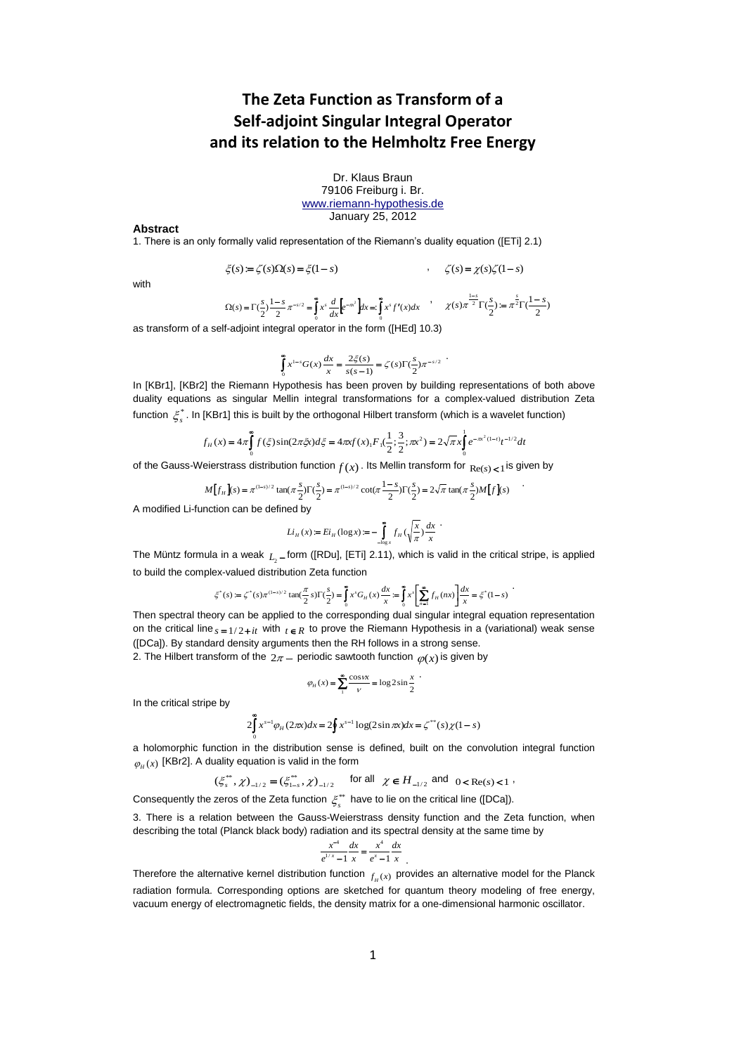# The Zeta Function as Transform of a Self-adjoint Singular Integral Operator and its relation to the Helmholtz Free Energy

Dr. Klaus Braun
79106 Freiburg i. Br.
www.riemann-hypothesis.de
January 25, 2012

**Abstract**

1. There is an only formally valid representation of the Riemann's duality equation ([ETi] 2.1)

$$\xi(s) := \zeta(s)\Omega(s) = \xi(1-s) \qquad , \quad \zeta(s) = \chi(s)\zeta(1-s)$$

with

$$\Omega(s) = \Gamma(\frac{s}{2})\frac{1-s}{2}\pi^{-s/2} = \int_0^\infty x^s \frac{d}{dx}\left[e^{-\pi x^2}\right]dx =: \int_0^\infty x^s f'(x)dx \quad , \quad \chi(s)\pi^{\frac{1-s}{2}}\Gamma(\frac{s}{2}) := \pi^{\frac{s}{2}}\Gamma(\frac{1-s}{2})$$

as transform of a self-adjoint integral operator in the form ([HEd] 10.3)

$$\int_0^\infty x^{1-s}G(x)\frac{dx}{x} = \frac{2\xi(s)}{s(s-1)} = \zeta(s)\Gamma(\frac{s}{2})\pi^{-s/2} \ .$$

In [KBr1], [KBr2] the Riemann Hypothesis has been proven by building representations of both above duality equations as singular Mellin integral transformations for a complex-valued distribution Zeta function $\xi_s^*$. In [KBr1] this is built by the orthogonal Hilbert transform (which is a wavelet function)

$$f_H(x) = 4\pi\int_0^\infty f(\xi)\sin(2\pi\xi x)d\xi = 4\pi x f(x)_1F_1(\frac{1}{2};\frac{3}{2};\pi x^2) = 2\sqrt{\pi}x\int_0^1 e^{-\pi x^2(1-t)}t^{-1/2}dt$$

of the Gauss-Weierstrass distribution function $f(x)$. Its Mellin transform for $\mathrm{Re}(s) < 1$ is given by

$$M\left[f_H\right](s) = \pi^{(1-s)/2}\tan(\pi\frac{s}{2})\Gamma(\frac{s}{2}) = \pi^{(1-s)/2}\cot(\pi\frac{1-s}{2})\Gamma(\frac{s}{2}) = 2\sqrt{\pi}\tan(\pi\frac{s}{2})M\left[f\right](s) \ .$$

A modified Li-function can be defined by

$$Li_H(x) := Ei_H(\log x) := -\int_{-\log x}^\infty f_H(\sqrt{\frac{x}{\pi}})\frac{dx}{x} \ .$$

The Müntz formula in a weak $L_2-$form ([RDu], [ETi] 2.11), which is valid in the critical stripe, is applied to build the complex-valued distribution Zeta function

$$\xi^*(s) := \zeta^*(s)\pi^{(1-s)/2}\tan(\frac{\pi}{2}s)\Gamma(\frac{s}{2}) = \int_0^\infty x^s G_H(x)\frac{dx}{x} := \int_0^\infty x^s\left[\sum_{n=1}^\infty f_H(nx)\right]\frac{dx}{x} = \xi^*(1-s) \ .$$

Then spectral theory can be applied to the corresponding dual singular integral equation representation on the critical line $s = 1/2 + it$ with $t \in R$ to prove the Riemann Hypothesis in a (variational) weak sense ([DCa]). By standard density arguments then the RH follows in a strong sense.

2. The Hilbert transform of the $2\pi-$ periodic sawtooth function $\varphi(x)$ is given by

$$\varphi_H(x) = \sum_1^\infty \frac{\cos \nu x}{\nu} = \log 2\sin\frac{x}{2} \ .$$

In the critical stripe by

$$2\int_0^\infty x^{s-1}\varphi_H(2\pi x)dx = 2\oint x^{s-1}\log(2\sin\pi x)dx = \zeta^{**}(s)\chi(1-s)$$

a holomorphic function in the distribution sense is defined, built on the convolution integral function $\varphi_H(x)$ [KBr2]. A duality equation is valid in the form

$$(\xi_s^{**},\chi)_{-1/2} = (\xi_{1-s}^{**},\chi)_{-1/2} \qquad \text{for all} \quad \chi \in H_{-1/2} \ \text{and} \ \ 0 < \mathrm{Re}(s) < 1 \ ,$$

Consequently the zeros of the Zeta function $\xi_s^{**}$ have to lie on the critical line ([DCa]).

3. There is a relation between the Gauss-Weierstrass density function and the Zeta function, when describing the total (Planck black body) radiation and its spectral density at the same time by

$$\frac{x^{-4}}{e^{1/x}-1}\frac{dx}{x} = \frac{x^4}{e^x-1}\frac{dx}{x} \ .$$

Therefore the alternative kernel distribution function $f_H(x)$ provides an alternative model for the Planck radiation formula. Corresponding options are sketched for quantum theory modeling of free energy, vacuum energy of electromagnetic fields, the density matrix for a one-dimensional harmonic oscillator.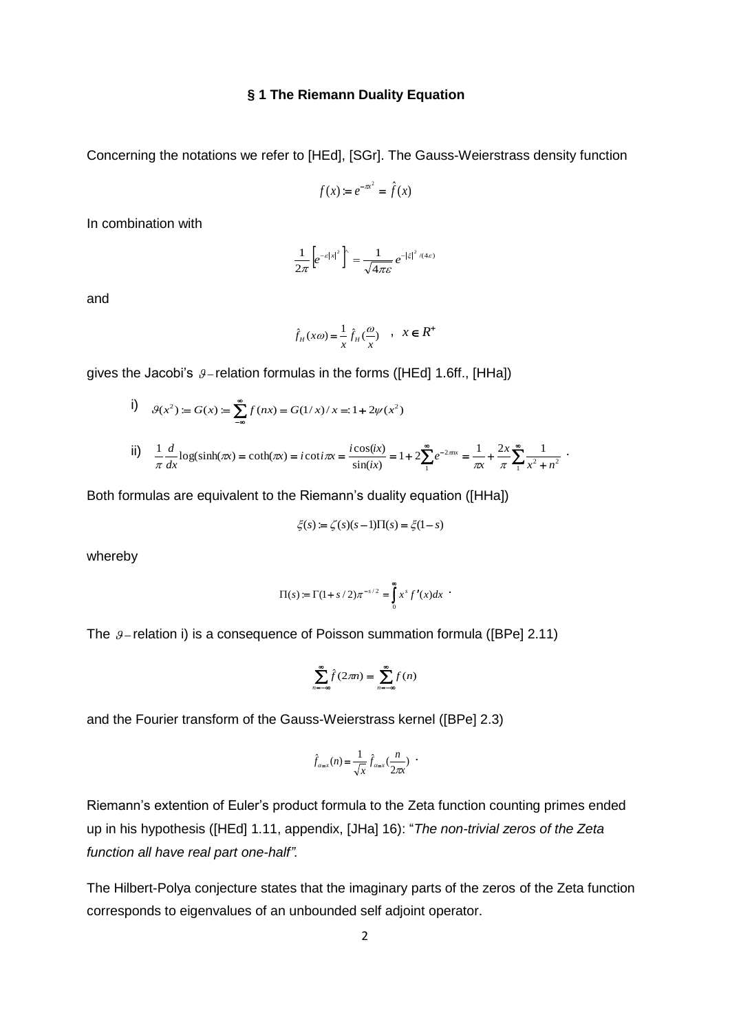### § 1 The Riemann Duality Equation

Concerning the notations we refer to [HEd], [SGr]. The Gauss-Weierstrass density function

$$f(x) := e^{-\pi x^2} = \hat{f}(x)$$

In combination with

$$\frac{1}{2\pi}\left[e^{-\varepsilon|x|^2}\right]^{\wedge} = \frac{1}{\sqrt{4\pi\varepsilon}} e^{-|\xi|^2/(4\varepsilon)}$$

and

$$\hat{f}_H(x\omega) = \frac{1}{x}\hat{f}_H\left(\frac{\omega}{x}\right) \quad , \quad x \in R^+$$

gives the Jacobi's $\vartheta$ – relation formulas in the forms ([HEd] 1.6ff., [HHa])

i) $\vartheta(x^2) := G(x) := \sum_{-\infty}^{\infty} f(nx) = G(1/x)/x =: 1 + 2\psi(x^2)$

ii) $\frac{1}{\pi}\frac{d}{dx}\log(\sinh(\pi x)) = \coth(\pi x) = i\cot i\pi x = \frac{i\cos(ix)}{\sin(ix)} = 1 + 2\sum_{1}^{\infty} e^{-2\pi nx} = \frac{1}{\pi x} + \frac{2x}{\pi}\sum_{1}^{\infty}\frac{1}{x^2+n^2}$ .

Both formulas are equivalent to the Riemann's duality equation ([HHa])

$$\xi(s) := \zeta(s)(s-1)\Pi(s) = \xi(1-s)$$

whereby

$$\Pi(s) := \Gamma(1+s/2)\pi^{-s/2} = \int_0^{\infty} x^s f'(x)dx \ .$$

The $\vartheta$ – relation i) is a consequence of Poisson summation formula ([BPe] 2.11)

$$\sum_{n=-\infty}^{\infty} \hat{f}(2\pi n) = \sum_{n=-\infty}^{\infty} f(n)$$

and the Fourier transform of the Gauss-Weierstrass kernel ([BPe] 2.3)

$$\hat{f}_{\alpha=x}(n) = \frac{1}{\sqrt{x}}\hat{f}_{\alpha=x}\left(\frac{n}{2\pi x}\right) \ .$$

Riemann's extention of Euler's product formula to the Zeta function counting primes ended up in his hypothesis ([HEd] 1.11, appendix, [JHa] 16): "*The non-trivial zeros of the Zeta function all have real part one-half".*

The Hilbert-Polya conjecture states that the imaginary parts of the zeros of the Zeta function corresponds to eigenvalues of an unbounded self adjoint operator.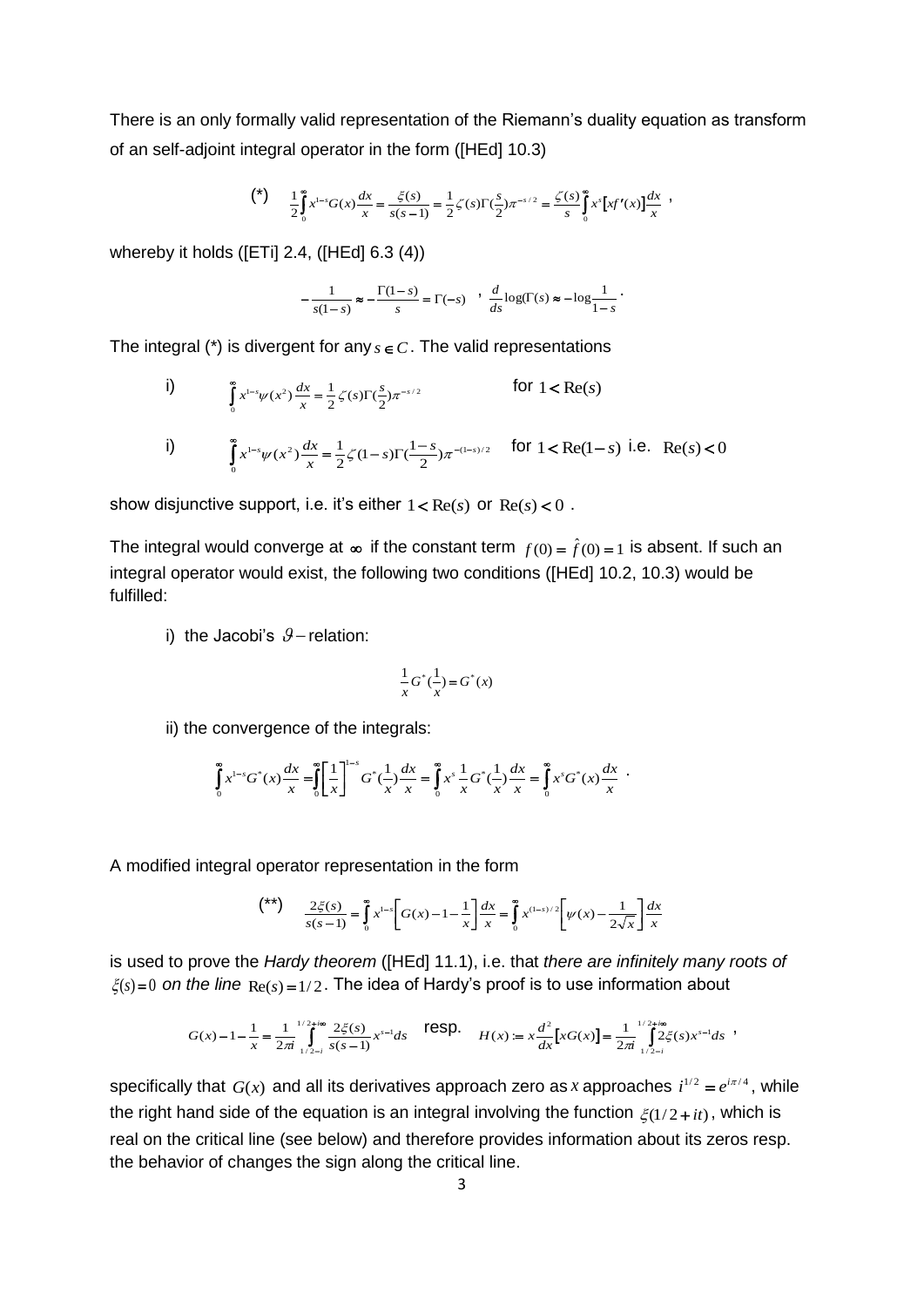There is an only formally valid representation of the Riemann's duality equation as transform of an self-adjoint integral operator in the form ([HEd] 10.3)

$$(*) \quad \frac{1}{2}\int_0^\infty x^{1-s}G(x)\frac{dx}{x} = \frac{\xi(s)}{s(s-1)} = \frac{1}{2}\zeta(s)\Gamma(\frac{s}{2})\pi^{-s/2} = \frac{\zeta(s)}{s}\int_0^\infty x^s\left[xf'(x)\right]\frac{dx}{x} \ ,$$

whereby it holds ([ETi] 2.4, ([HEd] 6.3 (4))

$$-\frac{1}{s(1-s)} \approx -\frac{\Gamma(1-s)}{s} = \Gamma(-s) \quad , \quad \frac{d}{ds}\log(\Gamma(s) \approx -\log\frac{1}{1-s} \ .$$

The integral (*) is divergent for any $s \in C$. The valid representations

i) $\displaystyle\int_0^\infty x^{1-s}\psi(x^2)\frac{dx}{x} = \frac{1}{2}\zeta(s)\Gamma(\frac{s}{2})\pi^{-s/2}$ for $1 < \mathrm{Re}(s)$

i) $\displaystyle\int_0^\infty x^{1-s}\psi(x^2)\frac{dx}{x} = \frac{1}{2}\zeta(1-s)\Gamma(\frac{1-s}{2})\pi^{-(1-s)/2}$ for $1 < \mathrm{Re}(1-s)$ i.e. $\mathrm{Re}(s) < 0$

show disjunctive support, i.e. it's either $1 < \mathrm{Re}(s)$ or $\mathrm{Re}(s) < 0$ .

The integral would converge at $\infty$ if the constant term $f(0) = \hat{f}(0) = 1$ is absent. If such an integral operator would exist, the following two conditions ([HEd] 10.2, 10.3) would be fulfilled:

i) the Jacobi's $\vartheta-$relation:

$$\frac{1}{x}G^*(\frac{1}{x}) = G^*(x)$$

ii) the convergence of the integrals:

$$\int_0^\infty x^{1-s}G^*(x)\frac{dx}{x} = \int_0^\infty\left[\frac{1}{x}\right]^{1-s}G^*(\frac{1}{x})\frac{dx}{x} = \int_0^\infty x^s\frac{1}{x}G^*(\frac{1}{x})\frac{dx}{x} = \int_0^\infty x^s G^*(x)\frac{dx}{x} \ .$$

A modified integral operator representation in the form

$$(**) \quad \frac{2\xi(s)}{s(s-1)} = \int_0^\infty x^{1-s}\left[G(x) - 1 - \frac{1}{x}\right]\frac{dx}{x} = \int_0^\infty x^{(1-s)/2}\left[\psi(x) - \frac{1}{2\sqrt{x}}\right]\frac{dx}{x}$$

is used to prove the *Hardy theorem* ([HEd] 11.1), i.e. that *there are infinitely many roots of* $\xi(s) = 0$ *on the line* $\mathrm{Re}(s) = 1/2$. The idea of Hardy's proof is to use information about

$$G(x) - 1 - \frac{1}{x} = \frac{1}{2\pi i}\int_{1/2-i\infty}^{1/2+i\infty}\frac{2\xi(s)}{s(s-1)}x^{s-1}ds \quad \text{resp.} \quad H(x) := x\frac{d^2}{dx}\left[xG(x)\right] = \frac{1}{2\pi i}\int_{1/2-i\infty}^{1/2+i\infty}2\xi(s)x^{s-1}ds \ ,$$

specifically that $G(x)$ and all its derivatives approach zero as $x$ approaches $i^{1/2} = e^{i\pi/4}$, while the right hand side of the equation is an integral involving the function $\xi(1/2 + it)$, which is real on the critical line (see below) and therefore provides information about its zeros resp. the behavior of changes the sign along the critical line.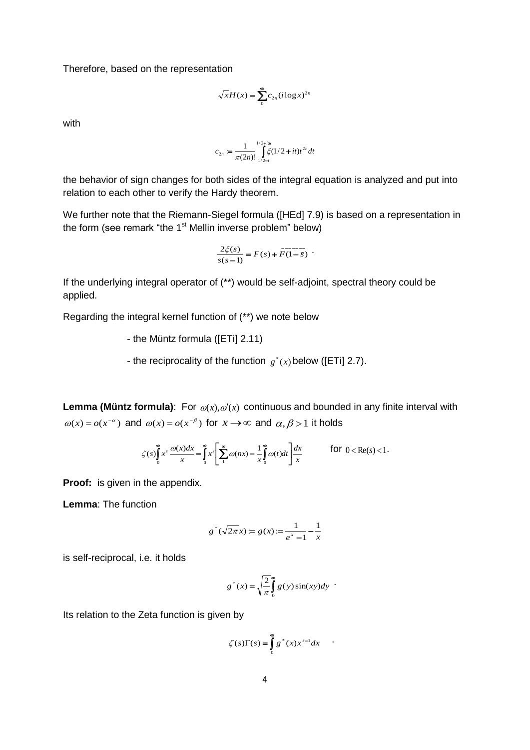Therefore, based on the representation

$$\sqrt{x}H(x) = \sum_{0}^{\infty} c_{2n}(i\log x)^{2n}$$

with

$$c_{2n} := \frac{1}{\pi(2n)!}\int_{1/2-i}^{1/2+i\infty} \xi(1/2+it)t^{2n}dt$$

the behavior of sign changes for both sides of the integral equation is analyzed and put into relation to each other to verify the Hardy theorem.

We further note that the Riemann-Siegel formula ([HEd] 7.9) is based on a representation in the form (see remark "the 1st Mellin inverse problem" below)

$$\frac{2\xi(s)}{s(s-1)} = F(s) + \overline{F(1-\bar{s})} \ .$$

If the underlying integral operator of (**) would be self-adjoint, spectral theory could be applied.

Regarding the integral kernel function of (**) we note below

- the Müntz formula ([ETi] 2.11)
- the reciprocality of the function $g^*(x)$ below ([ETi] 2.7).

**Lemma (Müntz formula)**: For $\omega(x), \omega'(x)$ continuous and bounded in any finite interval with $\omega(x) = o(x^{-\alpha})$ and $\omega(x) = o(x^{-\beta})$ for $x \to \infty$ and $\alpha, \beta > 1$ it holds

$$\zeta(s)\int_{0}^{\infty} x^{s}\frac{\omega(x)dx}{x} = \int_{0}^{\infty} x^{s}\left[\sum_{1}^{\infty}\omega(nx) - \frac{1}{x}\int_{0}^{\infty}\omega(t)dt\right]\frac{dx}{x} \qquad \text{for } 0 < \operatorname{Re}(s) < 1.$$

**Proof:** is given in the appendix.

**Lemma**: The function

$$g^*(\sqrt{2\pi}x) := g(x) := \frac{1}{e^x - 1} - \frac{1}{x}$$

is self-reciprocal, i.e. it holds

$$g^*(x) = \sqrt{\frac{2}{\pi}}\int_{0}^{\infty} g(y)\sin(xy)dy \ .$$

Its relation to the Zeta function is given by

$$\zeta(s)\Gamma(s) = \int_{0}^{\infty} g^*(x)x^{s-1}dx \quad .$$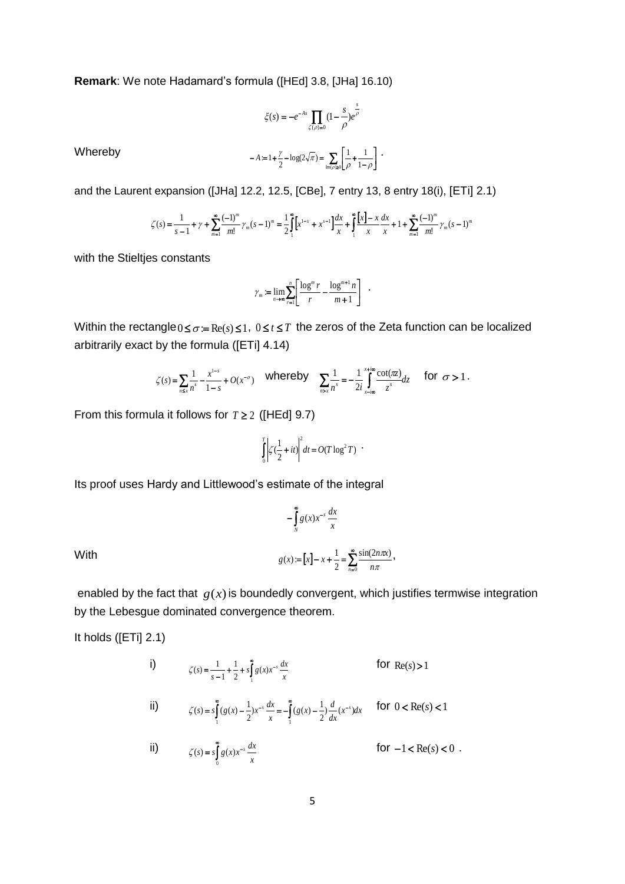**Remark**: We note Hadamard's formula ([HEd] 3.8, [JHa] 16.10)

$$\xi(s) = -e^{-As} \prod_{\zeta(\rho)=0} (1 - \frac{s}{\rho}) e^{\frac{s}{\rho}}$$

Whereby

$$-A := 1 + \frac{\gamma}{2} - \log(2\sqrt{\pi}) = \sum_{\mathrm{Im}(\rho) \geq 0} \left[ \frac{1}{\rho} + \frac{1}{1-\rho} \right] .$$

and the Laurent expansion ([JHa] 12.2, 12.5, [CBe], 7 entry 13, 8 entry 18(i), [ETi] 2.1)

$$\zeta(s) = \frac{1}{s-1} + \gamma + \sum_{m=1}^{\infty} \frac{(-1)^m}{m!} \gamma_m (s-1)^m = \frac{1}{2} \int_1^{\infty} \left[ x^{1-s} + x^{s-1} \right] \frac{dx}{x} + \int_1^{\infty} \frac{[x] - x}{x} \frac{dx}{x} + 1 + \sum_{m=1}^{\infty} \frac{(-1)^m}{m!} \gamma_m (s-1)^m$$

with the Stieltjes constants

$$\gamma_m := \lim_{n \to \infty} \sum_{r=1}^{n} \left[ \frac{\log^m r}{r} - \frac{\log^{m+1} n}{m+1} \right] .$$

Within the rectangle $0 \leq \sigma := \mathrm{Re}(s) \leq 1$, $0 \leq t \leq T$ the zeros of the Zeta function can be localized arbitrarily exact by the formula ([ETi] 4.14)

$$\zeta(s) = \sum_{n \leq x} \frac{1}{n^s} - \frac{x^{1-s}}{1-s} + O(x^{-\sigma}) \quad \text{whereby} \quad \sum_{n > x} \frac{1}{n^s} = -\frac{1}{2i} \int_{x-i\infty}^{x+i\infty} \frac{\cot(\pi z)}{z^s} dz \quad \text{for } \sigma > 1 .$$

From this formula it follows for $T \geq 2$ ([HEd] 9.7)

$$\int_0^T \left| \zeta(\frac{1}{2} + it) \right|^2 dt = O(T \log^2 T) .$$

Its proof uses Hardy and Littlewood's estimate of the integral

$$-\int_N^{\infty} g(x) x^{-s} \frac{dx}{x}$$

With

$$g(x) := [x] - x + \frac{1}{2} = \sum_{n=0}^{\infty} \frac{\sin(2n\pi x)}{n\pi},$$

enabled by the fact that $g(x)$ is boundedly convergent, which justifies termwise integration by the Lebesgue dominated convergence theorem.

It holds ([ETi] 2.1)

i) $$\zeta(s) = \frac{1}{s-1} + \frac{1}{2} + s \int_1^{\infty} g(x) x^{-s} \frac{dx}{x} \qquad \text{for } \mathrm{Re}(s) > 1$$

ii) $$\zeta(s) = s \int_1^{\infty} (g(x) - \frac{1}{2}) x^{-s} \frac{dx}{x} = -\int_1^{\infty} (g(x) - \frac{1}{2}) \frac{d}{dx}(x^{-s}) dx \qquad \text{for } 0 < \mathrm{Re}(s) < 1$$

ii) $$\zeta(s) = s \int_0^{\infty} g(x) x^{-s} \frac{dx}{x} \qquad \text{for } -1 < \mathrm{Re}(s) < 0 .$$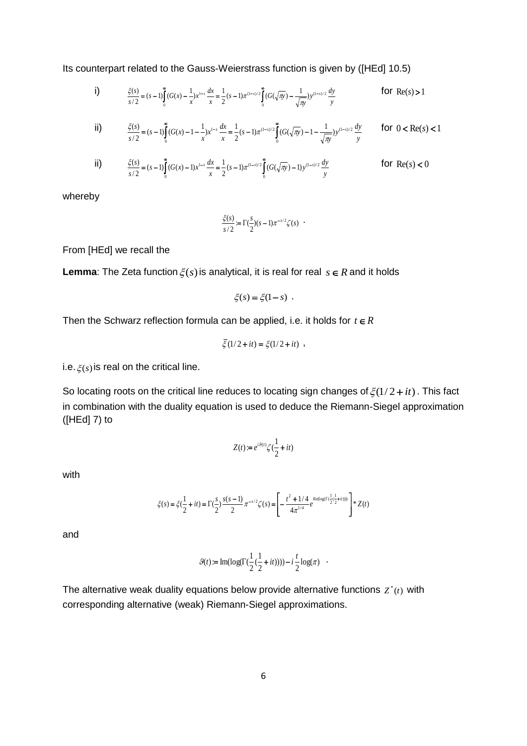Its counterpart related to the Gauss-Weierstrass function is given by ([HEd] 10.5)

i) $$\frac{\xi(s)}{s/2}=(s-1)\int_0^\infty (G(x)-\frac{1}{x})x^{1-s}\frac{dx}{x}=\frac{1}{2}(s-1)\pi^{(1-s)/2}\int_0^\infty (G(\sqrt{\pi y})-\frac{1}{\sqrt{\pi y}})y^{(1-s)/2}\frac{dy}{y}$$ for $\mathrm{Re}(s)>1$

ii) $$\frac{\xi(s)}{s/2}=(s-1)\int_0^\infty (G(x)-1-\frac{1}{x})x^{1-s}\frac{dx}{x}=\frac{1}{2}(s-1)\pi^{(1-s)/2}\int_0^\infty (G(\sqrt{\pi y})-1-\frac{1}{\sqrt{\pi y}})y^{(1-s)/2}\frac{dy}{y}$$ for $0<\mathrm{Re}(s)<1$

ii) $$\frac{\xi(s)}{s/2}=(s-1)\int_0^\infty (G(x)-1)x^{1-s}\frac{dx}{x}=\frac{1}{2}(s-1)\pi^{(1-s)/2}\int_0^\infty (G(\sqrt{\pi y})-1)y^{(1-s)/2}\frac{dy}{y}$$ for $\mathrm{Re}(s)<0$

whereby

$$\frac{\xi(s)}{s/2}:=\Gamma(\frac{s}{2})(s-1)\pi^{-s/2}\zeta(s) \quad .$$

From [HEd] we recall the

**Lemma**: The Zeta function $\xi(s)$ is analytical, it is real for real $s\in R$ and it holds

$$\xi(s)=\xi(1-s) \quad .$$

Then the Schwarz reflection formula can be applied, i.e. it holds for $t\in R$

$$\bar{\xi}(1/2+it)=\xi(1/2+it) \quad ,$$

i.e. $\xi(s)$ is real on the critical line.

So locating roots on the critical line reduces to locating sign changes of $\xi(1/2+it)$. This fact in combination with the duality equation is used to deduce the Riemann-Siegel approximation ([HEd] 7) to

$$Z(t):=e^{i\vartheta(t)}\zeta(\frac{1}{2}+it)$$

with

$$\xi(s)=\xi(\frac{1}{2}+it)=\Gamma(\frac{s}{2})\frac{s(s-1)}{2}\pi^{-s/2}\zeta(s)=\left[-\frac{t^2+1/4}{4\pi^{1/4}}e^{\mathrm{Re}(\log(\Gamma(\frac{1}{2}(\frac{1}{2}+it))))}\right]*Z(t)$$

and

$$\vartheta(t):=\mathrm{Im}(\log(\Gamma(\frac{1}{2}(\frac{1}{2}+it))))-i\frac{t}{2}\log(\pi) \quad .$$

The alternative weak duality equations below provide alternative functions $Z^*(t)$ with corresponding alternative (weak) Riemann-Siegel approximations.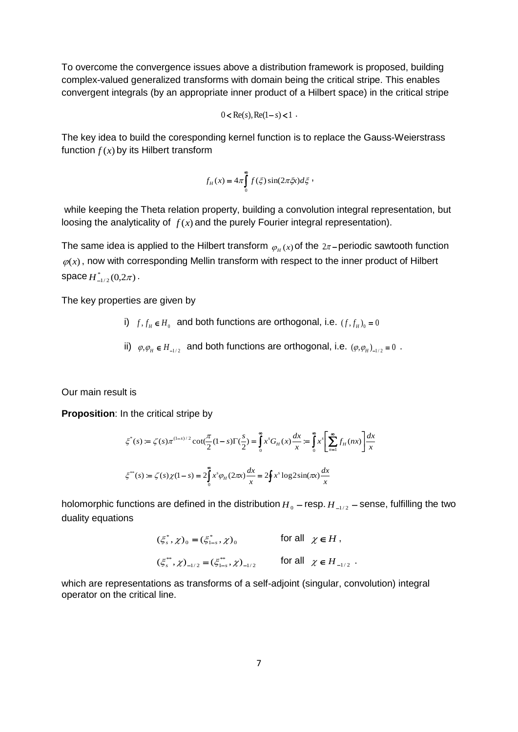To overcome the convergence issues above a distribution framework is proposed, building complex-valued generalized transforms with domain being the critical stripe. This enables convergent integrals (by an appropriate inner product of a Hilbert space) in the critical stripe

$$0 < Re(s), Re(1-s) < 1 \ .$$

The key idea to build the coresponding kernel function is to replace the Gauss-Weierstrass function $f(x)$ by its Hilbert transform

$$f_H(x) = 4\pi \int_0^{\infty} f(\xi)\sin(2\pi\xi x)d\xi \ ,$$

while keeping the Theta relation property, building a convolution integral representation, but loosing the analyticality of $f(x)$ and the purely Fourier integral representation).

The same idea is applied to the Hilbert transform $\varphi_H(x)$ of the $2\pi-$periodic sawtooth function $\varphi(x)$, now with corresponding Mellin transform with respect to the inner product of Hilbert space $H^*_{-1/2}(0,2\pi)$.

The key properties are given by

i) $f, f_H \in H_0$ and both functions are orthogonal, i.e. $(f, f_H)_0 = 0$

ii) $\varphi, \varphi_H \in H_{-1/2}$ and both functions are orthogonal, i.e. $(\varphi, \varphi_H)_{-1/2} = 0$ .

Our main result is

**Proposition**: In the critical stripe by

$$\xi^*(s) := \zeta(s)\pi^{(1-s)/2}\cot(\frac{\pi}{2}(1-s)\Gamma(\frac{s}{2}) = \int_0^{\infty} x^s G_H(x)\frac{dx}{x} := \int_0^{\infty} x^s \left[\sum_{n=1}^{\infty} f_H(nx)\right]\frac{dx}{x}$$

$$\xi^{**}(s) := \zeta(s)\chi(1-s) = 2\int_0^{\infty} x^s \varphi_H(2\pi x)\frac{dx}{x} = 2\oint x^s \log 2\sin(\pi x)\frac{dx}{x}$$

holomorphic functions are defined in the distribution $H_0$ – resp. $H_{-1/2}$ – sense, fulfilling the two duality equations

$$(\xi_s^*, \chi)_0 = (\xi_{1-s}^*, \chi)_0 \qquad \text{for all } \chi \in H \ ,$$

$$(\xi_s^{**}, \chi)_{-1/2} = (\xi_{1-s}^{**}, \chi)_{-1/2} \qquad \text{for all } \chi \in H_{-1/2} \ .$$

which are representations as transforms of a self-adjoint (singular, convolution) integral operator on the critical line.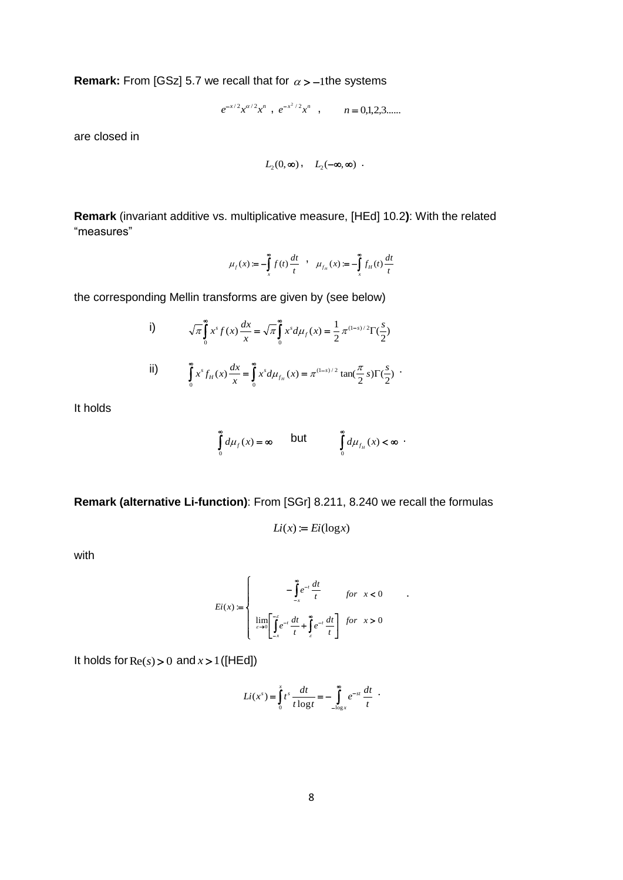**Remark:** From [GSz] 5.7 we recall that for $\alpha > -1$ the systems

$$e^{-x/2}x^{\alpha/2}x^n \ , \ e^{-x^2/2}x^n \quad , \qquad n = 0,1,2,3......$$

are closed in

$$L_2(0,\infty)\,, \quad L_2(-\infty,\infty) \ .$$

**Remark** (invariant additive vs. multiplicative measure, [HEd] 10.2**)**: With the related "measures"

$$\mu_f(x) := -\int_x^\infty f(t)\frac{dt}{t} \quad , \quad \mu_{f_H}(x) := -\int_x^\infty f_H(t)\frac{dt}{t}$$

the corresponding Mellin transforms are given by (see below)

i) $$\sqrt{\pi}\int_0^\infty x^s f(x)\frac{dx}{x} = \sqrt{\pi}\int_0^\infty x^s d\mu_f(x) = \frac{1}{2}\pi^{(1-s)/2}\Gamma(\frac{s}{2})$$

ii) $$\int_0^\infty x^s f_H(x)\frac{dx}{x} = \int_0^\infty x^s d\mu_{f_H}(x) = \pi^{(1-s)/2}\tan(\frac{\pi}{2}s)\Gamma(\frac{s}{2}) \ .$$

It holds

$$\int_0^\infty d\mu_f(x) = \infty \qquad \text{but} \qquad \int_0^\infty d\mu_{f_H}(x) < \infty \ .$$

**Remark (alternative Li-function)**: From [SGr] 8.211, 8.240 we recall the formulas

$$Li(x) := Ei(\log x)$$

with

$$Ei(x) := \begin{cases} -\displaystyle\int_{-x}^\infty e^{-t}\frac{dt}{t} & for \quad x < 0 \\ \lim_{\varepsilon \to 0}\left[\displaystyle\int_{-x}^{-\varepsilon} e^{-t}\frac{dt}{t} + \int_\varepsilon^\infty e^{-t}\frac{dt}{t}\right] & for \quad x > 0 \end{cases} .$$

It holds for $\mathrm{Re}(s) > 0$ and $x > 1$ ([HEd])

$$Li(x^s) = \int_0^x t^s \frac{dt}{t\log t} = -\int_{-\log x}^\infty e^{-st}\frac{dt}{t} \ .$$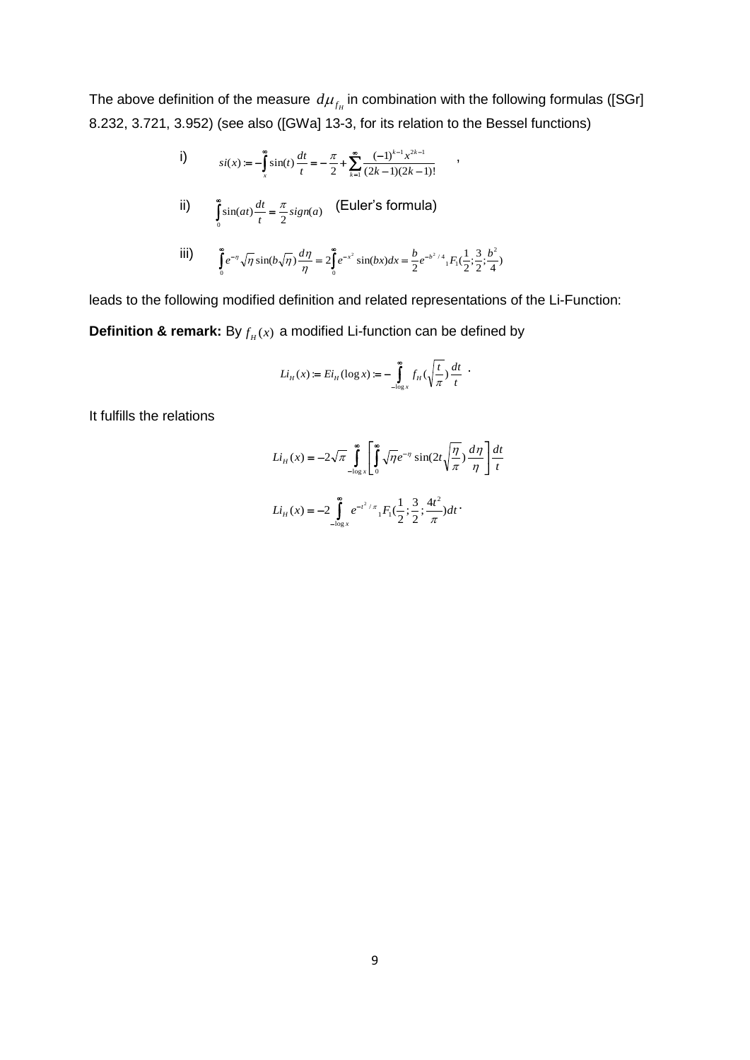The above definition of the measure $d\mu_{f_H}$ in combination with the following formulas ([SGr] 8.232, 3.721, 3.952) (see also ([GWa] 13-3, for its relation to the Bessel functions)

i) $$si(x) := -\int_x^\infty \sin(t)\frac{dt}{t} = -\frac{\pi}{2} + \sum_{k=1}^\infty \frac{(-1)^{k-1}x^{2k-1}}{(2k-1)(2k-1)!} \quad ,$$

ii) $$\int_0^\infty \sin(at)\frac{dt}{t} = \frac{\pi}{2}sign(a) \quad \text{(Euler's formula)}$$

iii) $$\int_0^\infty e^{-\eta}\sqrt{\eta}\sin(b\sqrt{\eta})\frac{d\eta}{\eta} = 2\int_0^\infty e^{-x^2}\sin(bx)dx = \frac{b}{2}e^{-b^2/4}{}_1F_1(\frac{1}{2};\frac{3}{2};\frac{b^2}{4})$$

leads to the following modified definition and related representations of the Li-Function:

**Definition & remark:** By $f_H(x)$ a modified Li-function can be defined by

$$Li_H(x) := Ei_H(\log x) := -\int_{-\log x}^\infty f_H(\sqrt{\frac{t}{\pi}})\frac{dt}{t} \ .$$

It fulfills the relations

$$Li_H(x) = -2\sqrt{\pi}\int_{-\log x}^\infty \left[\int_0^\infty \sqrt{\eta}e^{-\eta}\sin(2t\sqrt{\frac{\eta}{\pi}})\frac{d\eta}{\eta}\right]\frac{dt}{t}$$

$$Li_H(x) = -2\int_{-\log x}^\infty e^{-t^2/\pi}{}_1F_1(\frac{1}{2};\frac{3}{2};\frac{4t^2}{\pi})dt \ .$$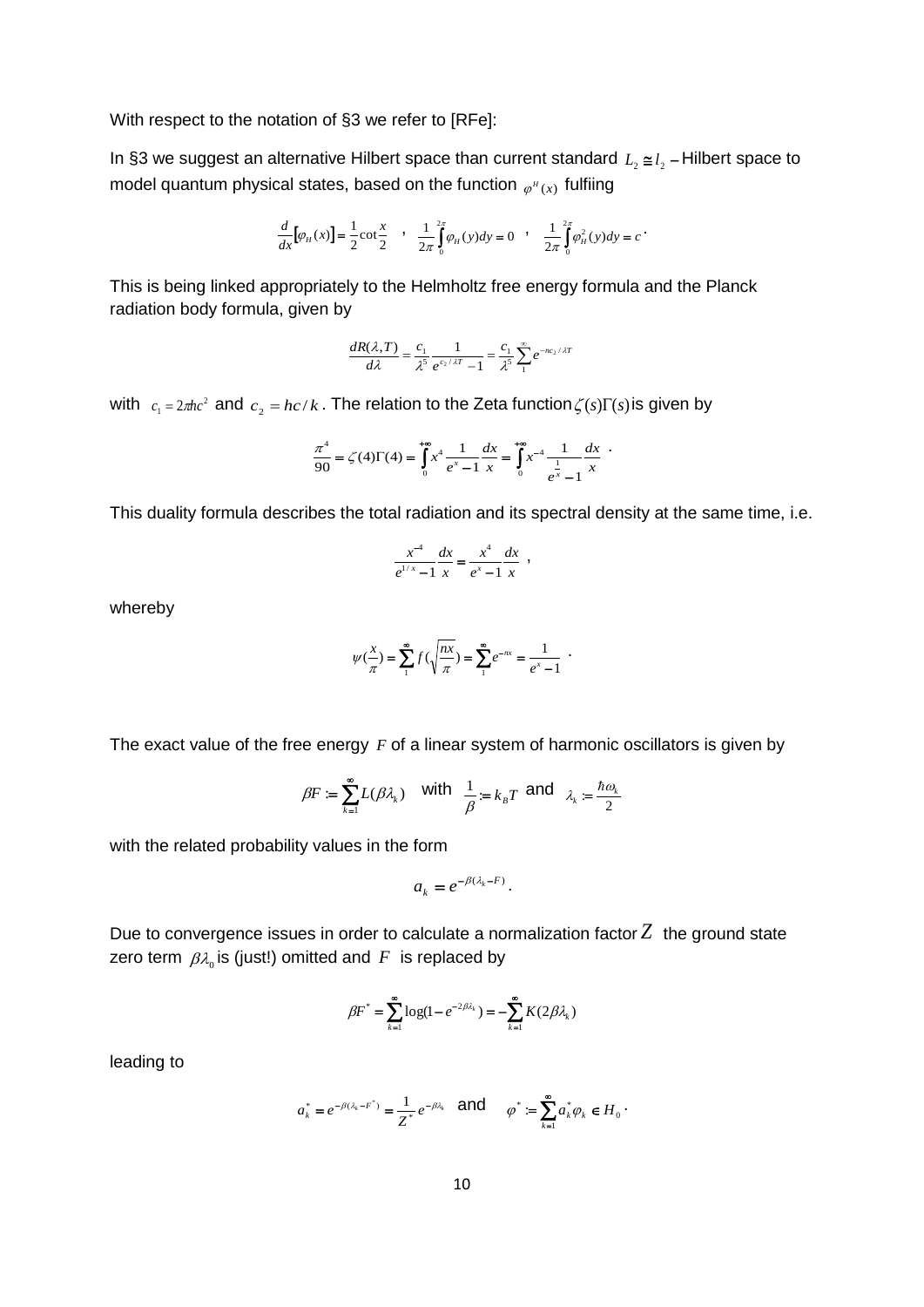With respect to the notation of §3 we refer to [RFe]:

In §3 we suggest an alternative Hilbert space than current standard $L_2 \cong l_2$ – Hilbert space to model quantum physical states, based on the function $\varphi^H(x)$ fulfiing

$$\frac{d}{dx}[\varphi_H(x)] = \frac{1}{2}\cot\frac{x}{2} \quad , \quad \frac{1}{2\pi}\int_0^{2\pi}\varphi_H(y)dy = 0 \quad , \quad \frac{1}{2\pi}\int_0^{2\pi}\varphi_H^2(y)dy = c \,.$$

This is being linked appropriately to the Helmholtz free energy formula and the Planck radiation body formula, given by

$$\frac{dR(\lambda,T)}{d\lambda} = \frac{c_1}{\lambda^5}\frac{1}{e^{c_2/\lambda T}-1} = \frac{c_1}{\lambda^5}\sum_1^{\infty} e^{-nc_2/\lambda T}$$

with $c_1 = 2\pi hc^2$ and $c_2 = hc/k$. The relation to the Zeta function $\zeta(s)\Gamma(s)$ is given by

$$\frac{\pi^4}{90} = \zeta(4)\Gamma(4) = \int_0^{+\infty} x^4 \frac{1}{e^x - 1}\frac{dx}{x} = \int_0^{+\infty} x^{-4}\frac{1}{e^{\frac{1}{x}}-1}\frac{dx}{x} \,.$$

This duality formula describes the total radiation and its spectral density at the same time, i.e.

$$\frac{x^{-4}}{e^{1/x}-1}\frac{dx}{x} = \frac{x^4}{e^x - 1}\frac{dx}{x} \,,$$

whereby

$$\psi\left(\frac{x}{\pi}\right) = \sum_1^{\infty} f\left(\sqrt{\frac{nx}{\pi}}\right) = \sum_1^{\infty} e^{-nx} = \frac{1}{e^x - 1} \,.$$

The exact value of the free energy $F$ of a linear system of harmonic oscillators is given by

$$\beta F := \sum_{k=1}^{\infty} L(\beta\lambda_k) \quad \text{with} \quad \frac{1}{\beta} := k_B T \quad \text{and} \quad \lambda_k := \frac{\hbar\omega_k}{2}$$

with the related probability values in the form

$$a_k = e^{-\beta(\lambda_k - F)} \,.$$

Due to convergence issues in order to calculate a normalization factor $Z$ the ground state zero term $\beta\lambda_0$ is (just!) omitted and $F$ is replaced by

$$\beta F^* = \sum_{k=1}^{\infty} \log(1 - e^{-2\beta\lambda_k}) = -\sum_{k=1}^{\infty} K(2\beta\lambda_k)$$

leading to

$$a_k^* = e^{-\beta(\lambda_k - F^*)} = \frac{1}{Z^*}e^{-\beta\lambda_k} \quad \text{and} \quad \varphi^* := \sum_{k=1}^{\infty} a_k^* \varphi_k \in H_0 \,.$$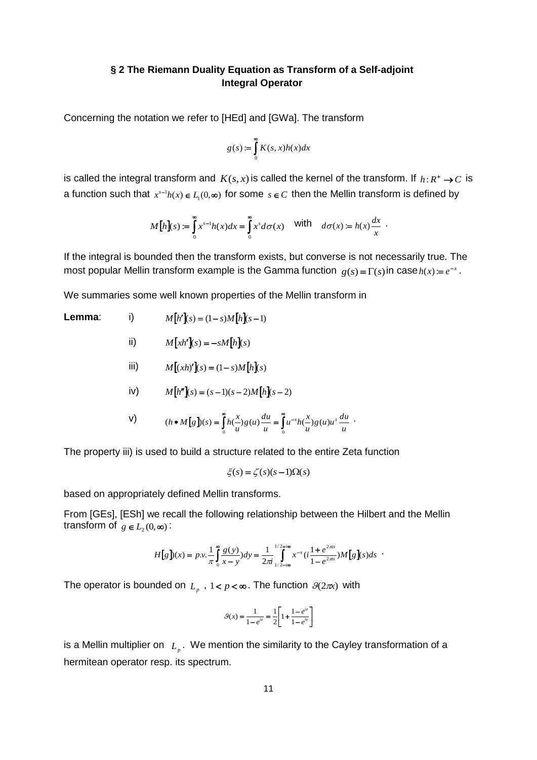## § 2 The Riemann Duality Equation as Transform of a Self-adjoint Integral Operator

Concerning the notation we refer to [HEd] and [GWa]. The transform

$$g(s) := \int_0^\infty K(s,x)h(x)dx$$

is called the integral transform and $K(s,x)$ is called the kernel of the transform. If $h: R^+ \to C$ is a function such that $x^{s-1}h(x) \in L_1(0,\infty)$ for some $s \in C$ then the Mellin transform is defined by

$$M[h](s) := \int_0^\infty x^{s-1}h(x)dx = \int_0^\infty x^s d\sigma(x) \quad \text{with} \quad d\sigma(x) := h(x)\frac{dx}{x} \ .$$

If the integral is bounded then the transform exists, but converse is not necessarily true. The most popular Mellin transform example is the Gamma function $g(s) = \Gamma(s)$ in case $h(x) := e^{-x}$.

We summaries some well known properties of the Mellin transform in

**Lemma**:

i) $M[h'](s) = (1-s)M[h](s-1)$

ii) $M[xh'](s) = -sM[h](s)$

iii) $M[(xh)'](s) = (1-s)M[h](s)$

iv) $M[h''](s) = (s-1)(s-2)M[h](s-2)$

v) $(h * M[g])(s) = \int_0^\infty h(\frac{x}{u})g(u)\frac{du}{u} = \int_0^\infty u^{-s}h(\frac{x}{u})g(u)u^s\frac{du}{u}$ .

The property iii) is used to build a structure related to the entire Zeta function

$$\xi(s) = \zeta(s)(s-1)\Omega(s)$$

based on appropriately defined Mellin transforms.

From [GEs], [ESh] we recall the following relationship between the Hilbert and the Mellin transform of $g \in L_2(0,\infty)$:

$$H[g](x) = p.v.\frac{1}{\pi}\int_0^\infty \frac{g(y)}{x-y})dy = \frac{1}{2\pi i}\int_{1/2-i\infty}^{1/2+i\infty} x^{-s}(i\frac{1+e^{2\pi is}}{1-e^{2\pi is}})M[g](s)ds \ .$$

The operator is bounded on $L_p$ , $1 < p < \infty$. The function $\vartheta(2\pi x)$ with

$$\vartheta(x) = \frac{1}{1-e^{iz}} = \frac{1}{2}\left[1 + \frac{1-e^{iz}}{1-e^{iz}}\right]$$

is a Mellin multiplier on $L_p$. We mention the similarity to the Cayley transformation of a hermitean operator resp. its spectrum.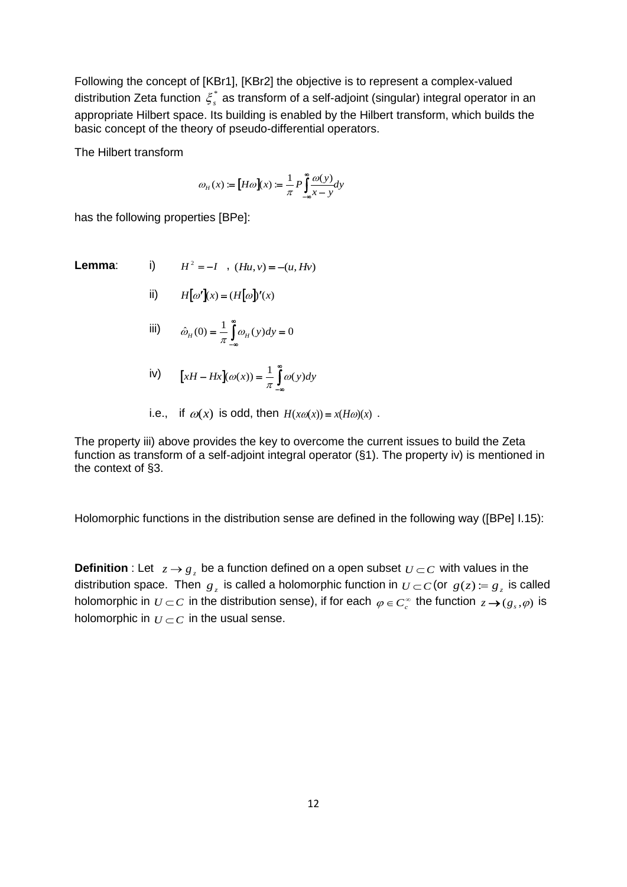Following the concept of [KBr1], [KBr2] the objective is to represent a complex-valued distribution Zeta function $\xi_s^*$ as transform of a self-adjoint (singular) integral operator in an appropriate Hilbert space. Its building is enabled by the Hilbert transform, which builds the basic concept of the theory of pseudo-differential operators.

The Hilbert transform

$$\omega_H(x) := [H\omega](x) := \frac{1}{\pi} P \int_{-\infty}^{\infty} \frac{\omega(y)}{x-y} dy$$

has the following properties [BPe]:

**Lemma**:

i) $H^2 = -I$ , $(Hu, v) = -(u, Hv)$

ii) $H[\omega'](x) = (H[\omega])'(x)$

iii) $\hat{\omega}_H(0) = \frac{1}{\pi} \int_{-\infty}^{\infty} \omega_H(y) dy = 0$

iv) $[xH - Hx](\omega(x)) = \frac{1}{\pi} \int_{-\infty}^{\infty} \omega(y) dy$

i.e., if $\omega(x)$ is odd, then $H(x\omega(x)) = x(H\omega)(x)$ .

The property iii) above provides the key to overcome the current issues to build the Zeta function as transform of a self-adjoint integral operator (§1). The property iv) is mentioned in the context of §3.

Holomorphic functions in the distribution sense are defined in the following way ([BPe] I.15):

**Definition** : Let $z \to g_z$ be a function defined on a open subset $U \subset C$ with values in the distribution space. Then $g_z$ is called a holomorphic function in $U \subset C$ (or $g(z) := g_z$ is called holomorphic in $U \subset C$ in the distribution sense), if for each $\varphi \in C_c^\infty$ the function $z \to (g_s, \varphi)$ is holomorphic in $U \subset C$ in the usual sense.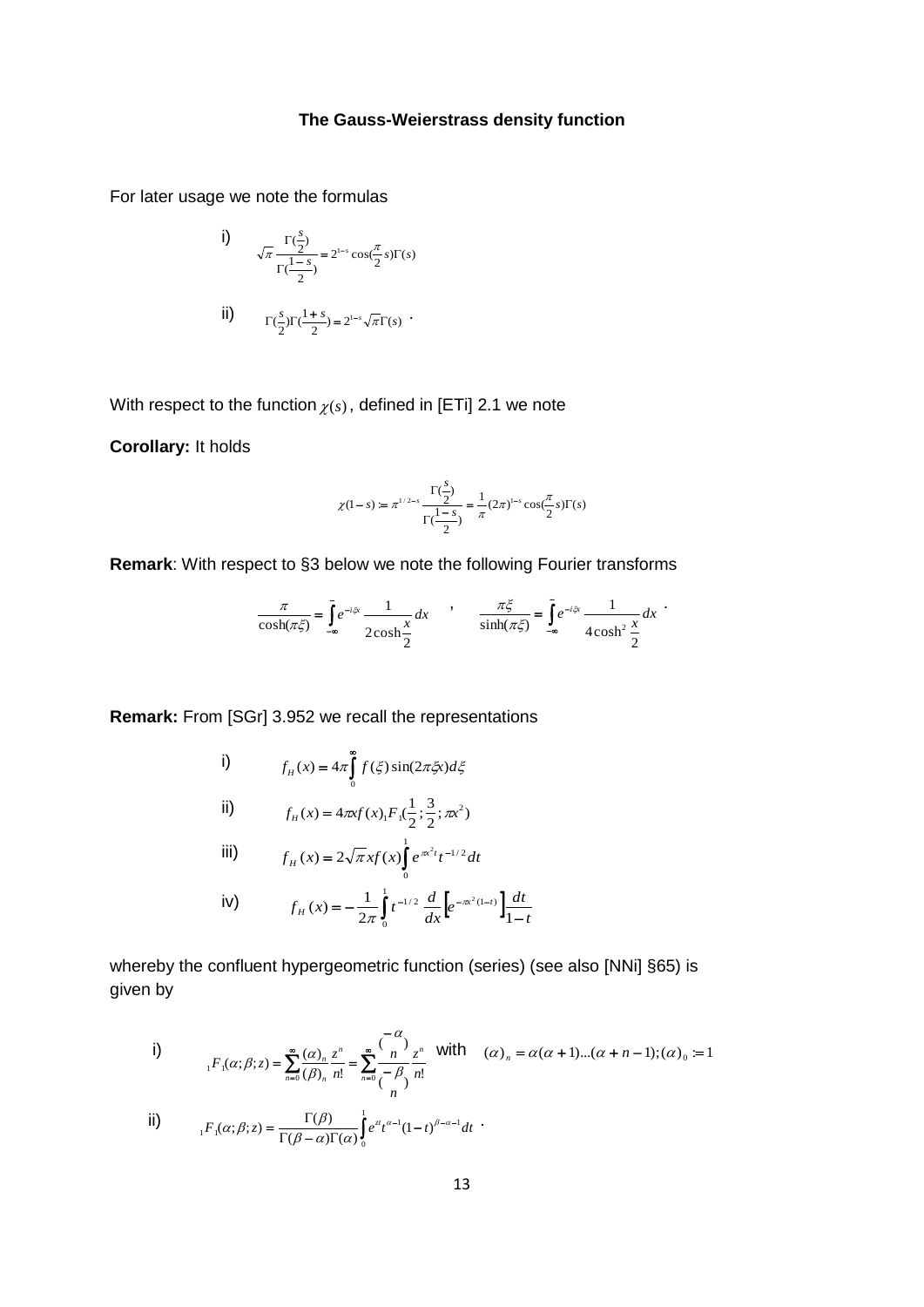**The Gauss-Weierstrass density function**

For later usage we note the formulas

i) $$\sqrt{\pi}\frac{\Gamma(\frac{s}{2})}{\Gamma(\frac{1-s}{2})}=2^{1-s}\cos(\frac{\pi}{2}s)\Gamma(s)$$

ii) $$\Gamma(\frac{s}{2})\Gamma(\frac{1+s}{2})=2^{1-s}\sqrt{\pi}\Gamma(s)\ .$$

With respect to the function $\chi(s)$, defined in [ETi] 2.1 we note

**Corollary:** It holds

$$\chi(1-s):=\pi^{1/2-s}\frac{\Gamma(\frac{s}{2})}{\Gamma(\frac{1-s}{2})}=\frac{1}{\pi}(2\pi)^{1-s}\cos(\frac{\pi}{2}s)\Gamma(s)$$

**Remark**: With respect to §3 below we note the following Fourier transforms

$$\frac{\pi}{\cosh(\pi\xi)}=\int_{-\infty}^{\infty}e^{-i\xi x}\frac{1}{2\cosh\frac{x}{2}}dx\quad ,\quad \frac{\pi\xi}{\sinh(\pi\xi)}=\int_{-\infty}^{\infty}e^{-i\xi x}\frac{1}{4\cosh^{2}\frac{x}{2}}dx\ .$$

**Remark:** From [SGr] 3.952 we recall the representations

i) $$f_{H}(x)=4\pi\int_{0}^{\infty}f(\xi)\sin(2\pi\xi x)d\xi$$

ii) $$f_{H}(x)=4\pi x f(x)\,{}_{1}F_{1}(\frac{1}{2};\frac{3}{2};\pi x^{2})$$

iii) $$f_{H}(x)=2\sqrt{\pi}x f(x)\int_{0}^{1}e^{\pi x^{2}t}t^{-1/2}dt$$

iv) $$f_{H}(x)=-\frac{1}{2\pi}\int_{0}^{1}t^{-1/2}\frac{d}{dx}\left[e^{-\pi x^{2}(1-t)}\right]\frac{dt}{1-t}$$

whereby the confluent hypergeometric function (series) (see also [NNi] §65) is given by

i) $${}_{1}F_{1}(\alpha;\beta;z)=\sum_{n=0}^{\infty}\frac{(\alpha)_{n}}{(\beta)_{n}}\frac{z^{n}}{n!}=\sum_{n=0}^{\infty}\frac{\binom{-\alpha}{n}}{\binom{-\beta}{n}}\frac{z^{n}}{n!}\quad \text{with}\quad (\alpha)_{n}=\alpha(\alpha+1)...(\alpha+n-1);(\alpha)_{0}:=1$$

ii) $${}_{1}F_{1}(\alpha;\beta;z)=\frac{\Gamma(\beta)}{\Gamma(\beta-\alpha)\Gamma(\alpha)}\int_{0}^{1}e^{zt}t^{\alpha-1}(1-t)^{\beta-\alpha-1}dt\ .$$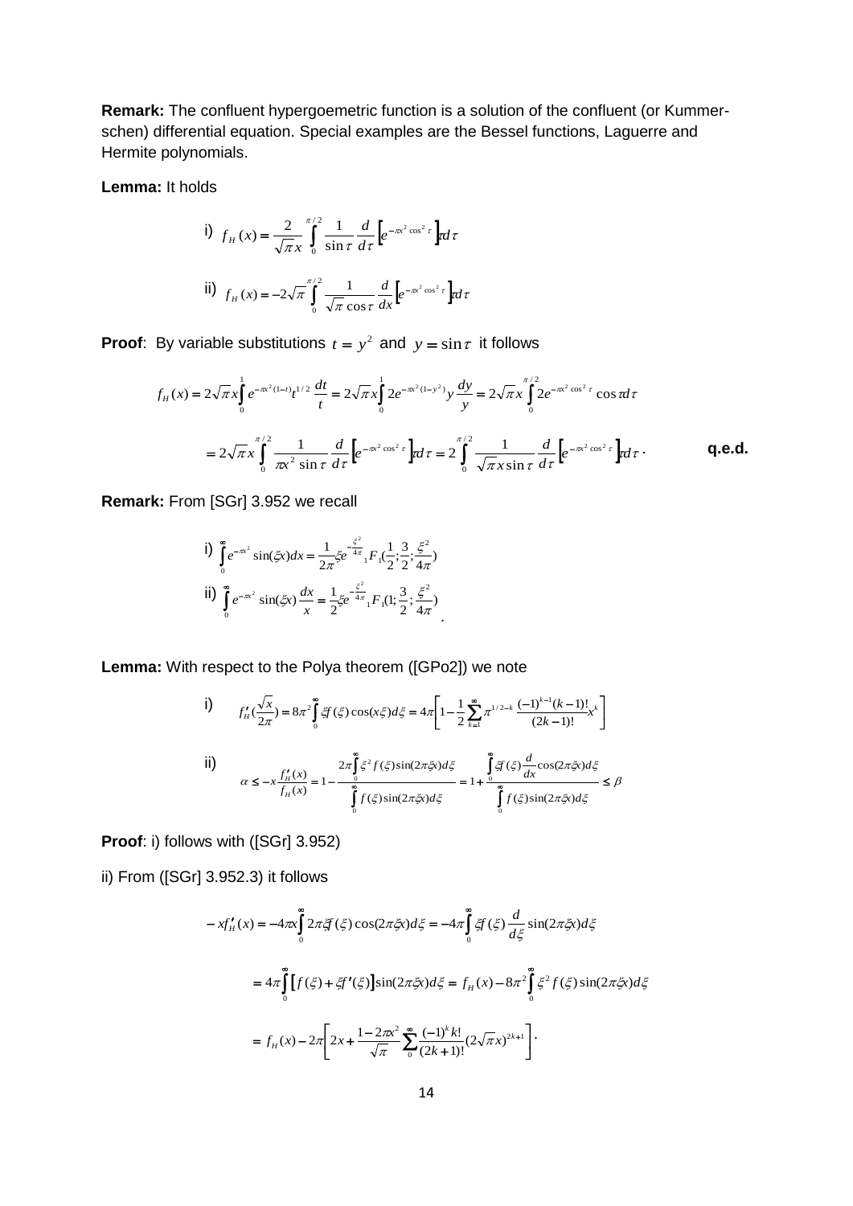**Remark:** The confluent hypergeometric function is a solution of the confluent (or Kummer-schen) differential equation. Special examples are the Bessel functions, Laguerre and Hermite polynomials.

**Lemma:** It holds

i) $$f_H(x) = \frac{2}{\sqrt{\pi}x}\int_0^{\pi/2} \frac{1}{\sin\tau}\frac{d}{d\tau}\left[e^{-\pi x^2\cos^2\tau}\right]d\tau$$

ii) $$f_H(x) = -2\sqrt{\pi}\int_0^{\pi/2} \frac{1}{\sqrt{\pi}\cos\tau}\frac{d}{dx}\left[e^{-\pi x^2\cos^2\tau}\right]d\tau$$

**Proof**: By variable substitutions $t = y^2$ and $y = \sin\tau$ it follows

$$f_H(x) = 2\sqrt{\pi}x\int_0^1 e^{-\pi x^2(1-t)}t^{1/2}\frac{dt}{t} = 2\sqrt{\pi}x\int_0^1 2e^{-\pi x^2(1-y^2)}y\frac{dy}{y} = 2\sqrt{\pi}x\int_0^{\pi/2} 2e^{-\pi x^2\cos^2\tau}\cos\tau d\tau$$

$$= 2\sqrt{\pi}x\int_0^{\pi/2}\frac{1}{\pi x^2\sin\tau}\frac{d}{d\tau}\left[e^{-\pi x^2\cos^2\tau}\right]d\tau = 2\int_0^{\pi/2}\frac{1}{\sqrt{\pi}x\sin\tau}\frac{d}{d\tau}\left[e^{-\pi x^2\cos^2\tau}\right]d\tau .$$ **q.e.d.**

**Remark:** From [SGr] 3.952 we recall

i) $$\int_0^\infty e^{-\pi x^2}\sin(\xi x)dx = \frac{1}{2\pi}\xi e^{-\frac{\xi^2}{4\pi}}{}_1F_1\left(\frac{1}{2};\frac{3}{2};\frac{\xi^2}{4\pi}\right)$$

ii) $$\int_0^\infty e^{-\pi x^2}\sin(\xi x)\frac{dx}{x} = \frac{1}{2}\xi e^{-\frac{\xi^2}{4\pi}}{}_1F_1\left(1;\frac{3}{2};\frac{\xi^2}{4\pi}\right).$$

**Lemma:** With respect to the Polya theorem ([GPo2]) we note

i) $$f_H'\left(\frac{\sqrt{x}}{2\pi}\right) = 8\pi^2\int_0^\infty \xi f(\xi)\cos(x\xi)d\xi = 4\pi\left[1-\frac{1}{2}\sum_{k=1}^\infty \pi^{1/2-k}\frac{(-1)^{k-1}(k-1)!}{(2k-1)!}x^k\right]$$

ii) $$\alpha \le -x\frac{f_H'(x)}{f_H(x)} = 1 - \frac{2\pi\int_0^\infty \xi^2 f(\xi)\sin(2\pi\xi x)d\xi}{\int_0^\infty f(\xi)\sin(2\pi\xi x)d\xi} = 1+\frac{\int_0^\infty \xi f(\xi)\frac{d}{dx}\cos(2\pi\xi x)d\xi}{\int_0^\infty f(\xi)\sin(2\pi\xi x)d\xi} \le \beta$$

**Proof**: i) follows with ([SGr] 3.952)

ii) From ([SGr] 3.952.3) it follows

$$-xf_H'(x) = -4\pi x\int_0^\infty 2\pi\xi f(\xi)\cos(2\pi\xi x)d\xi = -4\pi\int_0^\infty \xi f(\xi)\frac{d}{d\xi}\sin(2\pi\xi x)d\xi$$

$$= 4\pi\int_0^\infty\left[f(\xi)+\xi f'(\xi)\right]\sin(2\pi\xi x)d\xi = f_H(x) - 8\pi^2\int_0^\infty \xi^2 f(\xi)\sin(2\pi\xi x)d\xi$$

$$= f_H(x) - 2\pi\left[2x + \frac{1-2\pi x^2}{\sqrt{\pi}}\sum_0^\infty \frac{(-1)^k k!}{(2k+1)!}(2\sqrt{\pi}x)^{2k+1}\right].$$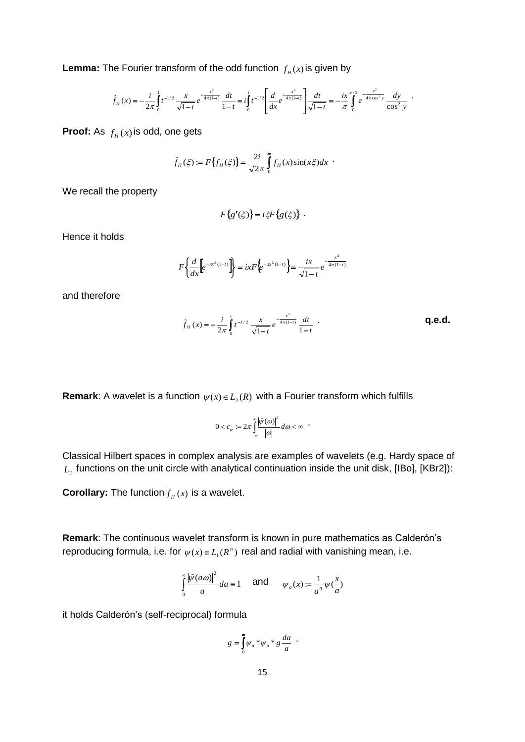**Lemma:** The Fourier transform of the odd function $f_H(x)$ is given by

$$\hat{f}_H(x) = -\frac{i}{2\pi}\int_0^1 t^{-1/2}\frac{x}{\sqrt{1-t}}e^{-\frac{x^2}{4\pi(1-t)}}\frac{dt}{1-t} = i\int_0^1 t^{-1/2}\left[\frac{d}{dx}e^{-\frac{x^2}{4\pi(1-t)}}\right]\frac{dt}{\sqrt{1-t}} = -\frac{ix}{\pi}\int_0^{\pi/2} e^{-\frac{x^2}{4\pi\cos^2 y}}\frac{dy}{\cos^2 y} \ .$$

**Proof:** As $f_H(x)$ is odd, one gets

$$\hat{f}_H(\xi) := F\{f_H(\xi)\} = \frac{2i}{\sqrt{2\pi}}\int_0^\infty f_H(x)\sin(x\xi)dx \ .$$

We recall the property

$$F\{g'(\xi)\} = i\xi F\{g(\xi)\} \ .$$

Hence it holds

$$F\left\{\frac{d}{dx}\left[e^{-\pi x^2(1-t)}\right]\right\} = ixF\left\{e^{-\pi x^2(1-t)}\right\} = \frac{ix}{\sqrt{1-t}}e^{-\frac{x^2}{4\pi(1-t)}}$$

and therefore

$$\hat{f}_H(x) = -\frac{i}{2\pi}\int_0^1 t^{-1/2}\frac{x}{\sqrt{1-t}}e^{-\frac{x^2}{4\pi(1-t)}}\frac{dt}{1-t} \ . \qquad \textbf{q.e.d.}$$

**Remark**: A wavelet is a function $\psi(x) \in L_2(R)$ with a Fourier transform which fulfills

$$0 < c_\psi := 2\pi\int_{-\infty}^{\infty}\frac{\left|\hat{\psi}(\omega)\right|^2}{|\omega|}d\omega < \infty \ .$$

Classical Hilbert spaces in complex analysis are examples of wavelets (e.g. Hardy space of $L_2$ functions on the unit circle with analytical continuation inside the unit disk, [IBo], [KBr2]):

**Corollary:** The function $f_H(x)$ is a wavelet.

**Remark**: The continuous wavelet transform is known in pure mathematics as Calderón's reproducing formula, i.e. for $\psi(x) \in L_1(R^n)$ real and radial with vanishing mean, i.e.

$$\int_0^\infty \frac{\left|\hat{\psi}(a\omega)\right|^2}{a}da \equiv 1 \quad \text{and} \quad \psi_a(x) := \frac{1}{a^n}\psi\left(\frac{x}{a}\right)$$

it holds Calderón's (self-reciprocal) formula

$$g = \int_0^\infty \psi_a * \psi_a * g\frac{da}{a} \ .$$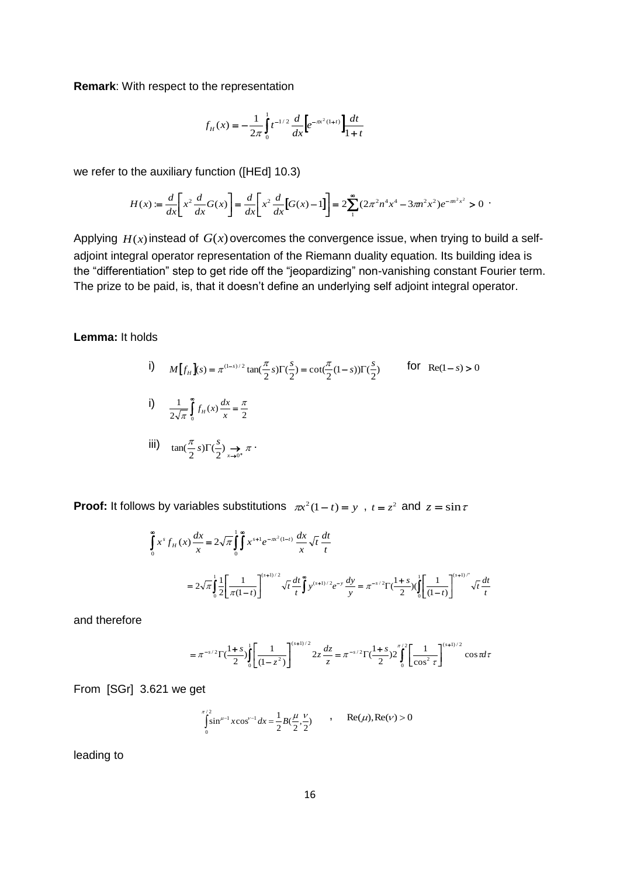**Remark**: With respect to the representation

$$f_H(x) = -\frac{1}{2\pi}\int_0^1 t^{-1/2}\frac{d}{dx}\left[e^{-\pi x^2(1+t)}\right]\frac{dt}{1+t}$$

we refer to the auxiliary function ([HEd] 10.3)

$$H(x) := \frac{d}{dx}\left[x^2\frac{d}{dx}G(x)\right] = \frac{d}{dx}\left[x^2\frac{d}{dx}\left[G(x)-1\right]\right] = 2\sum_1^{\infty}(2\pi^2 n^4 x^4 - 3\pi n^2 x^2)e^{-\pi n^2 x^2} > 0 \ .$$

Applying $H(x)$ instead of $G(x)$ overcomes the convergence issue, when trying to build a self-adjoint integral operator representation of the Riemann duality equation. Its building idea is the "differentiation" step to get ride off the "jeopardizing" non-vanishing constant Fourier term. The prize to be paid, is, that it doesn't define an underlying self adjoint integral operator.

**Lemma:** It holds

i) $\quad M\left[f_H\right](s) = \pi^{(1-s)/2}\tan(\frac{\pi}{2}s)\Gamma(\frac{s}{2}) = \cot(\frac{\pi}{2}(1-s))\Gamma(\frac{s}{2}) \qquad$ for $\ \mathrm{Re}(1-s) > 0$

i) $\quad \frac{1}{2\sqrt{\pi}}\int_0^{\infty} f_H(x)\frac{dx}{x} = \frac{\pi}{2}$

iii) $\quad \tan(\frac{\pi}{2}s)\Gamma(\frac{s}{2}) \underset{x\to 0^+}{\to} \pi$ .

**Proof:** It follows by variables substitutions $\pi x^2(1-t) = y$ , $t = z^2$ and $z = \sin\tau$

$$\int_0^{\infty} x^s f_H(x)\frac{dx}{x} = 2\sqrt{\pi}\int_0^1\int_0^{\infty} x^{s+1}e^{-\pi x^2(1-t)}\frac{dx}{x}\sqrt{t}\frac{dt}{t}$$

$$= 2\sqrt{\pi}\int_0^1\frac{1}{2}\left[\frac{1}{\pi(1-t)}\right]^{(s+1)/2}\sqrt{t}\frac{dt}{t}\int_0^{\infty} y^{(s+1)/2}e^{-y}\frac{dy}{y} = \pi^{-s/2}\Gamma(\frac{1+s}{2})(\int_0^1\left[\frac{1}{(1-t)}\right]^{(s+1)/''}\sqrt{t}\frac{dt}{t}$$

and therefore

$$= \pi^{-s/2}\Gamma(\frac{1+s}{2})\int_0^1\left[\frac{1}{(1-z^2)}\right]^{(s+1)/2} 2z\frac{dz}{z} = \pi^{-s/2}\Gamma(\frac{1+s}{2})2\int_0^{\pi/2}\left[\frac{1}{\cos^2\tau}\right]^{(s+1)/2}\cos\tau d\tau$$

From [SGr] 3.621 we get

$$\int_0^{\pi/2}\sin^{\mu-1}x\cos^{\nu-1}dx = \frac{1}{2}B(\frac{\mu}{2},\frac{\nu}{2}) \qquad , \qquad \mathrm{Re}(\mu),\mathrm{Re}(\nu) > 0$$

leading to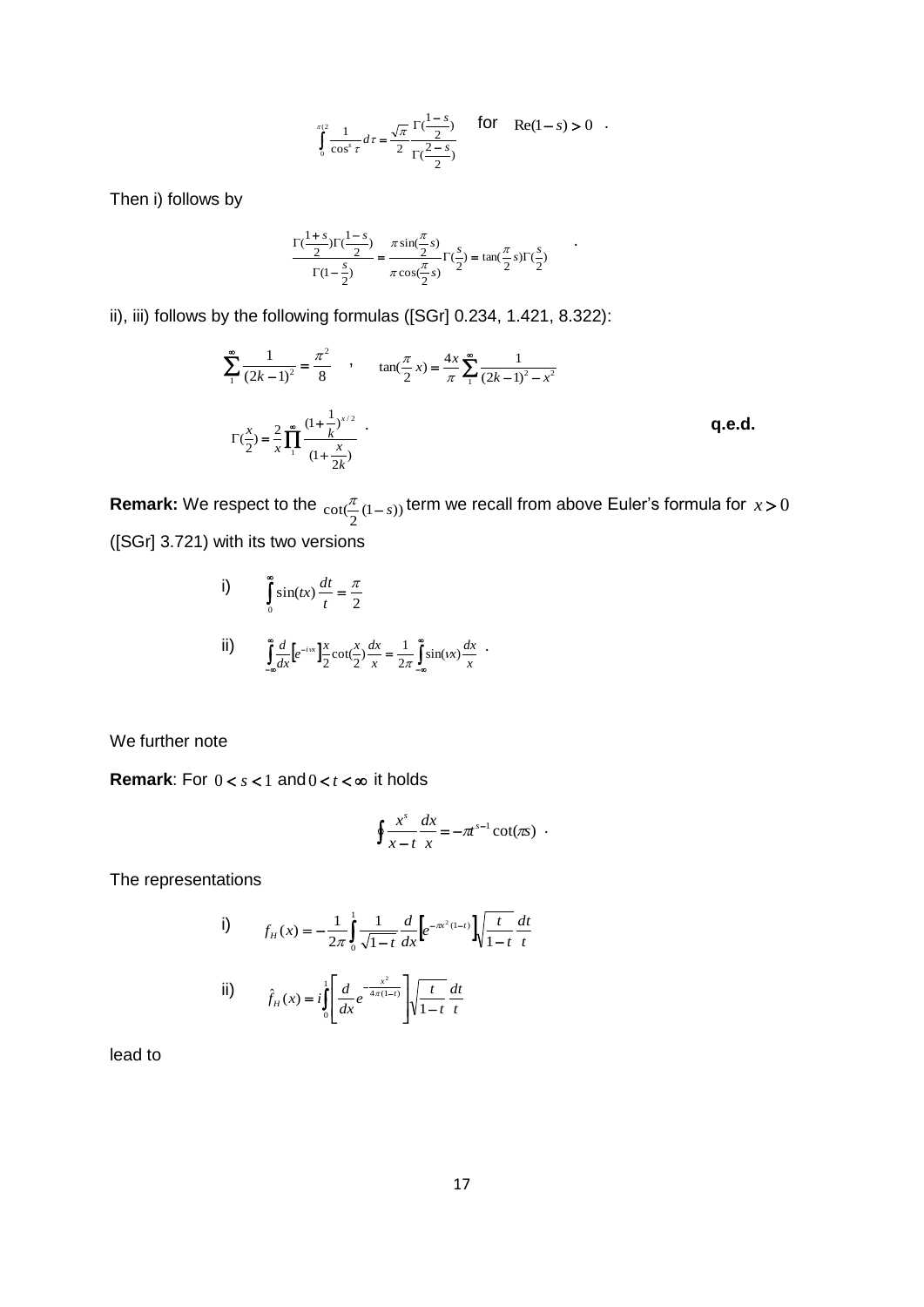$$\int_0^{\pi/2} \frac{1}{\cos^s \tau} d\tau = \frac{\sqrt{\pi}}{2} \frac{\Gamma(\frac{1-s}{2})}{\Gamma(\frac{2-s}{2})} \quad \text{for} \quad \mathrm{Re}(1-s) > 0 \quad .$$

Then i) follows by

$$\frac{\Gamma(\frac{1+s}{2})\Gamma(\frac{1-s}{2})}{\Gamma(1-\frac{s}{2})} = \frac{\pi \sin(\frac{\pi}{2}s)}{\pi \cos(\frac{\pi}{2}s)} \Gamma(\frac{s}{2}) = \tan(\frac{\pi}{2}s)\Gamma(\frac{s}{2}) \quad .$$

ii), iii) follows by the following formulas ([SGr] 0.234, 1.421, 8.322):

$$\sum_1^\infty \frac{1}{(2k-1)^2} = \frac{\pi^2}{8} \quad , \qquad \tan(\frac{\pi}{2}x) = \frac{4x}{\pi} \sum_1^\infty \frac{1}{(2k-1)^2 - x^2}$$

$$\Gamma(\frac{x}{2}) = \frac{2}{x} \prod_1^\infty \frac{(1+\frac{1}{k})^{x/2}}{(1+\frac{x}{2k})} \quad .$$

**q.e.d.**

**Remark:** We respect to the $\cot(\frac{\pi}{2}(1-s))$ term we recall from above Euler's formula for $x > 0$ ([SGr] 3.721) with its two versions

i) $$\int_0^\infty \sin(tx) \frac{dt}{t} = \frac{\pi}{2}$$

ii) $$\int_{-\infty}^\infty \frac{d}{dx}\left[e^{-i\nu x}\right] \frac{x}{2} \cot(\frac{x}{2}) \frac{dx}{x} = \frac{1}{2\pi} \int_{-\infty}^\infty \sin(\nu x) \frac{dx}{x} \quad .$$

We further note

**Remark**: For $0 < s < 1$ and $0 < t < \infty$ it holds

$$\oint \frac{x^s}{x-t} \frac{dx}{x} = -\pi t^{s-1} \cot(\pi s) \quad .$$

The representations

i) $$f_H(x) = -\frac{1}{2\pi} \int_0^1 \frac{1}{\sqrt{1-t}} \frac{d}{dx}\left[e^{-\pi x^2(1-t)}\right] \sqrt{\frac{t}{1-t}} \frac{dt}{t}$$

ii) $$\hat{f}_H(x) = i \int_0^1 \left[\frac{d}{dx} e^{-\frac{x^2}{4\pi(1-t)}}\right] \sqrt{\frac{t}{1-t}} \frac{dt}{t}$$

lead to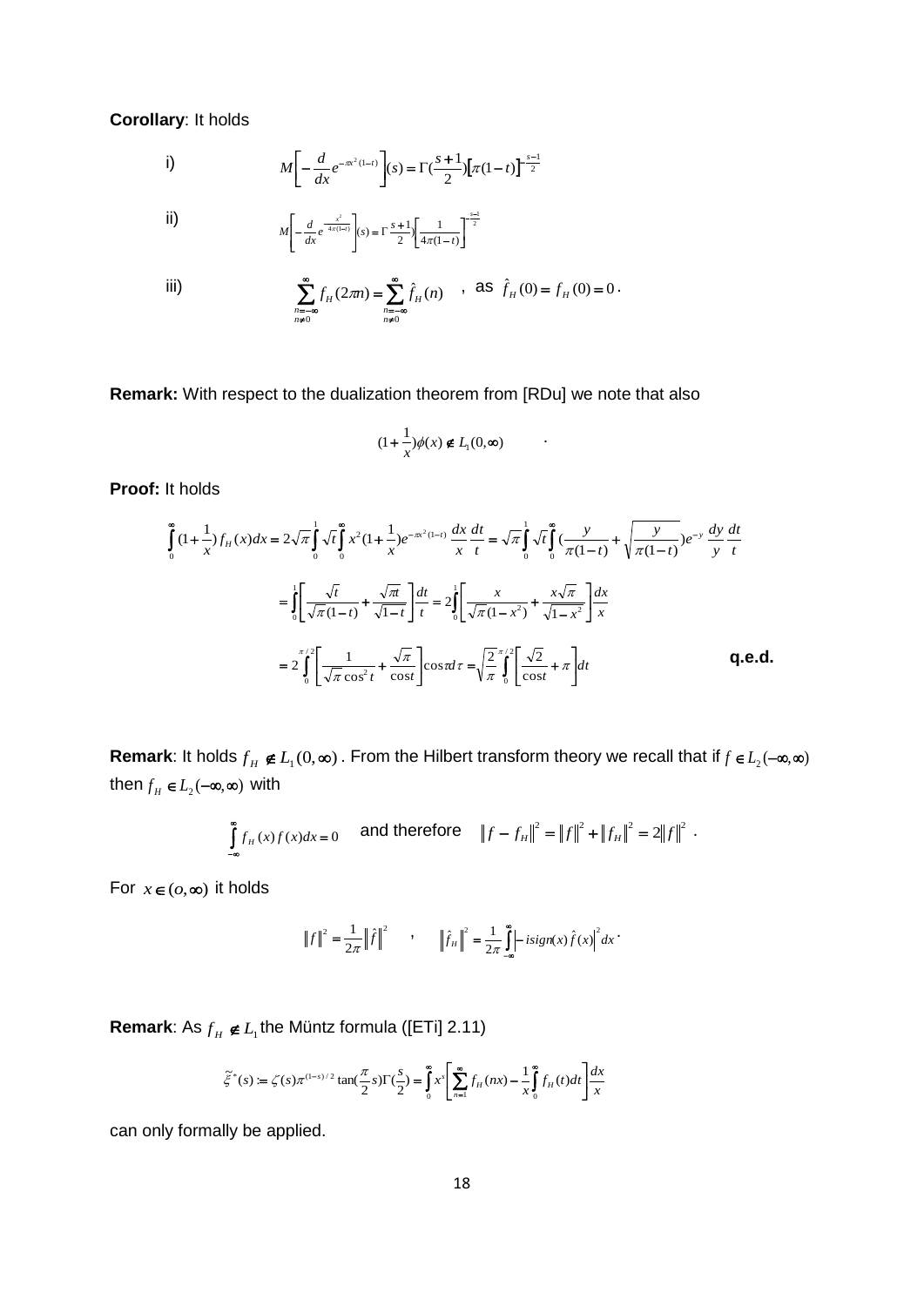**Corollary**: It holds

i) $$M\left[-\frac{d}{dx}e^{-\pi x^2(1-t)}\right](s)=\Gamma(\frac{s+1}{2})\left[\pi(1-t)\right]^{-\frac{s-1}{2}}$$

ii) $$M\left[-\frac{d}{dx}e^{-\frac{x^2}{4\pi(1-t)}}\right](s)=\Gamma\frac{s+1}{2})\left[\frac{1}{4\pi(1-t)}\right]^{-\frac{s-1}{2}}$$

iii) $$\sum_{\substack{n=-\infty\\ n\neq 0}}^{\infty} f_H(2\pi n)=\sum_{\substack{n=-\infty\\ n\neq 0}}^{\infty}\hat{f}_H(n)$$ , as $\hat{f}_H(0)=f_H(0)=0$.

**Remark:** With respect to the dualization theorem from [RDu] we note that also

$$(1+\frac{1}{x})\phi(x)\notin L_1(0,\infty) \qquad .$$

**Proof:** It holds

$$\int_0^\infty (1+\frac{1}{x})f_H(x)dx=2\sqrt{\pi}\int_0^1\sqrt{t}\int_0^\infty x^2(1+\frac{1}{x})e^{-\pi x^2(1-t)}\frac{dx}{x}\frac{dt}{t}=\sqrt{\pi}\int_0^1\sqrt{t}\int_0^\infty(\frac{y}{\pi(1-t)}+\sqrt{\frac{y}{\pi(1-t)}})e^{-y}\frac{dy}{y}\frac{dt}{t}$$

$$=\int_0^1\left[\frac{\sqrt{t}}{\sqrt{\pi}(1-t)}+\frac{\sqrt{\pi t}}{\sqrt{1-t}}\right]\frac{dt}{t}=2\int_0^1\left[\frac{x}{\sqrt{\pi}(1-x^2)}+\frac{x\sqrt{\pi}}{\sqrt{1-x^2}}\right]\frac{dx}{x}$$

$$=2\int_0^{\pi/2}\left[\frac{1}{\sqrt{\pi}\cos^2 t}+\frac{\sqrt{\pi}}{\cos t}\right]\cos\tau d\tau=\sqrt{\frac{2}{\pi}}\int_0^{\pi/2}\left[\frac{\sqrt{2}}{\cos t}+\pi\right]dt \qquad \textbf{q.e.d.}$$

**Remark**: It holds $f_H\notin L_1(0,\infty)$. From the Hilbert transform theory we recall that if $f\in L_2(-\infty,\infty)$ then $f_H\in L_2(-\infty,\infty)$ with

$$\int_{-\infty}^\infty f_H(x)f(x)dx=0 \quad \text{and therefore} \quad \|f-f_H\|^2=\|f\|^2+\|f_H\|^2=2\|f\|^2 .$$

For $x\in(o,\infty)$ it holds

$$\|f\|^2=\frac{1}{2\pi}\left\|\hat{f}\right\|^2 \quad , \quad \left\|\hat{f}_H\right\|^2=\frac{1}{2\pi}\int_{-\infty}^\infty\left|-isign(x)\hat{f}(x)\right|^2dx .$$

**Remark**: As $f_H\notin L_1$ the Müntz formula ([ETi] 2.11)

$$\tilde{\xi}^*(s):=\zeta(s)\pi^{(1-s)/2}\tan(\frac{\pi}{2}s)\Gamma(\frac{s}{2})=\int_0^\infty x^s\left[\sum_{n=1}^\infty f_H(nx)-\frac{1}{x}\int_0^\infty f_H(t)dt\right]\frac{dx}{x}$$

can only formally be applied.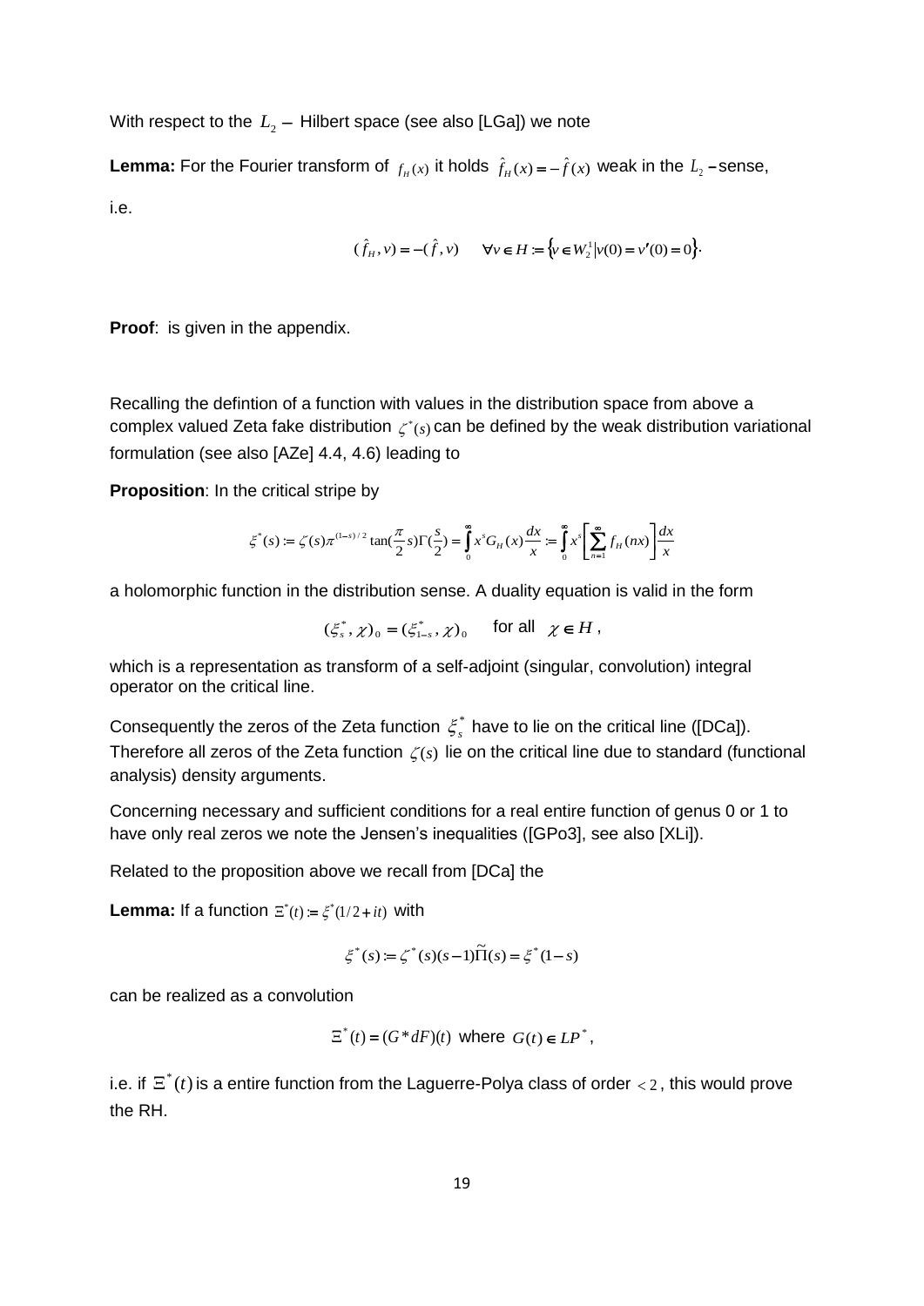With respect to the $L_2 -$ Hilbert space (see also [LGa]) we note

**Lemma:** For the Fourier transform of $f_H(x)$ it holds $\hat{f}_H(x) = -\hat{f}(x)$ weak in the $L_2$ – sense,

i.e.

$$(\hat{f}_H, v) = -(\hat{f}, v) \qquad \forall v \in H := \{ v \in W_2^1 | v(0) = v'(0) = 0 \}.$$

**Proof**: is given in the appendix.

Recalling the defintion of a function with values in the distribution space from above a complex valued Zeta fake distribution $\zeta^*(s)$ can be defined by the weak distribution variational formulation (see also [AZe] 4.4, 4.6) leading to

**Proposition**: In the critical stripe by

$$\xi^*(s) := \zeta(s)\pi^{(1-s)/2}\tan(\frac{\pi}{2}s)\Gamma(\frac{s}{2}) = \int_0^\infty x^s G_H(x)\frac{dx}{x} := \int_0^\infty x^s\left[\sum_{n=1}^\infty f_H(nx)\right]\frac{dx}{x}$$

a holomorphic function in the distribution sense. A duality equation is valid in the form

$$(\xi_s^*, \chi)_0 = (\xi_{1-s}^*, \chi)_0 \quad \text{ for all } \chi \in H,$$

which is a representation as transform of a self-adjoint (singular, convolution) integral operator on the critical line.

Consequently the zeros of the Zeta function $\xi_s^*$ have to lie on the critical line ([DCa]). Therefore all zeros of the Zeta function $\zeta(s)$ lie on the critical line due to standard (functional analysis) density arguments.

Concerning necessary and sufficient conditions for a real entire function of genus 0 or 1 to have only real zeros we note the Jensen's inequalities ([GPo3], see also [XLi]).

Related to the proposition above we recall from [DCa] the

**Lemma:** If a function $\Xi^*(t) := \xi^*(1/2 + it)$ with

$$\xi^*(s) := \zeta^*(s)(s-1)\widetilde{\Pi}(s) = \xi^*(1-s)$$

can be realized as a convolution

$$\Xi^*(t) = (G * dF)(t) \text{ where } G(t) \in LP^*,$$

i.e. if $\Xi^*(t)$ is a entire function from the Laguerre-Polya class of order $< 2$, this would prove the RH.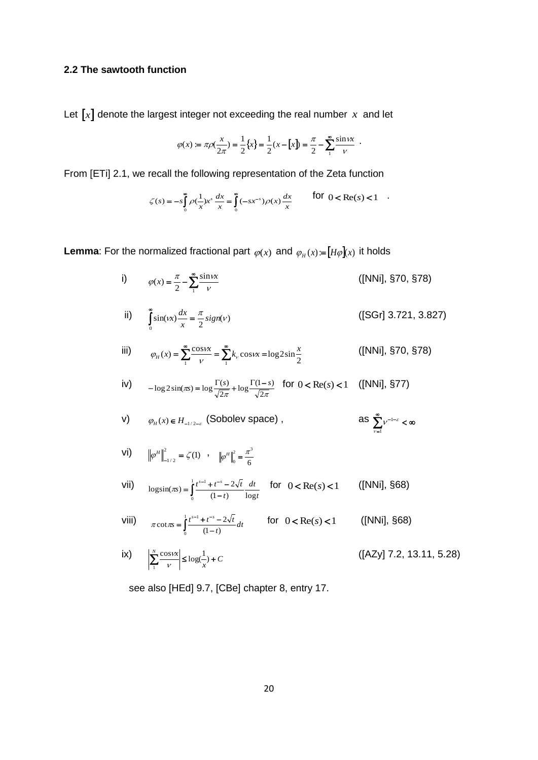### 2.2 The sawtooth function

Let $[x]$ denote the largest integer not exceeding the real number $x$ and let

$$\varphi(x) := \pi\rho(\frac{x}{2\pi}) = \frac{1}{2}\{x\} = \frac{1}{2}(x - [x]) = \frac{\pi}{2} - \sum_{1}^{\infty}\frac{\sin\nu x}{\nu} .$$

From [ETi] 2.1, we recall the following representation of the Zeta function

$$\zeta(s) = -s\int_{0}^{\infty}\rho(\frac{1}{x})x^{s}\frac{dx}{x} = \int_{0}^{\infty}(-sx^{-s})\rho(x)\frac{dx}{x} \qquad \text{for } 0 < \mathrm{Re}(s) < 1 .$$

**Lemma**: For the normalized fractional part $\varphi(x)$ and $\varphi_H(x) := [H\varphi](x)$ it holds

i) $\varphi(x) = \frac{\pi}{2} - \sum_{1}^{\infty}\frac{\sin\nu x}{\nu}$ ([NNi], §70, §78)

ii) $\int_{0}^{\infty}\sin(\nu x)\frac{dx}{x} = \frac{\pi}{2}sign(\nu)$ ([SGr] 3.721, 3.827)

iii) $\varphi_H(x) = \sum_{1}^{\infty}\frac{\cos\nu x}{\nu} = \sum_{1}^{\infty}k_\nu\cos\nu x = \log 2\sin\frac{x}{2}$ ([NNi], §70, §78)

iv) $-\log 2\sin(\pi s) = \log\frac{\Gamma(s)}{\sqrt{2\pi}} + \log\frac{\Gamma(1-s)}{\sqrt{2\pi}}$ for $0 < \mathrm{Re}(s) < 1$ ([NNi], §77)

v) $\varphi_H(x) \in H_{-1/2-\varepsilon}$ (Sobolev space) , as $\sum_{\nu=1}^{\infty}\nu^{-1-\varepsilon} < \infty$

vi) $\|\varphi^H\|_{-1/2}^2 = \zeta(1)$ , $\|\varphi^H\|_0^2 = \frac{\pi^3}{6}$

vii) $\log\sin(\pi s) = \int_0^1 \frac{t^{s-1} + t^{-s} - 2\sqrt{t}}{(1-t)}\frac{dt}{\log t}$ for $0 < \mathrm{Re}(s) < 1$ ([NNi], §68)

viii) $\pi\cot\pi s = \int_0^1 \frac{t^{s-1} + t^{-s} - 2\sqrt{t}}{(1-t)}dt$ for $0 < \mathrm{Re}(s) < 1$ ([NNi], §68)

ix) $\left|\sum_{1}^{N}\frac{\cos\nu x}{\nu}\right| \le \log(\frac{1}{x}) + C$ ([AZy] 7.2, 13.11, 5.28)

see also [HEd] 9.7, [CBe] chapter 8, entry 17.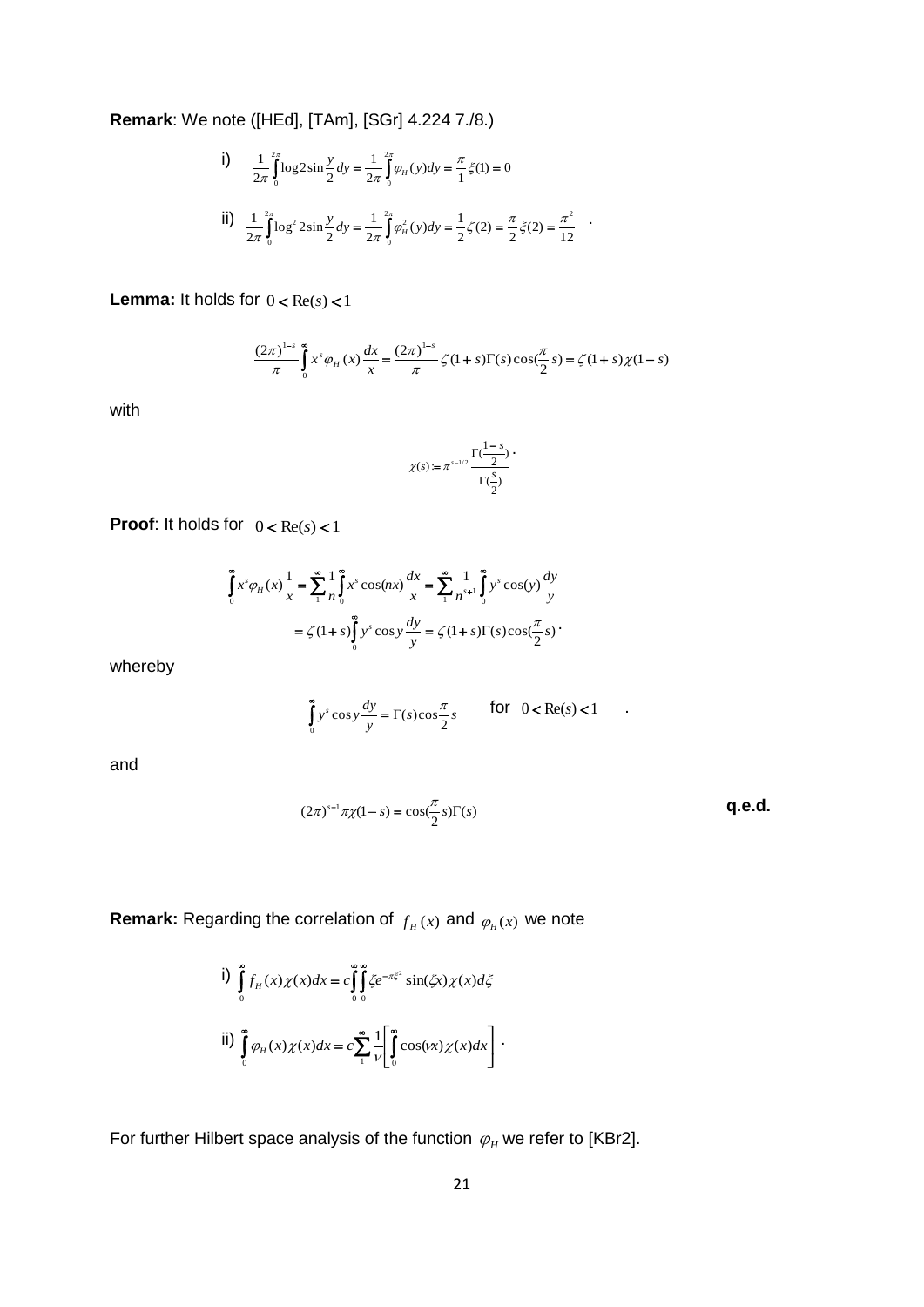**Remark**: We note ([HEd], [TAm], [SGr] 4.224 7./8.)

i) $$\frac{1}{2\pi}\int_0^{2\pi}\log 2\sin\frac{y}{2}dy = \frac{1}{2\pi}\int_0^{2\pi}\varphi_H(y)dy = \frac{\pi}{1}\xi(1) = 0$$

ii) $$\frac{1}{2\pi}\int_0^{2\pi}\log^2 2\sin\frac{y}{2}dy = \frac{1}{2\pi}\int_0^{2\pi}\varphi_H^2(y)dy = \frac{1}{2}\zeta(2) = \frac{\pi}{2}\xi(2) = \frac{\pi^2}{12} \quad .$$

**Lemma:** It holds for $0 < \mathrm{Re}(s) < 1$

$$\frac{(2\pi)^{1-s}}{\pi}\int_0^\infty x^s\varphi_H(x)\frac{dx}{x} = \frac{(2\pi)^{1-s}}{\pi}\zeta(1+s)\Gamma(s)\cos(\frac{\pi}{2}s) = \zeta(1+s)\chi(1-s)$$

with

$$\chi(s) := \pi^{s-1/2}\frac{\Gamma(\frac{1-s}{2})}{\Gamma(\frac{s}{2})} .$$

**Proof**: It holds for $0 < \mathrm{Re}(s) < 1$

$$\int_0^\infty x^s\varphi_H(x)\frac{1}{x} = \sum_1^\infty\frac{1}{n}\int_0^\infty x^s\cos(nx)\frac{dx}{x} = \sum_1^\infty\frac{1}{n^{s+1}}\int_0^\infty y^s\cos(y)\frac{dy}{y}$$
$$= \zeta(1+s)\int_0^\infty y^s\cos y\frac{dy}{y} = \zeta(1+s)\Gamma(s)\cos(\frac{\pi}{2}s) .$$

whereby

$$\int_0^\infty y^s\cos y\frac{dy}{y} = \Gamma(s)\cos\frac{\pi}{2}s \qquad \text{for } 0 < \mathrm{Re}(s) < 1 \quad .$$

and

$$(2\pi)^{s-1}\pi\chi(1-s) = \cos(\frac{\pi}{2}s)\Gamma(s)$$

**q.e.d.**

**Remark:** Regarding the correlation of $f_H(x)$ and $\varphi_H(x)$ we note

i) $$\int_0^\infty f_H(x)\chi(x)dx = c\int_0^\infty\int_0^\infty \xi e^{-\pi\xi^2}\sin(\xi x)\chi(x)d\xi$$

ii) $$\int_0^\infty \varphi_H(x)\chi(x)dx = c\sum_1^\infty\frac{1}{\nu}\left[\int_0^\infty\cos(\nu x)\chi(x)dx\right] .$$

For further Hilbert space analysis of the function $\varphi_H$ we refer to [KBr2].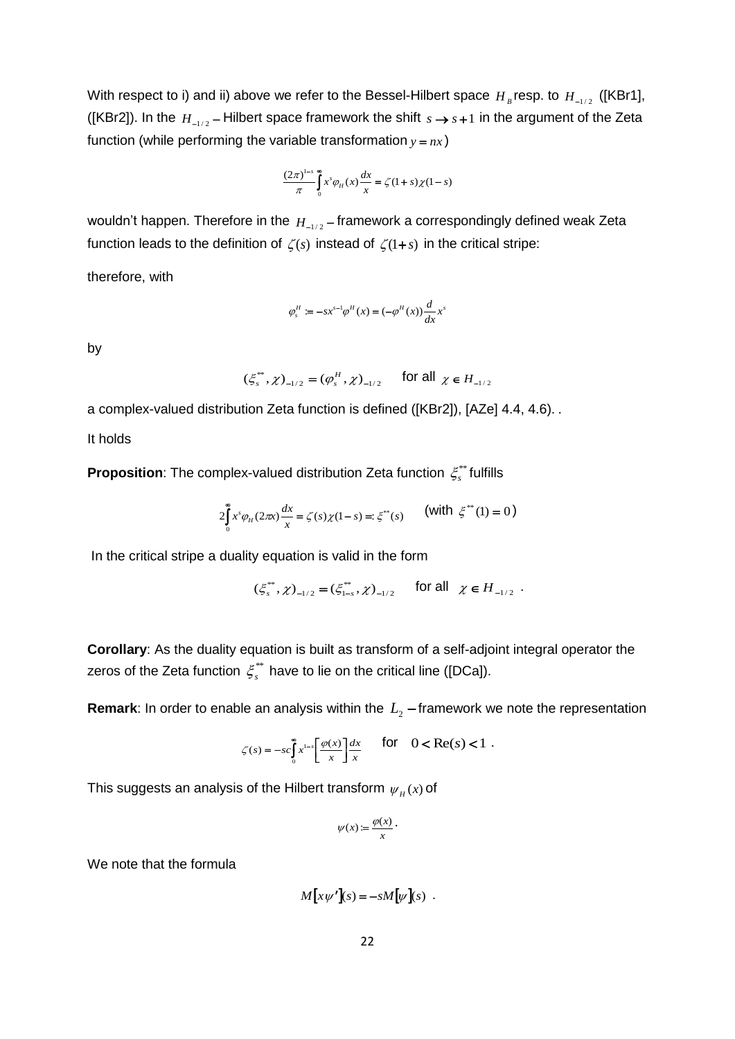With respect to i) and ii) above we refer to the Bessel-Hilbert space $H_B$ resp. to $H_{-1/2}$ ([KBr1], ([KBr2]). In the $H_{-1/2}$ – Hilbert space framework the shift $s \to s+1$ in the argument of the Zeta function (while performing the variable transformation $y = nx$)

$$\frac{(2\pi)^{1-s}}{\pi}\int_0^\infty x^s \varphi_H(x)\frac{dx}{x} = \zeta(1+s)\chi(1-s)$$

wouldn't happen. Therefore in the $H_{-1/2}$ – framework a correspondingly defined weak Zeta function leads to the definition of $\zeta(s)$ instead of $\zeta(1+s)$ in the critical stripe:

therefore, with

$$\varphi_s^H := -sx^{s-1}\varphi^H(x) = (-\varphi^H(x))\frac{d}{dx}x^s$$

by

$$(\xi_s^{**}, \chi)_{-1/2} = (\varphi_s^H, \chi)_{-1/2} \quad \text{ for all } \chi \in H_{-1/2}$$

a complex-valued distribution Zeta function is defined ([KBr2]), [AZe] 4.4, 4.6). .

It holds

**Proposition**: The complex-valued distribution Zeta function $\xi_s^{**}$ fulfills

$$2\int_0^\infty x^s \varphi_H(2\pi x)\frac{dx}{x} = \zeta(s)\chi(1-s) =: \xi^{**}(s) \quad \text{ (with } \xi^{**}(1) = 0\text{)}$$

In the critical stripe a duality equation is valid in the form

$$(\xi_s^{**}, \chi)_{-1/2} = (\xi_{1-s}^{**}, \chi)_{-1/2} \quad \text{ for all } \chi \in H_{-1/2} \ .$$

**Corollary**: As the duality equation is built as transform of a self-adjoint integral operator the zeros of the Zeta function $\xi_s^{**}$ have to lie on the critical line ([DCa]).

**Remark**: In order to enable an analysis within the $L_2$ – framework we note the representation

$$\zeta(s) = -sc\int_0^\infty x^{1-s}\left[\frac{\varphi(x)}{x}\right]\frac{dx}{x} \quad \text{ for } \quad 0 < \mathrm{Re}(s) < 1 \ .$$

This suggests an analysis of the Hilbert transform $\psi_H(x)$ of

$$\psi(x) := \frac{\varphi(x)}{x} .$$

We note that the formula

$$M[x\psi'](s) = -sM[\psi](s) \ .$$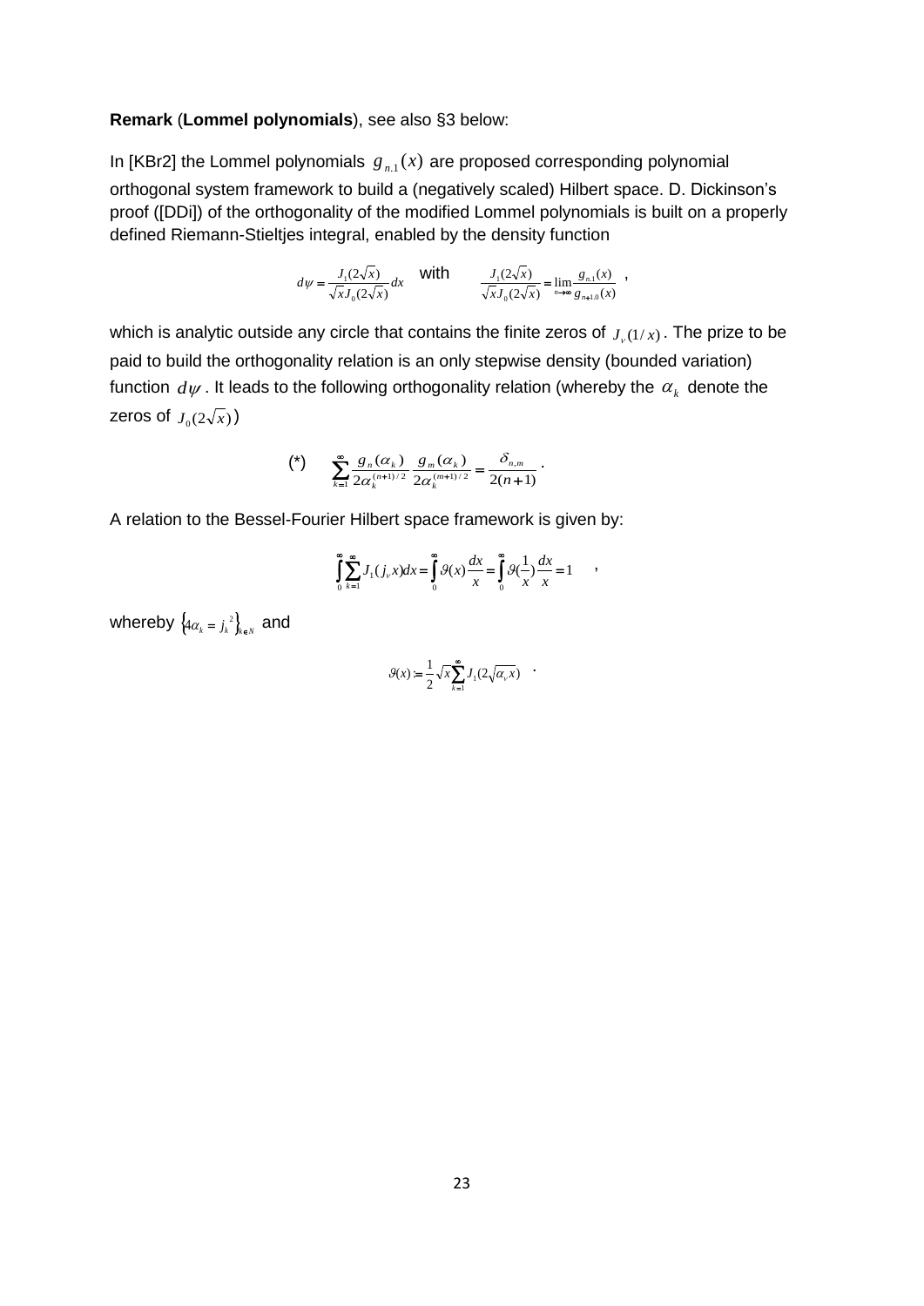**Remark** (**Lommel polynomials**), see also §3 below:

In [KBr2] the Lommel polynomials $g_{n.1}(x)$ are proposed corresponding polynomial orthogonal system framework to build a (negatively scaled) Hilbert space. D. Dickinson's proof ([DDi]) of the orthogonality of the modified Lommel polynomials is built on a properly defined Riemann-Stieltjes integral, enabled by the density function

$$d\psi = \frac{J_1(2\sqrt{x})}{\sqrt{x}J_0(2\sqrt{x})}dx \quad \text{with} \quad \frac{J_1(2\sqrt{x})}{\sqrt{x}J_0(2\sqrt{x})} = \lim_{n \to \infty} \frac{g_{n.1}(x)}{g_{n+1.0}(x)} \quad ,$$

which is analytic outside any circle that contains the finite zeros of $J_\nu(1/x)$. The prize to be paid to build the orthogonality relation is an only stepwise density (bounded variation) function $d\psi$. It leads to the following orthogonality relation (whereby the $\alpha_k$ denote the zeros of $J_0(2\sqrt{x})$)

$$(*) \qquad \sum_{k=1}^{\infty} \frac{g_n(\alpha_k)}{2\alpha_k^{(n+1)/2}} \frac{g_m(\alpha_k)}{2\alpha_k^{(m+1)/2}} = \frac{\delta_{n,m}}{2(n+1)} \, .$$

A relation to the Bessel-Fourier Hilbert space framework is given by:

$$\int_0^\infty \sum_{k=1}^{\infty} J_1(j_\nu x)dx = \int_0^\infty \vartheta(x)\frac{dx}{x} = \int_0^\infty \vartheta(\frac{1}{x})\frac{dx}{x} = 1 \quad ,$$

whereby $\left\{4\alpha_k = j_k^{\,2}\right\}_{k \in N}$ and

$$\vartheta(x) := \frac{1}{2}\sqrt{x}\sum_{k=1}^{\infty} J_1(2\sqrt{\alpha_\nu x}) \quad .$$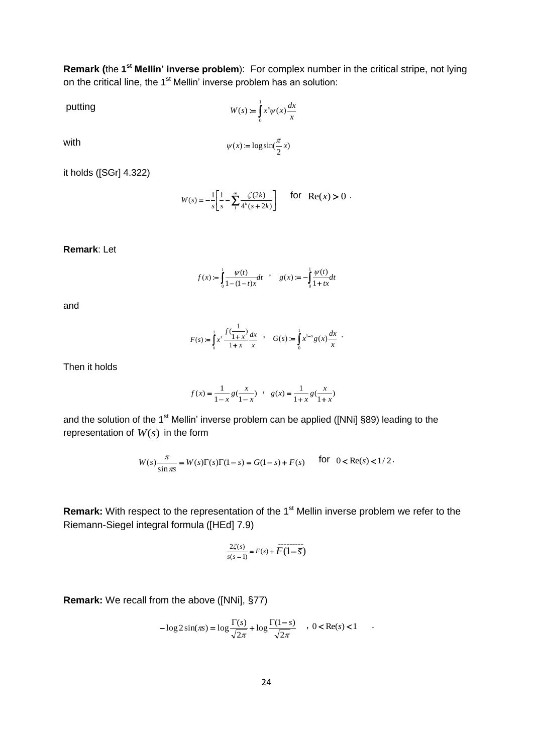**Remark (**the **1st Mellin' inverse problem**): For complex number in the critical stripe, not lying on the critical line, the 1st Mellin' inverse problem has an solution:

putting

$$W(s) := \int_0^1 x^s \psi(x) \frac{dx}{x}$$

with

$$\psi(x) := \log \sin(\frac{\pi}{2} x)$$

it holds ([SGr] 4.322)

$$W(s) = -\frac{1}{s}\left[\frac{1}{s} - \sum_1^{\infty} \frac{\zeta(2k)}{4^k (s+2k)}\right] \quad \text{for} \quad \mathrm{Re}(x) > 0 \ .$$

**Remark**: Let

$$f(x) := \int_0^1 \frac{\psi(t)}{1-(1-t)x} dt \quad , \quad g(x) := -\int_0^1 \frac{\psi(t)}{1+tx} dt$$

and

$$F(s) := \int_0^1 x^s \frac{f(\frac{1}{1+x})}{1+x} \frac{dx}{x} \quad , \quad G(s) := \int_0^1 x^{1-s} g(x) \frac{dx}{x} \ .$$

Then it holds

$$f(x) = \frac{1}{1-x} g(\frac{x}{1-x}) \quad , \quad g(x) = \frac{1}{1+x} g(\frac{x}{1+x})$$

and the solution of the 1st Mellin' inverse problem can be applied ([NNi] §89) leading to the representation of $W(s)$ in the form

$$W(s)\frac{\pi}{\sin \pi s} = W(s)\Gamma(s)\Gamma(1-s) = G(1-s) + F(s) \quad \text{for} \quad 0 < \mathrm{Re}(s) < 1/2 \, .$$

**Remark:** With respect to the representation of the 1st Mellin inverse problem we refer to the Riemann-Siegel integral formula ([HEd] 7.9)

$$\frac{2\xi(s)}{s(s-1)} = F(s) + \overline{F(1-\overline{s})}$$

**Remark:** We recall from the above ([NNi], §77)

$$-\log 2\sin(\pi s) = \log \frac{\Gamma(s)}{\sqrt{2\pi}} + \log \frac{\Gamma(1-s)}{\sqrt{2\pi}} \quad , \ 0 < \mathrm{Re}(s) < 1 \quad .$$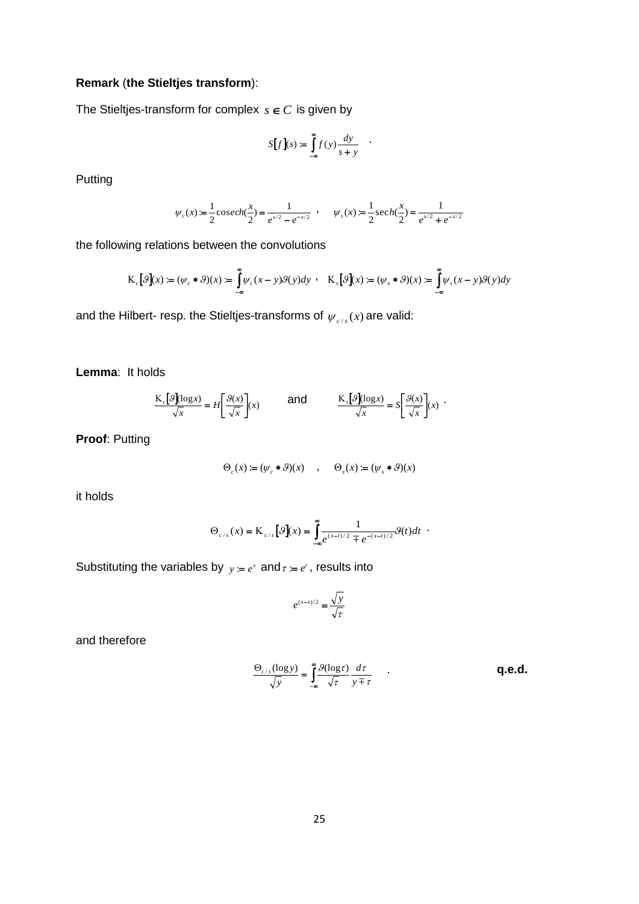**Remark** (**the Stieltjes transform**):

The Stieltjes-transform for complex $s \in C$ is given by

$$S[f](s) := \int_{-\infty}^{\infty} f(y) \frac{dy}{s+y} \quad .$$

Putting

$$\psi_c(x) := \frac{1}{2}\operatorname{cosech}(\frac{x}{2}) = \frac{1}{e^{x/2} - e^{-x/2}} \;, \quad \psi_s(x) := \frac{1}{2}\operatorname{sech}(\frac{x}{2}) = \frac{1}{e^{x/2} + e^{-x/2}}$$

the following relations between the convolutions

$$\mathrm{K}_c[\vartheta](x) := (\psi_c * \vartheta)(x) := \int_{-\infty}^{\infty} \psi_c(x-y)\vartheta(y)dy \;, \quad \mathrm{K}_s[\vartheta](x) := (\psi_s * \vartheta)(x) := \int_{-\infty}^{\infty} \psi_s(x-y)\vartheta(y)dy$$

and the Hilbert- resp. the Stieltjes-transforms of $\psi_{c/s}(x)$ are valid:

**Lemma**: It holds

$$\frac{\mathrm{K}_c[\vartheta](\log x)}{\sqrt{x}} = H\left[\frac{\vartheta(x)}{\sqrt{x}}\right](x) \qquad \text{and} \qquad \frac{\mathrm{K}_s[\vartheta](\log x)}{\sqrt{x}} = S\left[\frac{\vartheta(x)}{\sqrt{x}}\right](x) \; .$$

**Proof**: Putting

$$\Theta_c(x) := (\psi_c * \vartheta)(x) \quad , \quad \Theta_s(x) := (\psi_s * \vartheta)(x)$$

it holds

$$\Theta_{c/s}(x) = \mathrm{K}_{c/s}[\vartheta](x) = \int_{-\infty}^{\infty} \frac{1}{e^{(x-t)/2} \mp e^{-(x-t)/2}} \vartheta(t)dt \; .$$

Substituting the variables by $y := e^x$ and $\tau := e^t$, results into

$$e^{(x-t)/2} = \frac{\sqrt{y}}{\sqrt{\tau}}$$

and therefore

$$\frac{\Theta_{c/s}(\log y)}{\sqrt{y}} = \int_{-\infty}^{\infty} \frac{\vartheta(\log \tau)}{\sqrt{\tau}} \frac{d\tau}{y \mp \tau} \quad . \qquad\qquad \textbf{q.e.d.}$$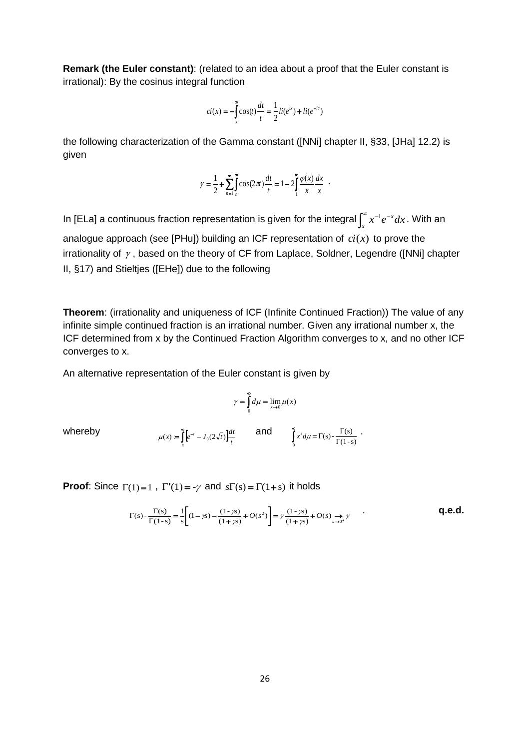**Remark (the Euler constant)**: (related to an idea about a proof that the Euler constant is irrational): By the cosinus integral function

$$ci(x) = -\int_x^\infty \cos(t)\frac{dt}{t} = \frac{1}{2}li(e^{ix}) + li(e^{-ic})$$

the following characterization of the Gamma constant ([NNi] chapter II, §33, [JHa] 12.2) is given

$$\gamma = \frac{1}{2} + \sum_{n=1}^\infty \int_n^\infty \cos(2\pi t)\frac{dt}{t} = 1 - 2\int_1^\infty \frac{\varphi(x)}{x}\frac{dx}{x} \ .$$

In [ELa] a continuous fraction representation is given for the integral $\int_x^\infty x^{-1}e^{-x}dx$. With an analogue approach (see [PHu]) building an ICF representation of $ci(x)$ to prove the irrationality of $\gamma$, based on the theory of CF from Laplace, Soldner, Legendre ([NNi] chapter II, §17) and Stieltjes ([EHe]) due to the following

**Theorem**: (irrationality and uniqueness of ICF (Infinite Continued Fraction)) The value of any infinite simple continued fraction is an irrational number. Given any irrational number x, the ICF determined from x by the Continued Fraction Algorithm converges to x, and no other ICF converges to x.

An alternative representation of the Euler constant is given by

$$\gamma = \int_0^\infty d\mu = \lim_{x \to 0} \mu(x)$$

whereby $\mu(x) := \int_x^\infty \left[e^{-t} - J_0(2\sqrt{t})\right]\frac{dt}{t}$ and $\int_0^\infty x^s d\mu = \Gamma(s) - \frac{\Gamma(s)}{\Gamma(1-s)}$ .

**Proof**: Since $\Gamma(1) = 1$ , $\Gamma'(1) = -\gamma$ and $s\Gamma(s) = \Gamma(1+s)$ it holds

$$\Gamma(s) - \frac{\Gamma(s)}{\Gamma(1-s)} = \frac{1}{s}\left[(1-\gamma s) - \frac{(1-\gamma s)}{(1+\gamma s)} + O(s^2)\right] = \gamma\frac{(1-\gamma s)}{(1+\gamma s)} + O(s) \underset{s \to 0^+}{\to} \gamma \quad .$$

**q.e.d.**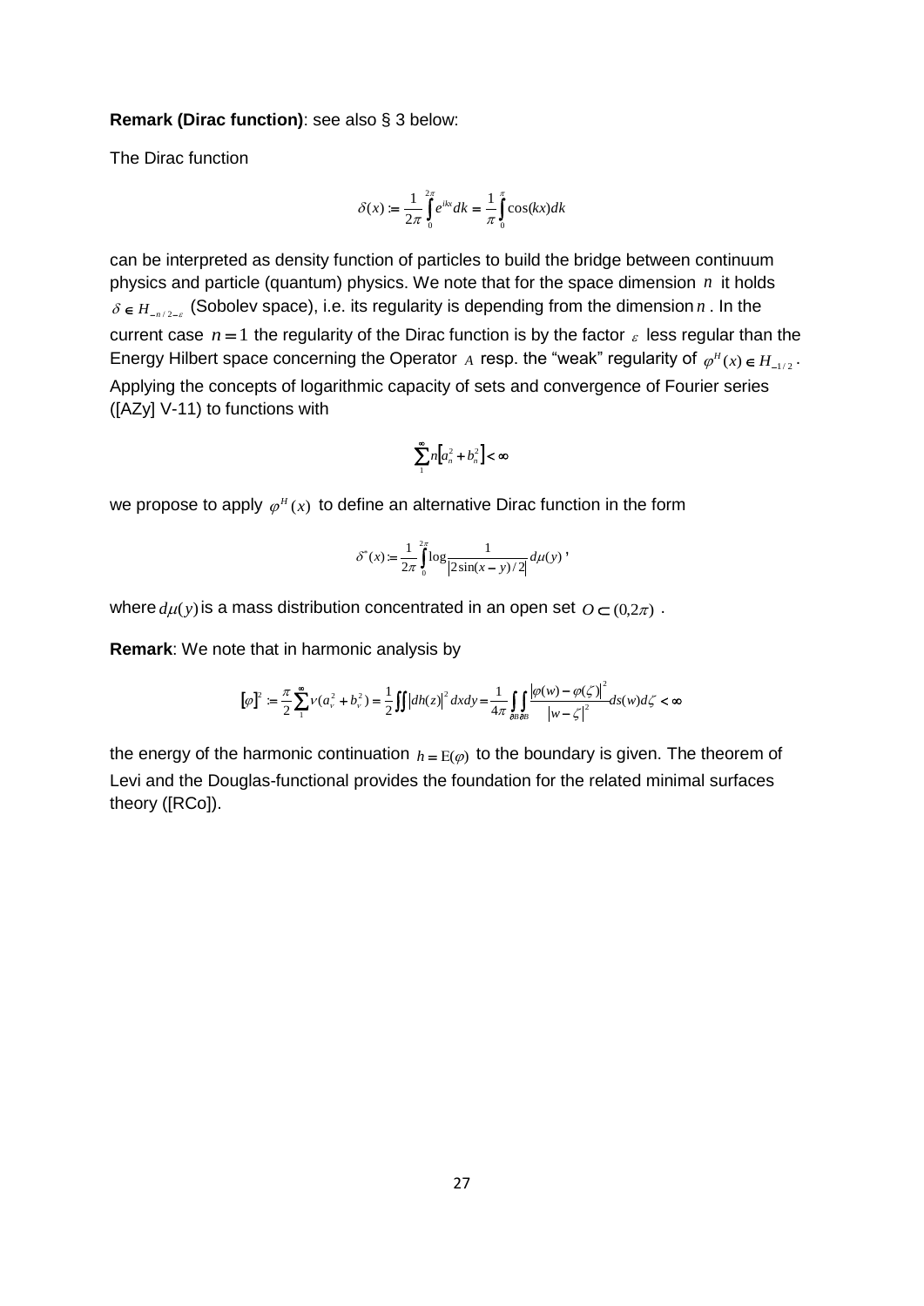**Remark (Dirac function)**: see also § 3 below:

The Dirac function

$$\delta(x) := \frac{1}{2\pi}\int_0^{2\pi} e^{ikx} dk = \frac{1}{\pi}\int_0^{\pi} \cos(kx) dk$$

can be interpreted as density function of particles to build the bridge between continuum physics and particle (quantum) physics. We note that for the space dimension $n$ it holds $\delta \in H_{-n/2-\varepsilon}$ (Sobolev space), i.e. its regularity is depending from the dimension $n$. In the current case $n = 1$ the regularity of the Dirac function is by the factor $\varepsilon$ less regular than the Energy Hilbert space concerning the Operator $A$ resp. the "weak" regularity of $\varphi^H(x) \in H_{-1/2}$. Applying the concepts of logarithmic capacity of sets and convergence of Fourier series ([AZy] V-11) to functions with

$$\sum_1^{\infty} n\left[a_n^2 + b_n^2\right] < \infty$$

we propose to apply $\varphi^H(x)$ to define an alternative Dirac function in the form

$$\delta^*(x) := \frac{1}{2\pi}\int_0^{2\pi} \log\frac{1}{\left|2\sin(x-y)/2\right|} d\mu(y),$$

where $d\mu(y)$ is a mass distribution concentrated in an open set $O \subset (0,2\pi)$.

**Remark**: We note that in harmonic analysis by

$$[\varphi]^2 := \frac{\pi}{2}\sum_1^{\infty} \nu(a_\nu^2 + b_\nu^2) = \frac{1}{2}\iint \left|dh(z)\right|^2 dxdy = \frac{1}{4\pi}\int_{\partial B}\int_{\partial B} \frac{\left|\varphi(w) - \varphi(\zeta)\right|^2}{\left|w-\zeta\right|^2} ds(w) d\zeta < \infty$$

the energy of the harmonic continuation $h = \mathrm{E}(\varphi)$ to the boundary is given. The theorem of Levi and the Douglas-functional provides the foundation for the related minimal surfaces theory ([RCo]).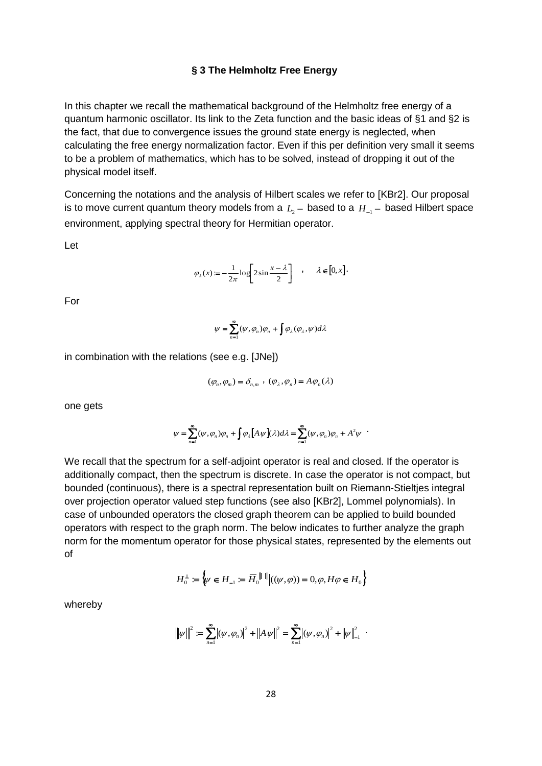### § 3 The Helmholtz Free Energy

In this chapter we recall the mathematical background of the Helmholtz free energy of a quantum harmonic oscillator. Its link to the Zeta function and the basic ideas of §1 and §2 is the fact, that due to convergence issues the ground state energy is neglected, when calculating the free energy normalization factor. Even if this per definition very small it seems to be a problem of mathematics, which has to be solved, instead of dropping it out of the physical model itself.

Concerning the notations and the analysis of Hilbert scales we refer to [KBr2]. Our proposal is to move current quantum theory models from a $L_2-$ based to a $H_{-1}-$ based Hilbert space environment, applying spectral theory for Hermitian operator.

Let

$$\varphi_\lambda(x) := -\frac{1}{2\pi}\log\left[2\sin\frac{x-\lambda}{2}\right] \quad , \quad \lambda \in [0,x].$$

For

$$\psi = \sum_{n=1}^{\infty}(\psi,\varphi_n)\varphi_n + \int \varphi_\lambda(\varphi_\lambda,\psi)d\lambda$$

in combination with the relations (see e.g. [JNe])

$$(\varphi_n,\varphi_m) = \delta_{n,m} \ , \ (\varphi_\lambda,\varphi_n) = A\varphi_n(\lambda)$$

one gets

$$\psi = \sum_{n=1}^{\infty}(\psi,\varphi_n)\varphi_n + \int \varphi_\lambda[A\psi](\lambda)d\lambda = \sum_{n=1}^{\infty}(\psi,\varphi_n)\varphi_n + A^2\psi \ .$$

We recall that the spectrum for a self-adjoint operator is real and closed. If the operator is additionally compact, then the spectrum is discrete. In case the operator is not compact, but bounded (continuous), there is a spectral representation built on Riemann-Stieltjes integral over projection operator valued step functions (see also [KBr2], Lommel polynomials). In case of unbounded operators the closed graph theorem can be applied to build bounded operators with respect to the graph norm. The below indicates to further analyze the graph norm for the momentum operator for those physical states, represented by the elements out of

$$H_0^\perp := \left\{\psi \in H_{-1} := \overline{H}_0^{\|\|\ \|\|} \,\middle|\, ((\psi,\varphi)) = 0, \varphi, H\varphi \in H_0\right\}$$

whereby

$$\|\psi\|^2 := \sum_{n=1}^{\infty}|(\psi,\varphi_n)|^2 + \|A\psi\|^2 = \sum_{n=1}^{\infty}|(\psi,\varphi_n)|^2 + \|\psi\|_{-1}^2 \ .$$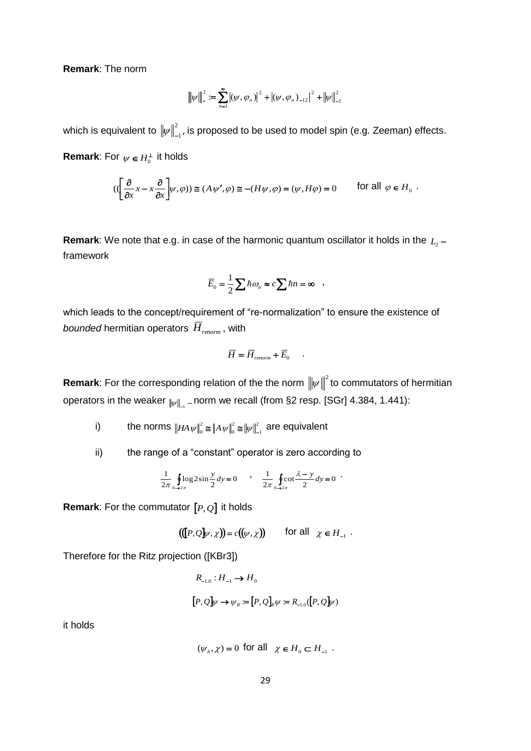**Remark**: The norm

$$\|\psi\|_*^2 := \sum_{n=1}^{\infty} |(\psi,\varphi_n)|^2 + |(\psi,\varphi_n)_{-12}|^2 + \|\psi\|_{-1}^2$$

which is equivalent to $\|\psi\|_{-1}^2$, is proposed to be used to model spin (e.g. Zeeman) effects.

**Remark**: For $\psi \in H_0^{\perp}$ it holds

$$(([\frac{\partial}{\partial x}x - x\frac{\partial}{\partial x}]\psi,\varphi)) \cong (A\psi',\varphi) \cong -(H\psi,\varphi) = (\psi,H\varphi) = 0 \qquad \text{for all } \varphi \in H_0 \ .$$

**Remark**: We note that e.g. in case of the harmonic quantum oscillator it holds in the $L_2$ – framework

$$\overline{E}_0 = \frac{1}{2}\sum \hbar\omega_n \approx c\sum \hbar n = \infty \quad ,$$

which leads to the concept/requirement of "re-normalization" to ensure the existence of *bounded* hermitian operators $\overline{H}_{renorm}$, with

$$\overline{H} = \overline{H}_{renorm} + \overline{E}_0 \quad .$$

**Remark**: For the corresponding relation of the the norm $\|\psi\|^2$ to commutators of hermitian operators in the weaker $\|\psi\|_{-1}$ – norm we recall (from §2 resp. [SGr] 4.384, 1.441):

i) the norms $\|HA\psi\|_0^2 \cong \|A\psi\|_0^2 \cong \|\psi\|_{-1}^2$ are equivalent

ii) the range of a "constant" operator is zero according to

$$\frac{1}{2\pi}\oint_{0\to 2\pi}\log 2\sin\frac{y}{2}dy = 0 \quad , \quad \frac{1}{2\pi}\oint_{0\to 2\pi}\cot\frac{\lambda - y}{2}dy = 0 \ .$$

**Remark**: For the commutator $[P,Q]$ it holds

$$(([P,Q]\psi,\chi)) = c((\psi,\chi)) \qquad \text{for all } \chi \in H_{-1} \ .$$

Therefore for the Ritz projection ([KBr3])

$$R_{-1,0} : H_{-1} \to H_0$$

$$[P,Q]\psi \to \psi_R := [P,Q]_R\psi := R_{-1,0}([P,Q]\psi)$$

it holds

$$(\psi_h,\chi) = 0 \ \text{for all} \ \chi \in H_0 \subset H_{-1} \ .$$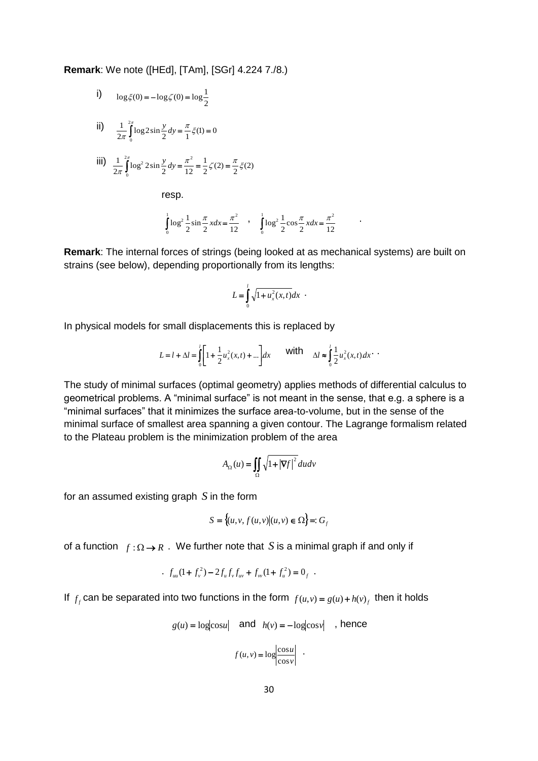**Remark**: We note ([HEd], [TAm], [SGr] 4.224 7./8.)

i) $\log\xi(0) = -\log\zeta(0) = \log\frac{1}{2}$

ii) $\frac{1}{2\pi}\int_0^{2\pi}\log 2\sin\frac{y}{2}dy = \frac{\pi}{1}\xi(1) = 0$

iii) $\frac{1}{2\pi}\int_0^{2\pi}\log^2 2\sin\frac{y}{2}dy = \frac{\pi^2}{12} = \frac{1}{2}\zeta(2) = \frac{\pi}{2}\xi(2)$

resp.

$$\int_0^1 \log^2\frac{1}{2}\sin\frac{\pi}{2}xdx = \frac{\pi^2}{12} \quad , \quad \int_0^1 \log^2\frac{1}{2}\cos\frac{\pi}{2}xdx = \frac{\pi^2}{12} \quad .$$

**Remark**: The internal forces of strings (being looked at as mechanical systems) are built on strains (see below), depending proportionally from its lengths:

$$L = \int_0^l \sqrt{1+u_x^2(x,t)}dx \ .$$

In physical models for small displacements this is replaced by

$$L = l + \Delta l = \int_0^l \left[1 + \frac{1}{2}u_x^2(x,t) + ...\right]dx \quad \text{with} \quad \Delta l \approx \int_0^l \frac{1}{2}u_x^2(x,t)dx \ .$$

The study of minimal surfaces (optimal geometry) applies methods of differential calculus to geometrical problems. A "minimal surface" is not meant in the sense, that e.g. a sphere is a "minimal surfaces" that it minimizes the surface area-to-volume, but in the sense of the minimal surface of smallest area spanning a given contour. The Lagrange formalism related to the Plateau problem is the minimization problem of the area

$$A_\Omega(u) = \iint_\Omega \sqrt{1+|\nabla f|^2}dudv$$

for an assumed existing graph $S$ in the form

$$S = \{(u,v,f(u,v)) | (u,v) \in \Omega\} =: G_f$$

of a function $f : \Omega \to R$ . We further note that $S$ is a minimal graph if and only if

$$f_{uu}(1+f_v^2) - 2f_u f_v f_{uv} + f_{vv}(1+f_u^2) = 0_f \ .$$

If $f_f$ can be separated into two functions in the form $f(u,v) = g(u) + h(v)_f$ then it holds

$$g(u) = \log|\cos u| \quad \text{and} \quad h(v) = -\log|\cos v| \quad \text{, hence}$$

$$f(u,v) = \log\left|\frac{\cos u}{\cos v}\right| \ .$$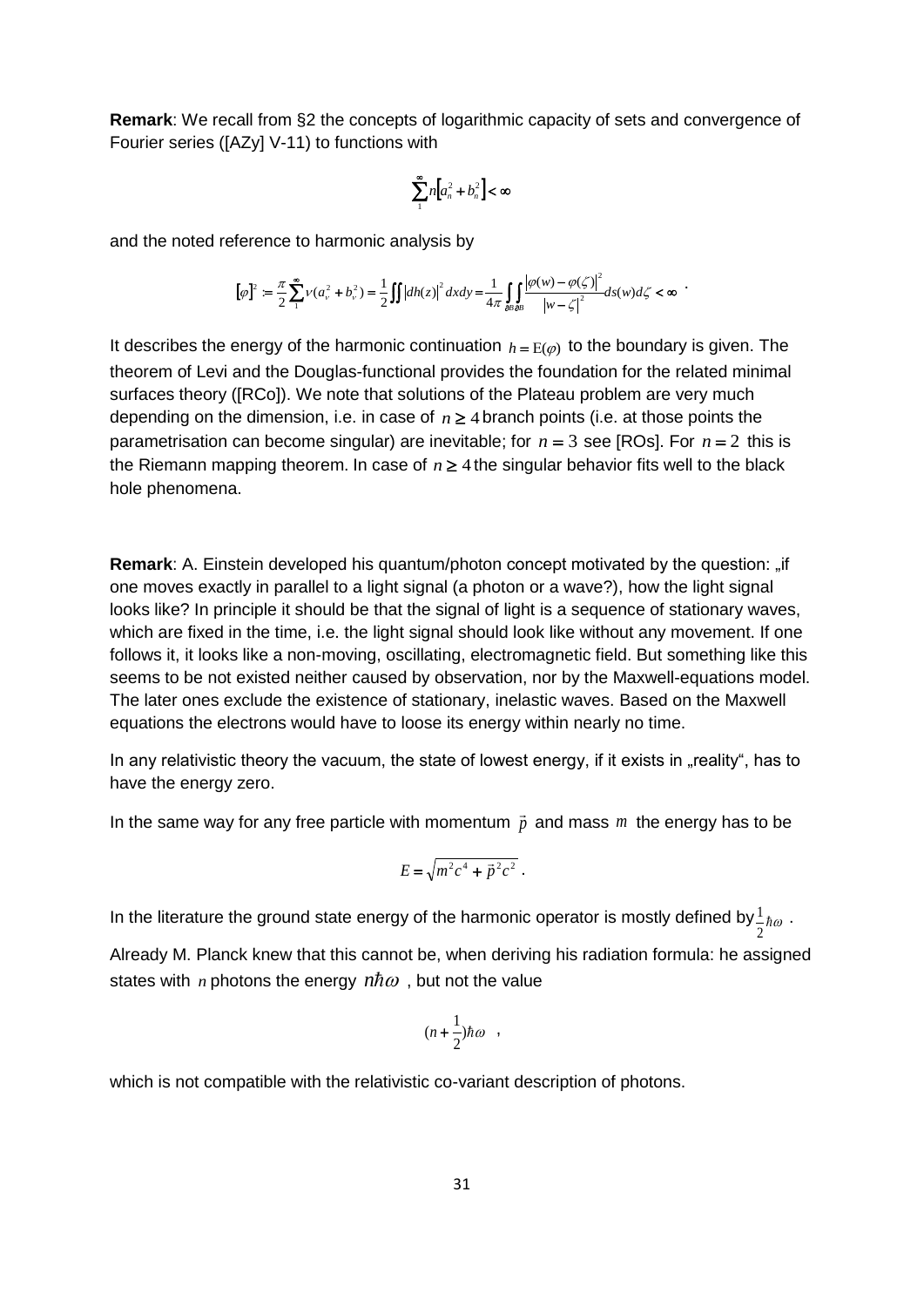**Remark**: We recall from §2 the concepts of logarithmic capacity of sets and convergence of Fourier series ([AZy] V-11) to functions with

$$\sum_{1}^{\infty} n\left[a_n^2 + b_n^2\right] < \infty$$

and the noted reference to harmonic analysis by

$$[\varphi]^2 := \frac{\pi}{2}\sum_{1}^{\infty} \nu(a_\nu^2 + b_\nu^2) = \frac{1}{2}\iint |dh(z)|^2 dxdy = \frac{1}{4\pi}\int_{\partial B}\int_{\partial B} \frac{|\varphi(w) - \varphi(\zeta)|^2}{|w-\zeta|^2} ds(w)d\zeta < \infty \ .$$

It describes the energy of the harmonic continuation $h = \mathrm{E}(\varphi)$ to the boundary is given. The theorem of Levi and the Douglas-functional provides the foundation for the related minimal surfaces theory ([RCo]). We note that solutions of the Plateau problem are very much depending on the dimension, i.e. in case of $n \geq 4$ branch points (i.e. at those points the parametrisation can become singular) are inevitable; for $n = 3$ see [ROs]. For $n = 2$ this is the Riemann mapping theorem. In case of $n \geq 4$ the singular behavior fits well to the black hole phenomena.

**Remark**: A. Einstein developed his quantum/photon concept motivated by the question: „if one moves exactly in parallel to a light signal (a photon or a wave?), how the light signal looks like? In principle it should be that the signal of light is a sequence of stationary waves, which are fixed in the time, i.e. the light signal should look like without any movement. If one follows it, it looks like a non-moving, oscillating, electromagnetic field. But something like this seems to be not existed neither caused by observation, nor by the Maxwell-equations model. The later ones exclude the existence of stationary, inelastic waves. Based on the Maxwell equations the electrons would have to loose its energy within nearly no time.

In any relativistic theory the vacuum, the state of lowest energy, if it exists in „reality", has to have the energy zero.

In the same way for any free particle with momentum $\vec{p}$ and mass $m$ the energy has to be

$$E = \sqrt{m^2c^4 + \vec{p}^2c^2}\ .$$

In the literature the ground state energy of the harmonic operator is mostly defined by $\frac{1}{2}\hbar\omega$ .

Already M. Planck knew that this cannot be, when deriving his radiation formula: he assigned states with $n$ photons the energy $n\hbar\omega$ , but not the value

$$(n + \frac{1}{2})\hbar\omega \ ,$$

which is not compatible with the relativistic co-variant description of photons.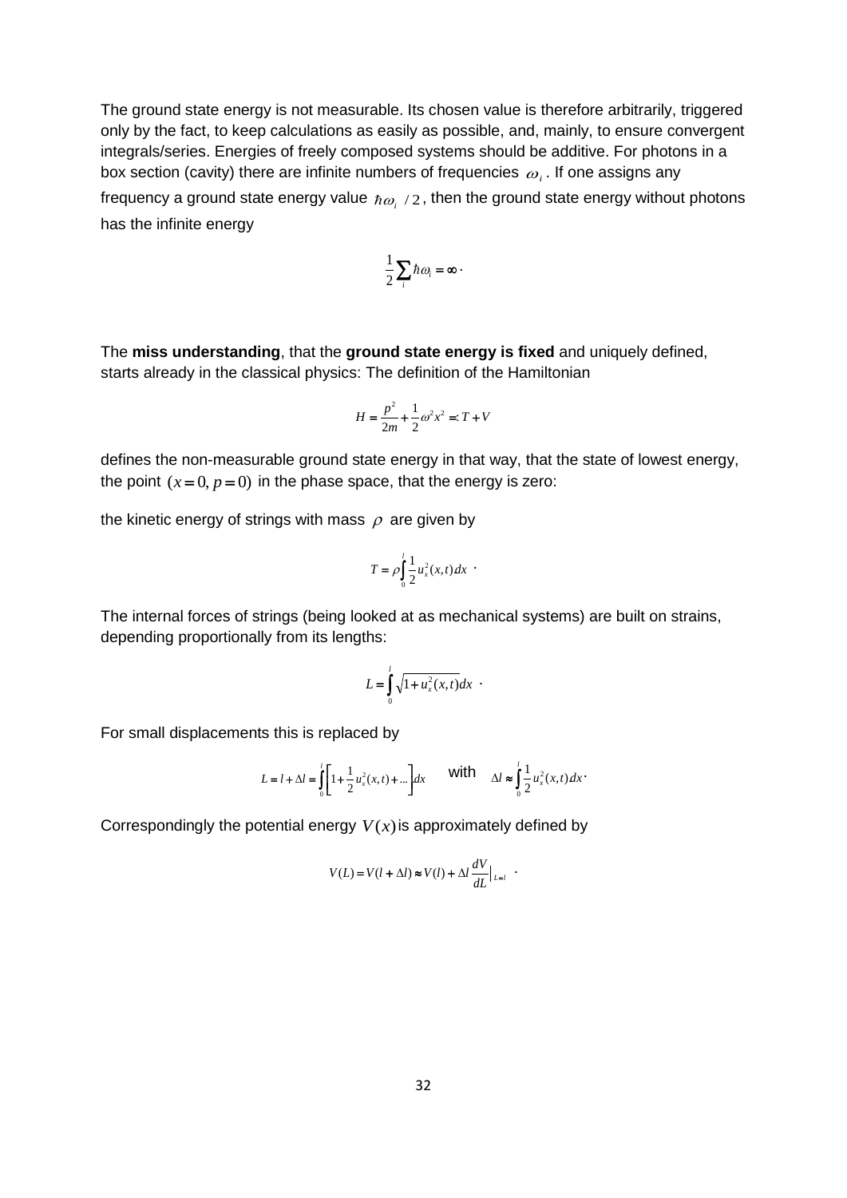The ground state energy is not measurable. Its chosen value is therefore arbitrarily, triggered only by the fact, to keep calculations as easily as possible, and, mainly, to ensure convergent integrals/series. Energies of freely composed systems should be additive. For photons in a box section (cavity) there are infinite numbers of frequencies $\omega_i$. If one assigns any frequency a ground state energy value $\hbar\omega_i / 2$, then the ground state energy without photons has the infinite energy

$$\frac{1}{2}\sum_i \hbar\omega_i = \infty \cdot$$

The **miss understanding**, that the **ground state energy is fixed** and uniquely defined, starts already in the classical physics: The definition of the Hamiltonian

$$H = \frac{p^2}{2m} + \frac{1}{2}\omega^2 x^2 =: T + V$$

defines the non-measurable ground state energy in that way, that the state of lowest energy, the point $(x = 0, p = 0)$ in the phase space, that the energy is zero:

the kinetic energy of strings with mass $\rho$ are given by

$$T = \rho\int_0^l \frac{1}{2}u_x^2(x,t)dx \cdot$$

The internal forces of strings (being looked at as mechanical systems) are built on strains, depending proportionally from its lengths:

$$L = \int_0^l \sqrt{1 + u_x^2(x,t)}dx \cdot$$

For small displacements this is replaced by

$$L = l + \Delta l = \int_0^l \left[1 + \frac{1}{2}u_x^2(x,t) + ...\right]dx \quad \text{with} \quad \Delta l \approx \int_0^l \frac{1}{2}u_x^2(x,t)dx \cdot$$

Correspondingly the potential energy $V(x)$ is approximately defined by

$$V(L) = V(l + \Delta l) \approx V(l) + \Delta l \frac{dV}{dL}\Big|_{L=l} \cdot$$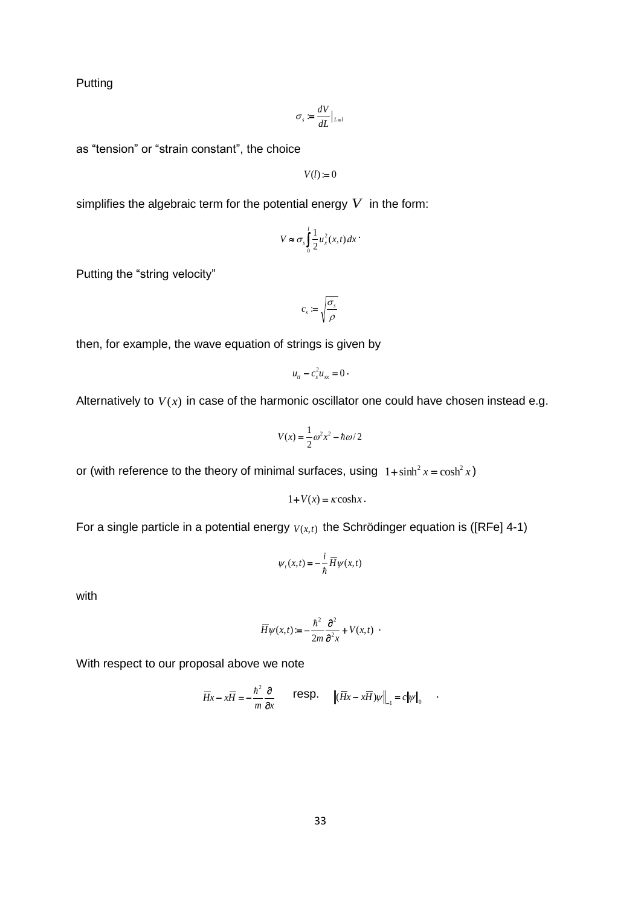Putting

$$\sigma_s := \frac{dV}{dL}\Big|_{L=l}$$

as “tension” or “strain constant”, the choice

$$V(l) := 0$$

simplifies the algebraic term for the potential energy $V$ in the form:

$$V \approx \sigma_s \int_0^l \frac{1}{2} u_x^2(x,t)\,dx \cdot$$

Putting the “string velocity”

$$c_s := \sqrt{\frac{\sigma_s}{\rho}}$$

then, for example, the wave equation of strings is given by

$$u_{tt} - c_s^2 u_{xx} = 0 \cdot$$

Alternatively to $V(x)$ in case of the harmonic oscillator one could have chosen instead e.g.

$$V(x) = \frac{1}{2}\omega^2 x^2 - \hbar\omega / 2$$

or (with reference to the theory of minimal surfaces, using $1 + \sinh^2 x = \cosh^2 x$)

$$1 + V(x) = \kappa \cosh x \,.$$

For a single particle in a potential energy $V(x,t)$ the Schrödinger equation is ([RFe] 4-1)

$$\psi_t(x,t) = -\frac{i}{\hbar}\overline{H}\psi(x,t)$$

with

$$\overline{H}\psi(x,t) := -\frac{\hbar^2}{2m}\frac{\partial^2}{\partial^2 x} + V(x,t) \cdot$$

With respect to our proposal above we note

$$\overline{H}x - x\overline{H} = -\frac{\hbar^2}{m}\frac{\partial}{\partial x} \quad \text{resp.} \quad \left\|(\overline{H}x - x\overline{H})\psi\right\|_{-1} = c\|\psi\|_0 \quad .$$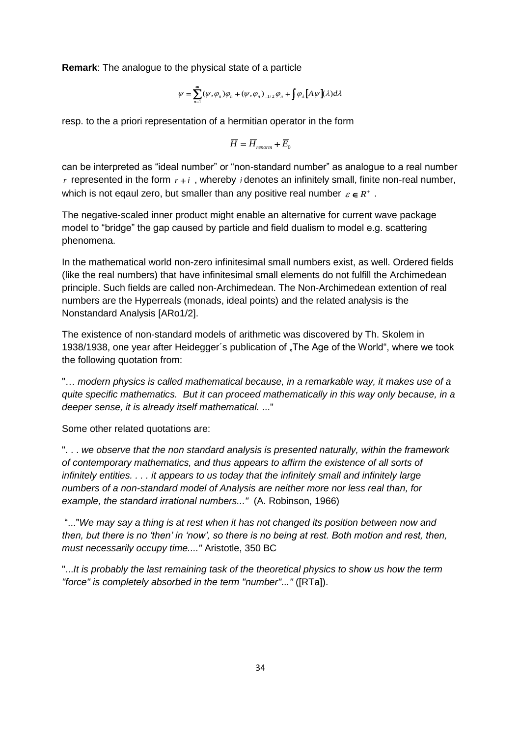**Remark**: The analogue to the physical state of a particle

$$\psi = \sum_{n=1}^{\infty} (\psi, \varphi_n)\varphi_n + (\psi, \varphi_n)_{-1/2}\varphi_n + \int \varphi_\lambda [A\psi](\lambda) d\lambda$$

resp. to the a priori representation of a hermitian operator in the form

$$\overline{H} = \overline{H}_{renorm} + \overline{E}_0$$

can be interpreted as "ideal number" or "non-standard number" as analogue to a real number $r$ represented in the form $r + i$ , whereby $i$ denotes an infinitely small, finite non-real number, which is not eqaul zero, but smaller than any positive real number $\varepsilon \in R^+$ .

The negative-scaled inner product might enable an alternative for current wave package model to "bridge" the gap caused by particle and field dualism to model e.g. scattering phenomena.

In the mathematical world non-zero infinitesimal small numbers exist, as well. Ordered fields (like the real numbers) that have infinitesimal small elements do not fulfill the Archimedean principle. Such fields are called non-Archimedean. The Non-Archimedean extention of real numbers are the Hyperreals (monads, ideal points) and the related analysis is the Nonstandard Analysis [ARo1/2].

The existence of non-standard models of arithmetic was discovered by Th. Skolem in 1938/1938, one year after Heidegger´s publication of „The Age of the World", where we took the following quotation from:

"*… modern physics is called mathematical because, in a remarkable way, it makes use of a quite specific mathematics. But it can proceed mathematically in this way only because, in a deeper sense, it is already itself mathematical.* ..."

Some other related quotations are:

". . . *we observe that the non standard analysis is presented naturally, within the framework of contemporary mathematics, and thus appears to affirm the existence of all sorts of infinitely entities. . . . it appears to us today that the infinitely small and infinitely large numbers of a non-standard model of Analysis are neither more nor less real than, for example, the standard irrational numbers..."* (A. Robinson, 1966)

"..."*We may say a thing is at rest when it has not changed its position between now and then, but there is no 'then' in 'now', so there is no being at rest. Both motion and rest, then, must necessarily occupy time...."* Aristotle, 350 BC

"...*It is probably the last remaining task of the theoretical physics to show us how the term "force" is completely absorbed in the term "number"..."* ([RTa]).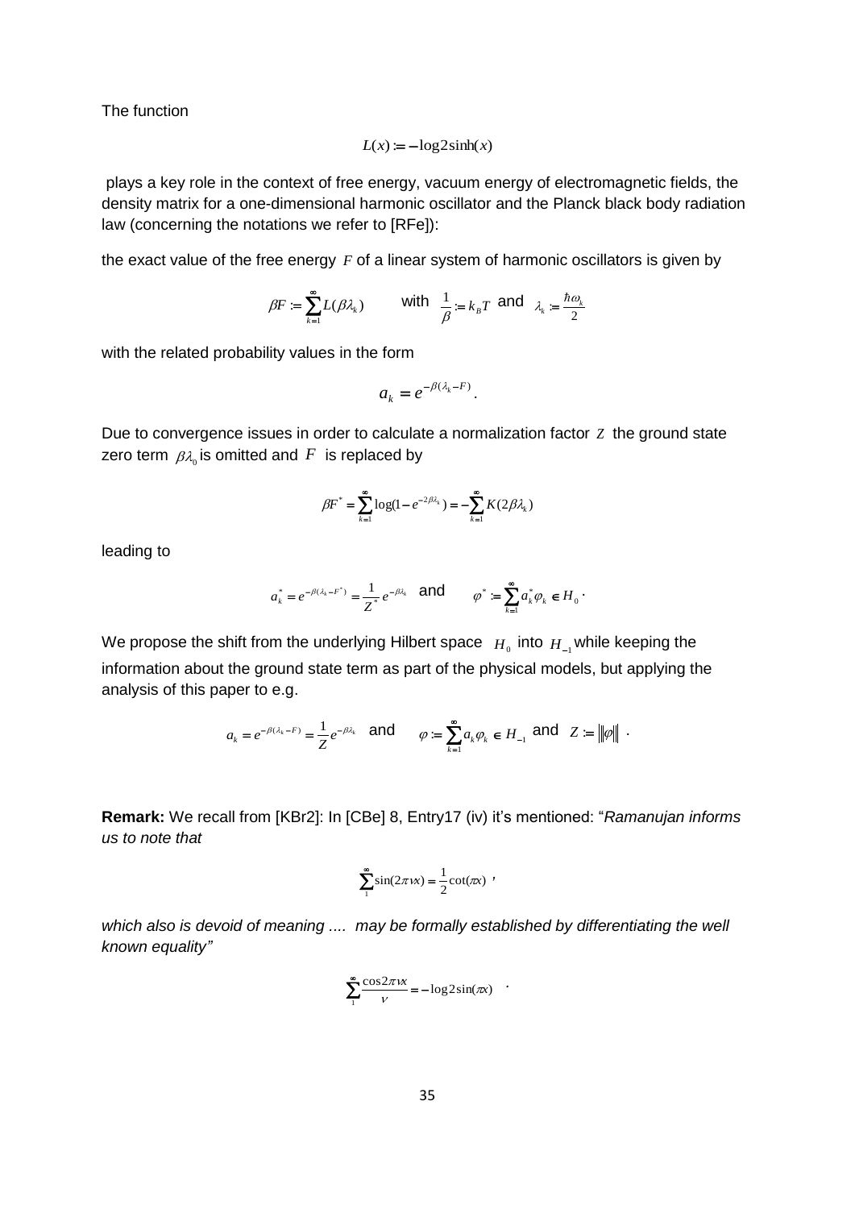The function

$$L(x) := -\log 2\sinh(x)$$

plays a key role in the context of free energy, vacuum energy of electromagnetic fields, the density matrix for a one-dimensional harmonic oscillator and the Planck black body radiation law (concerning the notations we refer to [RFe]):

the exact value of the free energy $F$ of a linear system of harmonic oscillators is given by

$$\beta F := \sum_{k=1}^{\infty} L(\beta\lambda_k) \qquad \text{with } \frac{1}{\beta} := k_B T \text{ and } \lambda_k := \frac{\hbar\omega_k}{2}$$

with the related probability values in the form

$$a_k = e^{-\beta(\lambda_k - F)}.$$

Due to convergence issues in order to calculate a normalization factor $Z$ the ground state zero term $\beta\lambda_0$ is omitted and $F$ is replaced by

$$\beta F^* = \sum_{k=1}^{\infty} \log(1 - e^{-2\beta\lambda_k}) = -\sum_{k=1}^{\infty} K(2\beta\lambda_k)$$

leading to

$$a_k^* = e^{-\beta(\lambda_k - F^*)} = \frac{1}{Z^*} e^{-\beta\lambda_k} \quad \text{and} \qquad \varphi^* := \sum_{k=1}^{\infty} a_k^* \varphi_k \in H_0 \,.$$

We propose the shift from the underlying Hilbert space $H_0$ into $H_{-1}$ while keeping the information about the ground state term as part of the physical models, but applying the analysis of this paper to e.g.

$$a_k = e^{-\beta(\lambda_k - F)} = \frac{1}{Z} e^{-\beta\lambda_k} \quad \text{and} \qquad \varphi := \sum_{k=1}^{\infty} a_k \varphi_k \in H_{-1} \text{ and } Z := \|\varphi\| \,.$$

**Remark:** We recall from [KBr2]: In [CBe] 8, Entry17 (iv) it's mentioned: "*Ramanujan informs us to note that*

$$\sum_{1}^{\infty} \sin(2\pi\nu x) = \frac{1}{2}\cot(\pi x) \,,$$

*which also is devoid of meaning .... may be formally established by differentiating the well known equality"*

$$\sum_{1}^{\infty} \frac{\cos 2\pi\nu x}{\nu} = -\log 2\sin(\pi x) \,.$$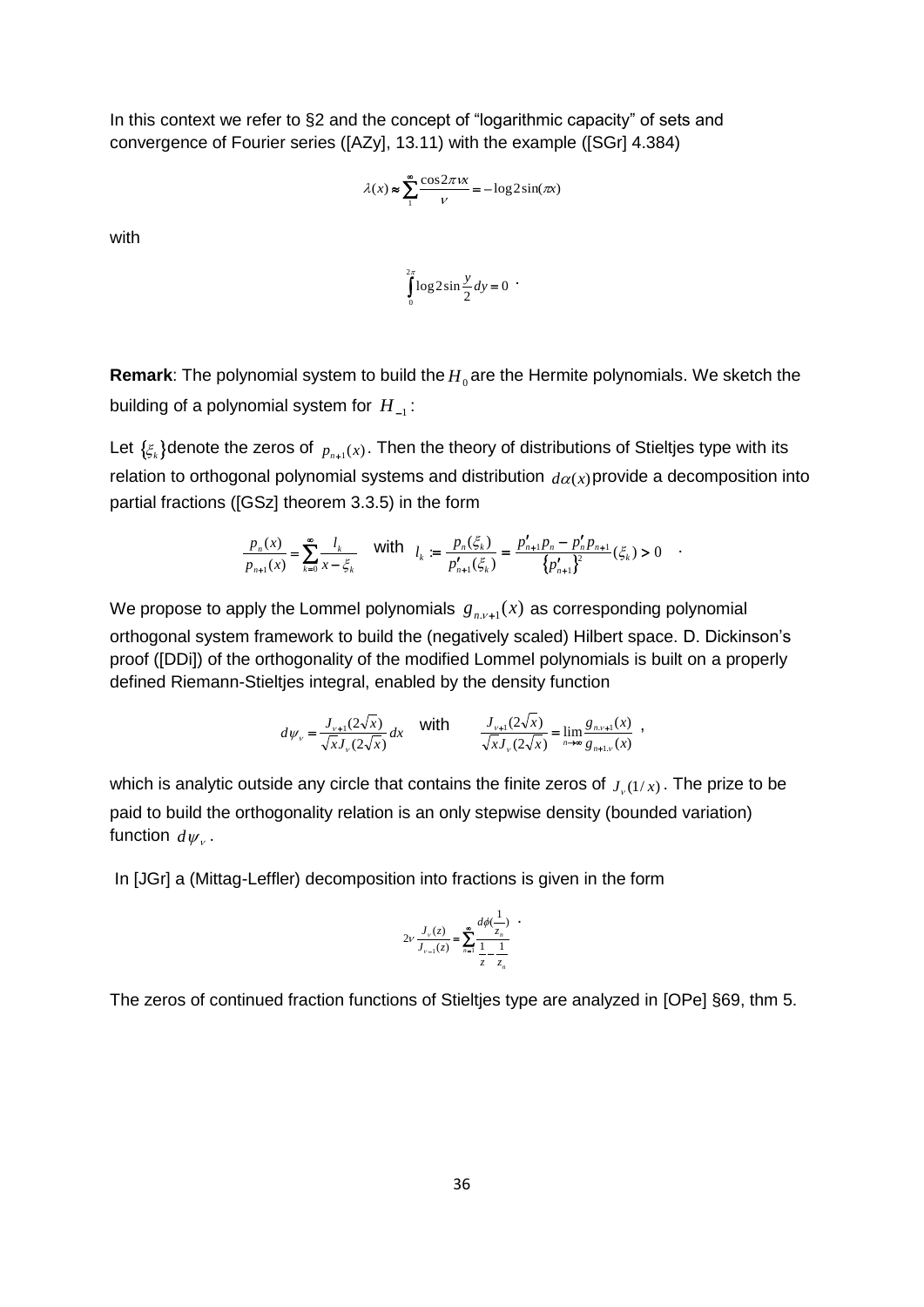In this context we refer to §2 and the concept of "logarithmic capacity" of sets and convergence of Fourier series ([AZy], 13.11) with the example ([SGr] 4.384)

$$\lambda(x) \approx \sum_{1}^{\infty} \frac{\cos 2\pi\nu x}{\nu} = -\log 2\sin(\pi x)$$

with

$$\int_{0}^{2\pi} \log 2\sin\frac{y}{2}\, dy = 0 \ .$$

**Remark**: The polynomial system to build the $H_0$ are the Hermite polynomials. We sketch the building of a polynomial system for $H_{-1}$:

Let $\{\xi_k\}$ denote the zeros of $p_{n+1}(x)$. Then the theory of distributions of Stieltjes type with its relation to orthogonal polynomial systems and distribution $d\alpha(x)$ provide a decomposition into partial fractions ([GSz] theorem 3.3.5) in the form

$$\frac{p_n(x)}{p_{n+1}(x)} = \sum_{k=0}^{\infty} \frac{l_k}{x - \xi_k} \quad \text{with} \quad l_k := \frac{p_n(\xi_k)}{p'_{n+1}(\xi_k)} = \frac{p'_{n+1}p_n - p'_n p_{n+1}}{\{p'_{n+1}\}^2}(\xi_k) > 0 \quad .$$

We propose to apply the Lommel polynomials $g_{n.\nu+1}(x)$ as corresponding polynomial orthogonal system framework to build the (negatively scaled) Hilbert space. D. Dickinson's proof ([DDi]) of the orthogonality of the modified Lommel polynomials is built on a properly defined Riemann-Stieltjes integral, enabled by the density function

$$d\psi_\nu = \frac{J_{\nu+1}(2\sqrt{x})}{\sqrt{x}J_\nu(2\sqrt{x})}dx \quad \text{with} \quad \frac{J_{\nu+1}(2\sqrt{x})}{\sqrt{x}J_\nu(2\sqrt{x})} = \lim_{n\to\infty} \frac{g_{n.\nu+1}(x)}{g_{n+1.\nu}(x)} \ ,$$

which is analytic outside any circle that contains the finite zeros of $J_\nu(1/x)$. The prize to be paid to build the orthogonality relation is an only stepwise density (bounded variation) function $d\psi_\nu$.

In [JGr] a (Mittag-Leffler) decomposition into fractions is given in the form

$$2\nu\frac{J_\nu(z)}{J_{\nu-1}(z)} = \sum_{n=1}^{\infty} \frac{d\phi(\frac{1}{z_n})}{\frac{1}{z} - \frac{1}{z_n}} \ .$$

The zeros of continued fraction functions of Stieltjes type are analyzed in [OPe] §69, thm 5.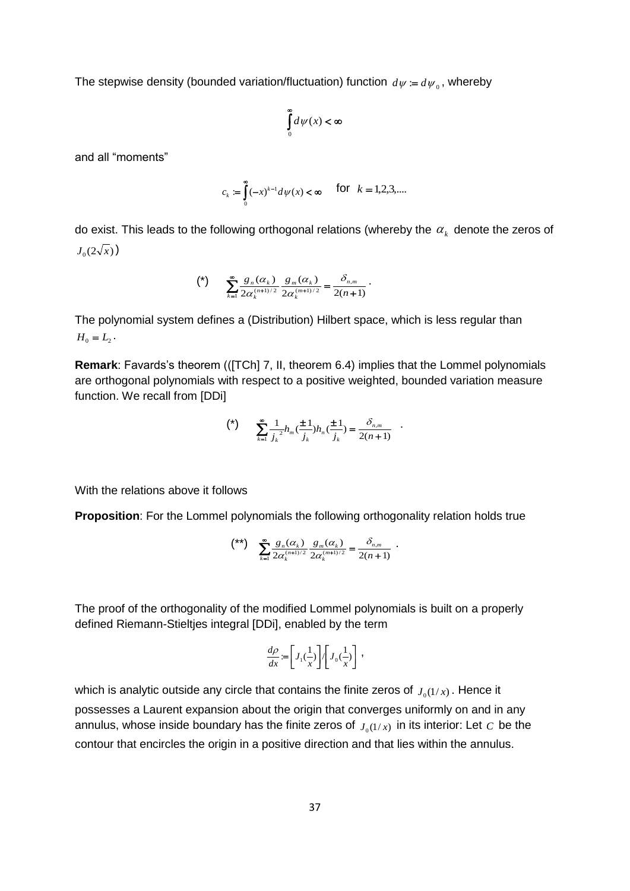The stepwise density (bounded variation/fluctuation) function $d\psi := d\psi_0$, whereby

$$\int_0^\infty d\psi(x) < \infty$$

and all "moments"

$$c_k := \int_0^\infty (-x)^{k-1} d\psi(x) < \infty \quad \text{for} \quad k = 1,2,3,....$$

do exist. This leads to the following orthogonal relations (whereby the $\alpha_k$ denote the zeros of $J_0(2\sqrt{x})$)

$$(*) \qquad \sum_{k=1}^{\infty} \frac{g_n(\alpha_k)}{2\alpha_k^{(n+1)/2}} \frac{g_m(\alpha_k)}{2\alpha_k^{(m+1)/2}} = \frac{\delta_{n,m}}{2(n+1)} .$$

The polynomial system defines a (Distribution) Hilbert space, which is less regular than $H_0 = L_2$.

**Remark**: Favards's theorem (([TCh] 7, II, theorem 6.4) implies that the Lommel polynomials are orthogonal polynomials with respect to a positive weighted, bounded variation measure function. We recall from [DDi]

$$(*) \qquad \sum_{k=1}^{\infty} \frac{1}{j_k^2} h_m\left(\frac{\pm 1}{j_k}\right) h_n\left(\frac{\pm 1}{j_k}\right) = \frac{\delta_{n,m}}{2(n+1)} .$$

With the relations above it follows

**Proposition**: For the Lommel polynomials the following orthogonality relation holds true

$$(**) \quad \sum_{k=1}^{\infty} \frac{g_n(\alpha_k)}{2\alpha_k^{(n+1)/2}} \frac{g_m(\alpha_k)}{2\alpha_k^{(m+1)/2}} = \frac{\delta_{n,m}}{2(n+1)} .$$

The proof of the orthogonality of the modified Lommel polynomials is built on a properly defined Riemann-Stieltjes integral [DDi], enabled by the term

$$\frac{d\rho}{dx} := \left[ J_1\left(\frac{1}{x}\right) \right] / \left[ J_0\left(\frac{1}{x}\right) \right] ,$$

which is analytic outside any circle that contains the finite zeros of $J_0(1/x)$. Hence it possesses a Laurent expansion about the origin that converges uniformly on and in any annulus, whose inside boundary has the finite zeros of $J_0(1/x)$ in its interior: Let $C$ be the contour that encircles the origin in a positive direction and that lies within the annulus.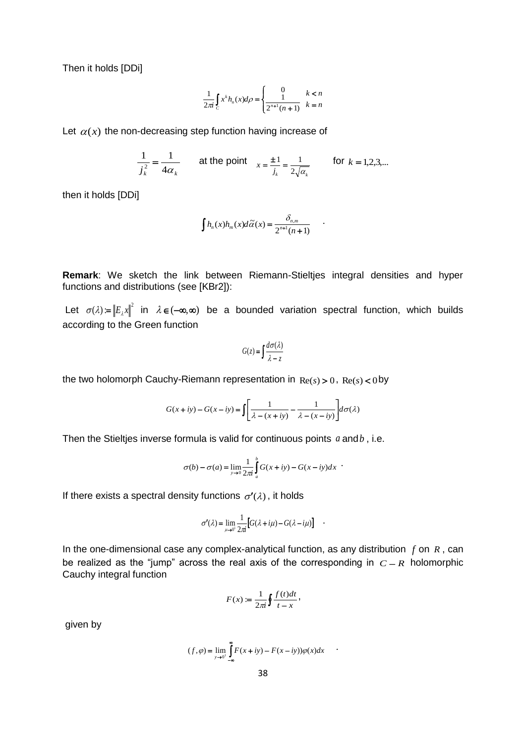Then it holds [DDi]

$$\frac{1}{2\pi i}\int_C x^k h_n(x)d\rho = \begin{cases} 0 & k < n \\ \frac{1}{2^{n+1}(n+1)} & k = n \end{cases}$$

Let $\alpha(x)$ the non-decreasing step function having increase of

$$\frac{1}{j_k^2} = \frac{1}{4\alpha_k} \qquad \text{at the point} \quad x = \frac{\pm 1}{j_k} = \frac{1}{2\sqrt{\alpha_k}} \qquad \text{for } k = 1,2,3,...$$

then it holds [DDi]

$$\int h_n(x)h_m(x)d\tilde{\alpha}(x) = \frac{\delta_{n,m}}{2^{n+1}(n+1)} \quad .$$

**Remark**: We sketch the link between Riemann-Stieltjes integral densities and hyper functions and distributions (see [KBr2]):

Let $\sigma(\lambda) := \left\|E_\lambda x\right\|^2$ in $\lambda \in (-\infty, \infty)$ be a bounded variation spectral function, which builds according to the Green function

$$G(z) = \int \frac{d\sigma(\lambda)}{\lambda - z}$$

the two holomorph Cauchy-Riemann representation in $\mathrm{Re}(s) > 0$, $\mathrm{Re}(s) < 0$ by

$$G(x+iy) - G(x-iy) = \int \left[\frac{1}{\lambda - (x+iy)} - \frac{1}{\lambda - (x-iy)}\right] d\sigma(\lambda)$$

Then the Stieltjes inverse formula is valid for continuous points $a$ and $b$, i.e.

$$\sigma(b) - \sigma(a) = \lim_{y \to 0} \frac{1}{2\pi i}\int_a^b G(x+iy) - G(x-iy)dx \ .$$

If there exists a spectral density functions $\sigma'(\lambda)$, it holds

$$\sigma'(\lambda) = \lim_{\mu \to 0^1} \frac{1}{2\pi i}\left[G(\lambda + i\mu) - G(\lambda - i\mu)\right] \quad .$$

In the one-dimensional case any complex-analytical function, as any distribution $f$ on $R$, can be realized as the "jump" across the real axis of the corresponding in $C - R$ holomorphic Cauchy integral function

$$F(x) := \frac{1}{2\pi i}\oint \frac{f(t)dt}{t - x},$$

given by

$$(f, \varphi) = \lim_{y \to 0^1} \int_{-\infty}^{\infty} F(x+iy) - F(x-iy))\varphi(x)dx \quad .$$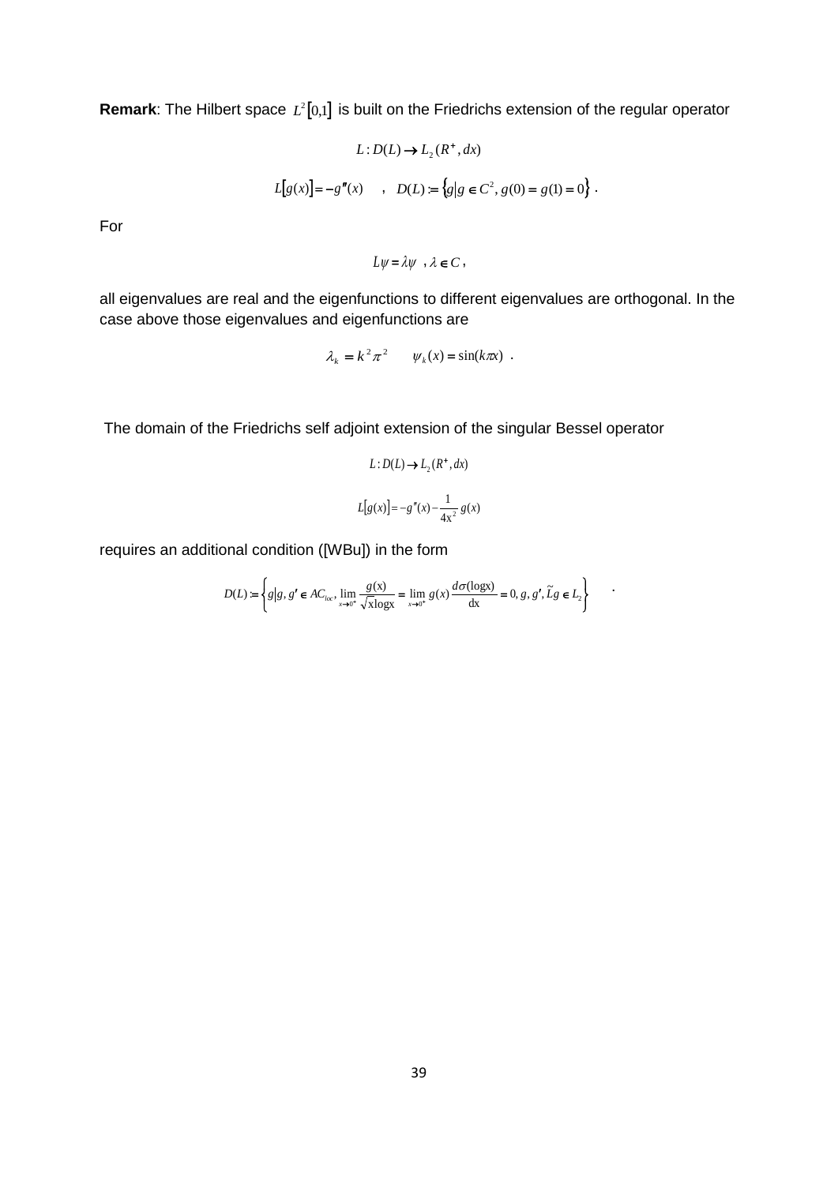**Remark**: The Hilbert space $L^2[0,1]$ is built on the Friedrichs extension of the regular operator

$$L : D(L) \to L_2(R^+, dx)$$

$$L[g(x)] = -g''(x) \quad , \quad D(L) := \{g | g \in C^2, g(0) = g(1) = 0\} \ .$$

For

$$L\psi = \lambda\psi \ \ , \lambda \in C \ ,$$

all eigenvalues are real and the eigenfunctions to different eigenvalues are orthogonal. In the case above those eigenvalues and eigenfunctions are

$$\lambda_k = k^2\pi^2 \qquad \psi_k(x) = \sin(k\pi x) \ .$$

The domain of the Friedrichs self adjoint extension of the singular Bessel operator

$$L : D(L) \to L_2(R^+, dx)$$

$$L[g(x)] = -g''(x) - \frac{1}{4x^2} g(x)$$

requires an additional condition ([WBu]) in the form

$$D(L) := \left\{ g \middle| g, g' \in AC_{loc}, \lim_{x \to 0^+} \frac{g(x)}{\sqrt{x} \log x} = \lim_{x \to 0^+} g(x) \frac{d\sigma(\log x)}{dx} = 0, g, g', \tilde{L}g \in L_2 \right\} \ .$$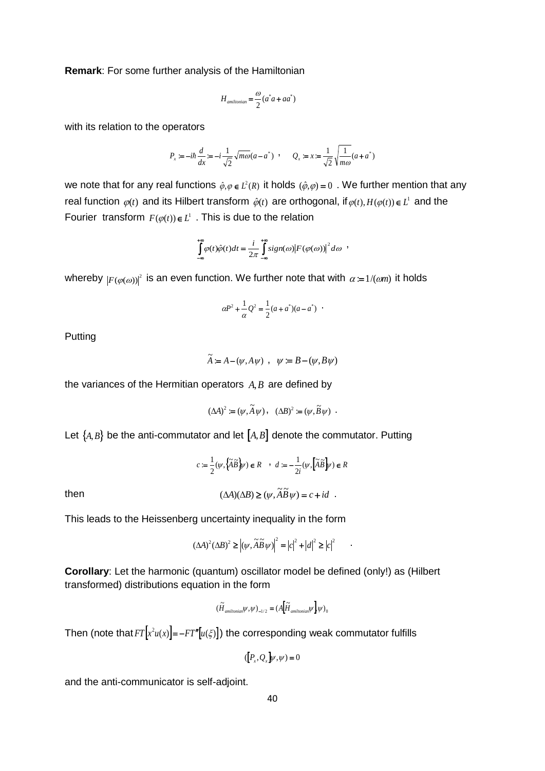**Remark**: For some further analysis of the Hamiltonian

$$H_{amiltonian} = \frac{\omega}{2}(a^* a + a a^*)$$

with its relation to the operators

$$P_x := -i\hbar \frac{d}{dx} := -i\frac{1}{\sqrt{2}}\sqrt{m\omega}(a - a^*) \quad , \qquad Q_x := x := \frac{1}{\sqrt{2}}\sqrt{\frac{1}{m\omega}}(a + a^*)$$

we note that for any real functions $\hat{\varphi}, \varphi \in L^2(R)$ it holds $(\hat{\varphi}, \varphi) = 0$ . We further mention that any real function $\varphi(t)$ and its Hilbert transform $\hat{\varphi}(t)$ are orthogonal, if $\varphi(t), H(\varphi(t)) \in L^1$ and the Fourier transform $F(\varphi(t)) \in L^1$ . This is due to the relation

$$\int_{-\infty}^{+\infty} \varphi(t)\hat{\varphi}(t)dt = \frac{i}{2\pi}\int_{-\infty}^{+\infty} sign(\omega)\left|F(\varphi(\omega))\right|^2 d\omega \quad ,$$

whereby $\left|F(\varphi(\omega))\right|^2$ is an even function. We further note that with $\alpha := 1/(\omega m)$ it holds

$$\alpha P^2 + \frac{1}{\alpha}Q^2 = \frac{1}{2}(a + a^*)(a - a^*) \quad .$$

Putting

$$\tilde{A} := A - (\psi, A\psi) \ , \quad \psi := B - (\psi, B\psi)$$

the variances of the Hermitian operators $A, B$ are defined by

$$(\Delta A)^2 := (\psi, \tilde{A}\psi) \, , \quad (\Delta B)^2 := (\psi, \tilde{B}\psi) \ .$$

Let $\{A, B\}$ be the anti-commutator and let $[A, B]$ denote the commutator. Putting

$$c := \frac{1}{2}(\psi, \{\tilde{A}\tilde{B}\}\psi) \in R \quad , \ d := -\frac{1}{2i}(\psi, [\tilde{A}\tilde{B}]\psi) \in R$$

then

$$(\Delta A)(\Delta B) \geq (\psi, \tilde{A}\tilde{B}\psi) = c + id \ .$$

This leads to the Heissenberg uncertainty inequality in the form

$$(\Delta A)^2(\Delta B)^2 \geq \left|(\psi, \tilde{A}\tilde{B}\psi)\right|^2 = |c|^2 + |d|^2 \geq |c|^2 \quad .$$

**Corollary**: Let the harmonic (quantum) oscillator model be defined (only!) as (Hilbert transformed) distributions equation in the form

$$(\tilde{H}_{amiltonian}\psi, \psi)_{-1/2} = (A[\tilde{H}_{amiltonian}\psi], \psi)_0$$

Then (note that $FT[x^2 u(x)] = -FT''[u(\xi)]$) the corresponding weak commutator fulfills

$$([P_x, Q_x]\psi, \psi) = 0$$

and the anti-communicator is self-adjoint.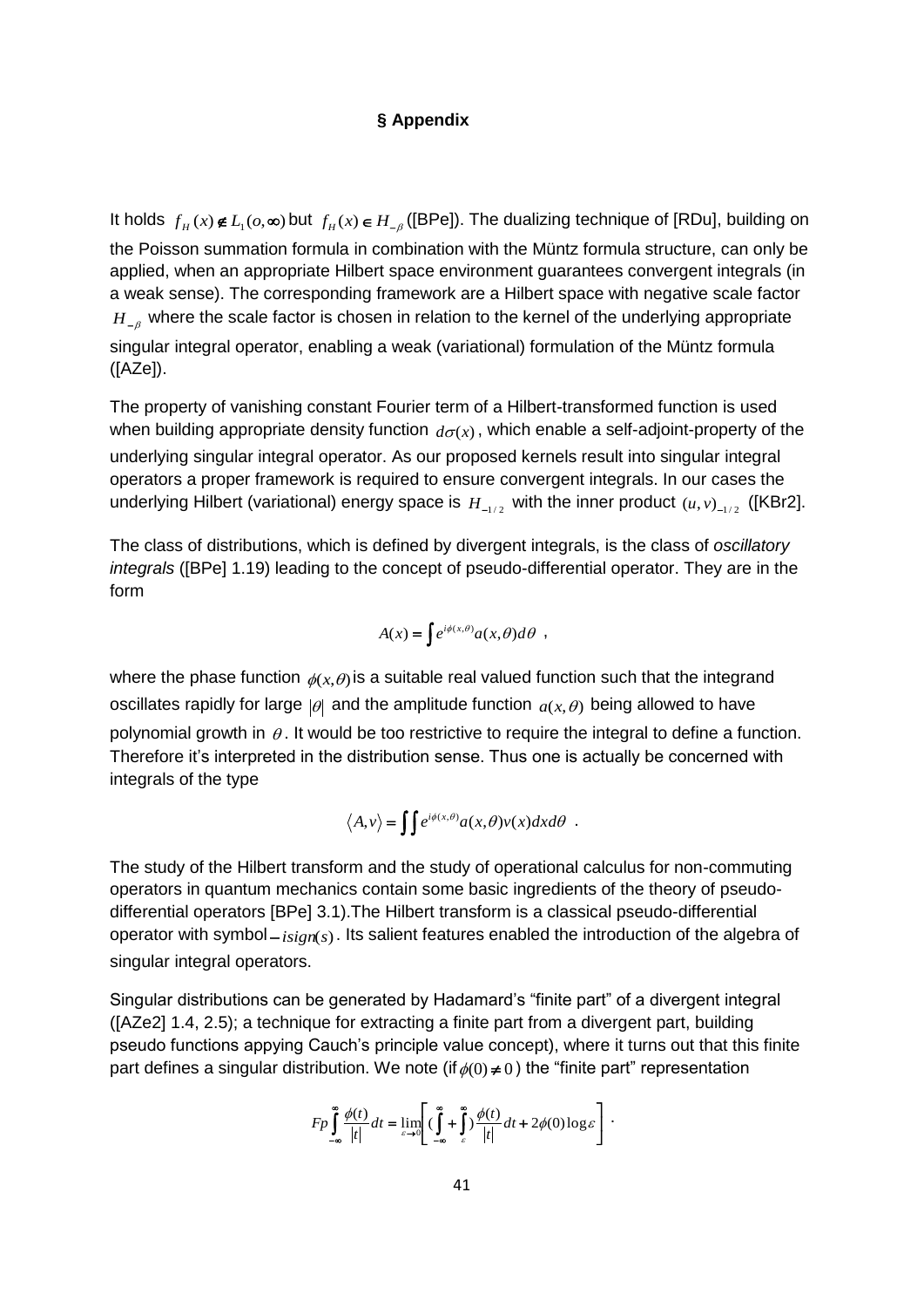## § Appendix

It holds $f_H(x) \notin L_1(o,\infty)$ but $f_H(x) \in H_{-\beta}$ ([BPe]). The dualizing technique of [RDu], building on the Poisson summation formula in combination with the Müntz formula structure, can only be applied, when an appropriate Hilbert space environment guarantees convergent integrals (in a weak sense). The corresponding framework are a Hilbert space with negative scale factor $H_{-\beta}$ where the scale factor is chosen in relation to the kernel of the underlying appropriate singular integral operator, enabling a weak (variational) formulation of the Müntz formula ([AZe]).

The property of vanishing constant Fourier term of a Hilbert-transformed function is used when building appropriate density function $d\sigma(x)$, which enable a self-adjoint-property of the underlying singular integral operator. As our proposed kernels result into singular integral operators a proper framework is required to ensure convergent integrals. In our cases the underlying Hilbert (variational) energy space is $H_{-1/2}$ with the inner product $(u,v)_{-1/2}$ ([KBr2].

The class of distributions, which is defined by divergent integrals, is the class of *oscillatory integrals* ([BPe] 1.19) leading to the concept of pseudo-differential operator. They are in the form

$$A(x) = \int e^{i\phi(x,\theta)} a(x,\theta) d\theta \ ,$$

where the phase function $\phi(x,\theta)$ is a suitable real valued function such that the integrand oscillates rapidly for large $|\theta|$ and the amplitude function $a(x,\theta)$ being allowed to have polynomial growth in $\theta$. It would be too restrictive to require the integral to define a function. Therefore it's interpreted in the distribution sense. Thus one is actually be concerned with integrals of the type

$$\langle A, v \rangle = \int\int e^{i\phi(x,\theta)} a(x,\theta) v(x) dx d\theta \ .$$

The study of the Hilbert transform and the study of operational calculus for non-commuting operators in quantum mechanics contain some basic ingredients of the theory of pseudo-differential operators [BPe] 3.1).The Hilbert transform is a classical pseudo-differential operator with symbol $-i sign(s)$. Its salient features enabled the introduction of the algebra of singular integral operators.

Singular distributions can be generated by Hadamard's "finite part" of a divergent integral ([AZe2] 1.4, 2.5); a technique for extracting a finite part from a divergent part, building pseudo functions appying Cauch's principle value concept), where it turns out that this finite part defines a singular distribution. We note (if $\phi(0) \neq 0$) the "finite part" representation

$$Fp \int_{-\infty}^{\infty} \frac{\phi(t)}{|t|} dt = \lim_{\varepsilon \to 0} \left[ \left( \int_{-\infty}^{\infty} + \int_{\varepsilon}^{\infty} \right) \frac{\phi(t)}{|t|} dt + 2\phi(0) \log \varepsilon \right] \ .$$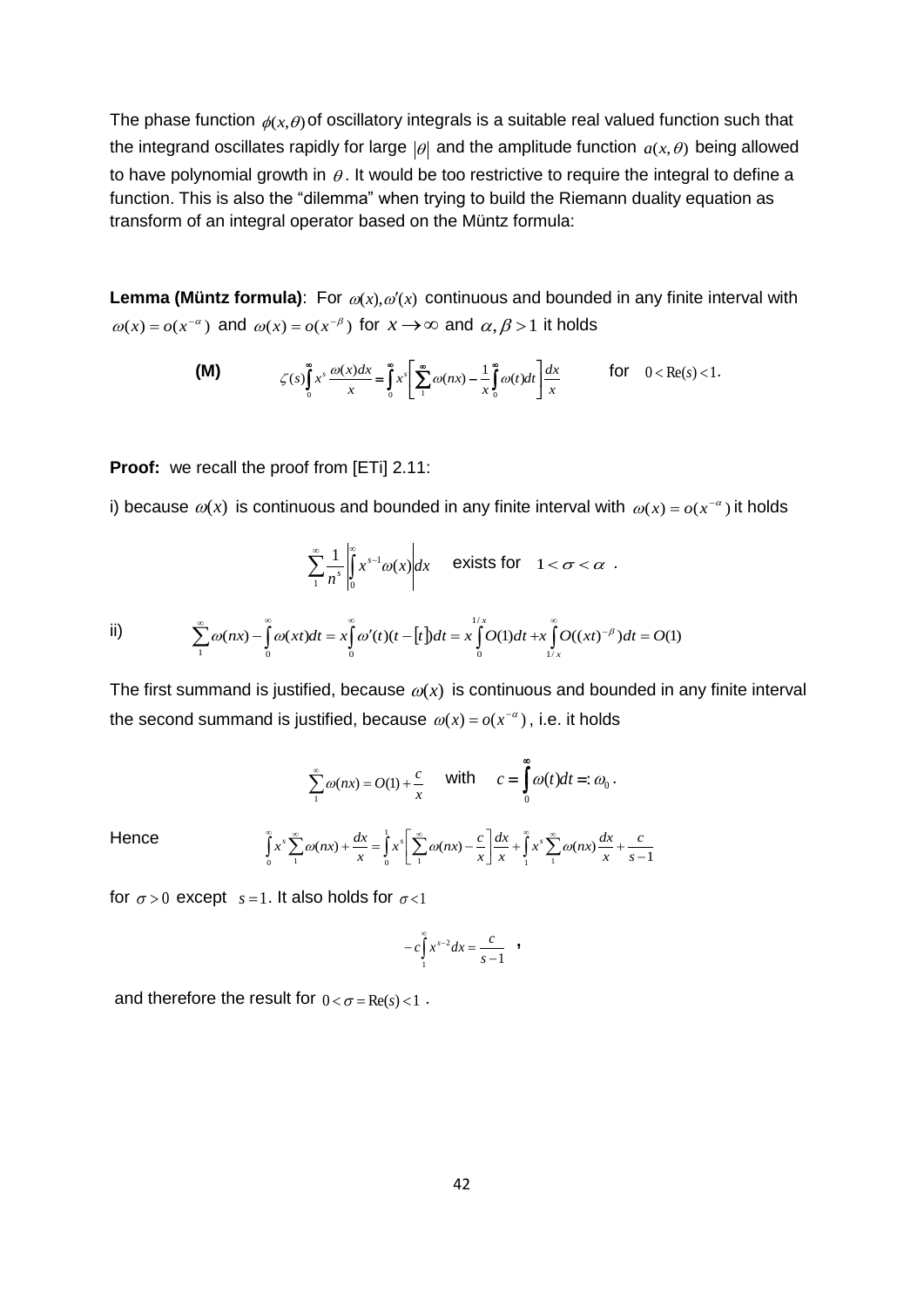The phase function $\phi(x,\theta)$ of oscillatory integrals is a suitable real valued function such that the integrand oscillates rapidly for large $|\theta|$ and the amplitude function $a(x,\theta)$ being allowed to have polynomial growth in $\theta$. It would be too restrictive to require the integral to define a function. This is also the "dilemma" when trying to build the Riemann duality equation as transform of an integral operator based on the Müntz formula:

**Lemma (Müntz formula)**: For $\omega(x),\omega'(x)$ continuous and bounded in any finite interval with $\omega(x)=o(x^{-\alpha})$ and $\omega(x)=o(x^{-\beta})$ for $x\to\infty$ and $\alpha,\beta>1$ it holds

$$\textbf{(M)}\qquad \zeta(s)\int_0^\infty x^s\frac{\omega(x)dx}{x}=\int_0^\infty x^s\left[\sum_1^\infty\omega(nx)-\frac{1}{x}\int_0^\infty\omega(t)dt\right]\frac{dx}{x}\qquad \text{for}\quad 0<\mathrm{Re}(s)<1.$$

**Proof:** we recall the proof from [ETi] 2.11:

i) because $\omega(x)$ is continuous and bounded in any finite interval with $\omega(x)=o(x^{-\alpha})$ it holds

$$\sum_1^\infty\frac{1}{n^s}\left|\int_0^\infty x^{s-1}\omega(x)dx\right|\quad \text{exists for}\quad 1<\sigma<\alpha\ .$$

ii)
$$\sum_1^\infty\omega(nx)-\int_0^\infty\omega(xt)dt=x\int_0^\infty\omega'(t)(t-[t])dt=x\int_0^{1/x}O(1)dt+x\int_{1/x}^\infty O((xt)^{-\beta})dt=O(1)$$

The first summand is justified, because $\omega(x)$ is continuous and bounded in any finite interval the second summand is justified, because $\omega(x)=o(x^{-\alpha})$, i.e. it holds

$$\sum_1^\infty\omega(nx)=O(1)+\frac{c}{x}\quad \text{with}\quad c=\int_0^\infty\omega(t)dt=:\omega_0\ .$$

Hence
$$\int_0^\infty x^s\sum_1^\infty\omega(nx)+\frac{dx}{x}=\int_0^1 x^s\left[\sum_1^\infty\omega(nx)-\frac{c}{x}\right]\frac{dx}{x}+\int_1^\infty x^s\sum_1^\infty\omega(nx)\frac{dx}{x}+\frac{c}{s-1}$$

for $\sigma>0$ except $s=1$. It also holds for $\sigma<1$

$$-c\int_1^\infty x^{s-2}dx=\frac{c}{s-1}\ ,$$

and therefore the result for $0<\sigma=\mathrm{Re}(s)<1$ .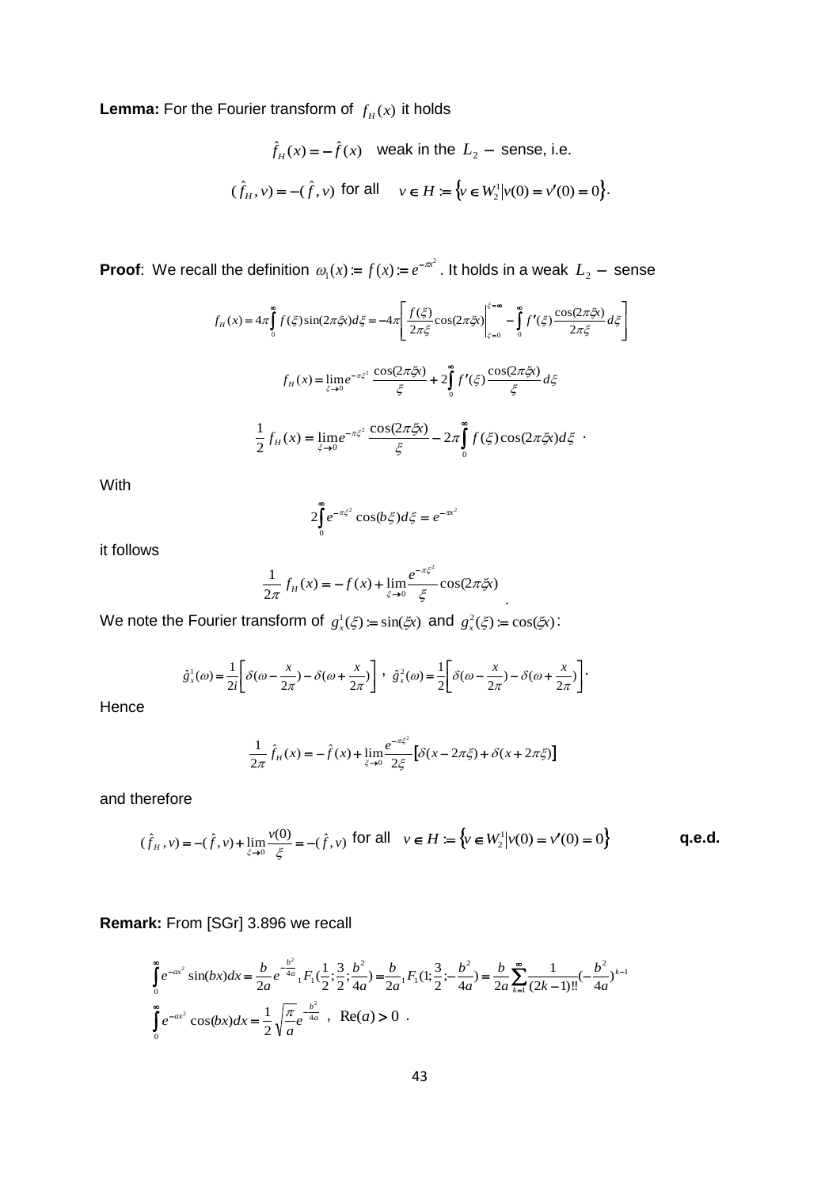**Lemma:** For the Fourier transform of $f_H(x)$ it holds

$$\hat{f}_H(x) = -\hat{f}(x) \quad \text{weak in the } L_2 - \text{ sense, i.e.}$$

$$(\hat{f}_H, v) = -(\hat{f}, v) \text{ for all } \quad v \in H := \left\{ v \in W_2^1 \middle| v(0) = v'(0) = 0 \right\}.$$

**Proof**: We recall the definition $\omega_1(x) := f(x) := e^{-\pi x^2}$. It holds in a weak $L_2 -$ sense

$$f_H(x) = 4\pi \int_0^\infty f(\xi)\sin(2\pi\xi x)d\xi = -4\pi \left[ \frac{f(\xi)}{2\pi\xi}\cos(2\pi\xi x)\Big|_{\xi=0}^{\xi=\infty} - \int_0^\infty f'(\xi)\frac{\cos(2\pi\xi x)}{2\pi\xi}d\xi \right]$$

$$f_H(x) = \lim_{\xi \to 0} e^{-\pi\xi^2} \frac{\cos(2\pi\xi x)}{\xi} + 2\int_0^\infty f'(\xi)\frac{\cos(2\pi\xi x)}{\xi}d\xi$$

$$\frac{1}{2} f_H(x) = \lim_{\xi \to 0} e^{-\pi\xi^2} \frac{\cos(2\pi\xi x)}{\xi} - 2\pi \int_0^\infty f(\xi)\cos(2\pi\xi x)d\xi \ .$$

With

$$2\int_0^\infty e^{-\pi\xi^2}\cos(b\xi)d\xi = e^{-\pi x^2}$$

it follows

$$\frac{1}{2\pi} f_H(x) = -f(x) + \lim_{\xi \to 0} \frac{e^{-\pi\xi^2}}{\xi}\cos(2\pi\xi x) \ .$$

We note the Fourier transform of $g_x^1(\xi) := \sin(\xi x)$ and $g_x^2(\xi) := \cos(\xi x)$:

$$\hat{g}_x^1(\omega) = \frac{1}{2i}\left[ \delta(\omega - \frac{x}{2\pi}) - \delta(\omega + \frac{x}{2\pi}) \right] \ , \ \hat{g}_x^2(\omega) = \frac{1}{2}\left[ \delta(\omega - \frac{x}{2\pi}) - \delta(\omega + \frac{x}{2\pi}) \right] .$$

Hence

$$\frac{1}{2\pi} \hat{f}_H(x) = -\hat{f}(x) + \lim_{\xi \to 0} \frac{e^{-\pi\xi^2}}{2\xi}\left[ \delta(x - 2\pi\xi) + \delta(x + 2\pi\xi) \right]$$

and therefore

$$(\hat{f}_H, v) = -(\hat{f}, v) + \lim_{\xi \to 0} \frac{v(0)}{\xi} = -(\hat{f}, v) \text{ for all } \quad v \in H := \left\{ v \in W_2^1 \middle| v(0) = v'(0) = 0 \right\} \qquad \textbf{q.e.d.}$$

**Remark:** From [SGr] 3.896 we recall

$$\int_0^\infty e^{-ax^2}\sin(bx)dx = \frac{b}{2a}e^{-\frac{b^2}{4a}}{}_1F_1(\frac{1}{2};\frac{3}{2};\frac{b^2}{4a}) = \frac{b}{2a}{}_1F_1(1;\frac{3}{2};-\frac{b^2}{4a}) = \frac{b}{2a}\sum_{k=1}^\infty \frac{1}{(2k-1)!!}(-\frac{b^2}{4a})^{k-1}$$

$$\int_0^\infty e^{-ax^2}\cos(bx)dx = \frac{1}{2}\sqrt{\frac{\pi}{a}}e^{-\frac{b^2}{4a}} \ , \ \ \mathrm{Re}(a) > 0 \ .$$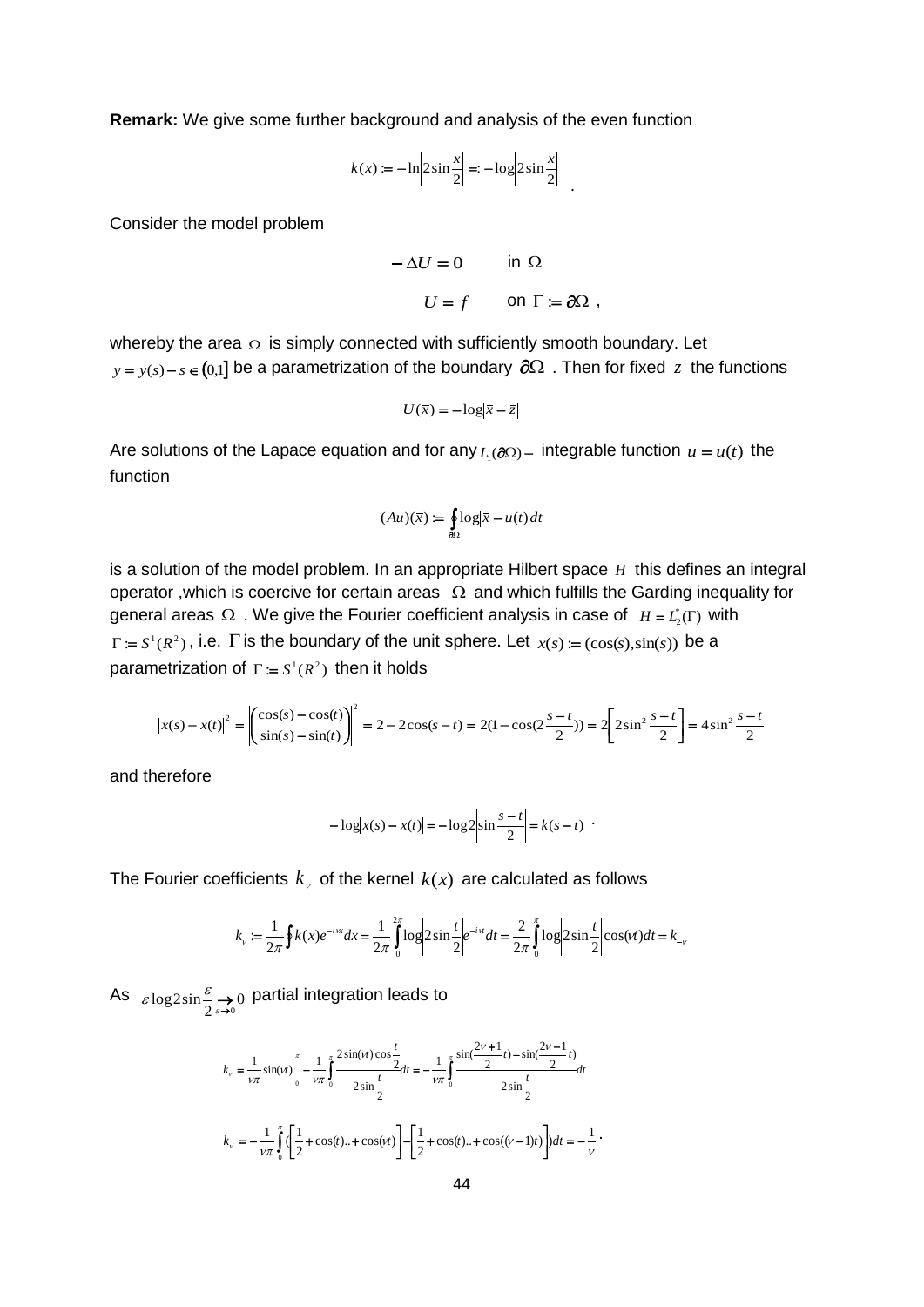**Remark:** We give some further background and analysis of the even function

$$k(x) := -\ln\left|2\sin\frac{x}{2}\right| =: -\log\left|2\sin\frac{x}{2}\right| \quad .$$

Consider the model problem

$$-\Delta U = 0 \qquad \text{in } \Omega$$

$$U = f \qquad \text{on } \Gamma := \partial\Omega \ ,$$

whereby the area $\Omega$ is simply connected with sufficiently smooth boundary. Let $y = y(s) - s \in (0,1]$ be a parametrization of the boundary $\partial\Omega$ . Then for fixed $\bar{z}$ the functions

$$U(\bar{x}) = -\log\left|\bar{x} - \bar{z}\right|$$

Are solutions of the Lapace equation and for any $L_1(\partial\Omega)-$ integrable function $u = u(t)$ the function

$$(Au)(\bar{x}) := \oint_{\partial\Omega} \log\left|\bar{x} - u(t)\right| dt$$

is a solution of the model problem. In an appropriate Hilbert space $H$ this defines an integral operator ,which is coercive for certain areas $\Omega$ and which fulfills the Garding inequality for general areas $\Omega$ . We give the Fourier coefficient analysis in case of $H = L_2^*(\Gamma)$ with $\Gamma := S^1(R^2)$ , i.e. $\Gamma$ is the boundary of the unit sphere. Let $x(s) := (\cos(s), \sin(s))$ be a parametrization of $\Gamma := S^1(R^2)$ then it holds

$$\left|x(s) - x(t)\right|^2 = \left|\begin{pmatrix}\cos(s) - \cos(t)\\ \sin(s) - \sin(t)\end{pmatrix}\right|^2 = 2 - 2\cos(s-t) = 2(1 - \cos(2\frac{s-t}{2})) = 2\left[2\sin^2\frac{s-t}{2}\right] = 4\sin^2\frac{s-t}{2}$$

and therefore

$$-\log\left|x(s) - x(t)\right| = -\log 2\left|\sin\frac{s-t}{2}\right| = k(s-t) \ .$$

The Fourier coefficients $k_\nu$ of the kernel $k(x)$ are calculated as follows

$$k_\nu := \frac{1}{2\pi}\oint k(x)e^{-i\nu x}dx = \frac{1}{2\pi}\int_0^{2\pi}\log\left|2\sin\frac{t}{2}\right|e^{-i\nu t}dt = \frac{2}{2\pi}\int_0^{\pi}\log\left|2\sin\frac{t}{2}\right|\cos(\nu t)dt = k_{-\nu}$$

As $\varepsilon\log 2\sin\frac{\varepsilon}{2}\underset{\varepsilon\to 0}{\to} 0$ partial integration leads to

$$k_\nu = \frac{1}{\nu\pi}\sin(\nu t)\Big|_0^{\pi} - \frac{1}{\nu\pi}\int_0^{\pi}\frac{2\sin(\nu t)\cos\frac{t}{2}}{2\sin\frac{t}{2}}dt = -\frac{1}{\nu\pi}\int_0^{\pi}\frac{\sin(\frac{2\nu+1}{2}t) - \sin(\frac{2\nu-1}{2}t)}{2\sin\frac{t}{2}}dt$$

$$k_\nu = -\frac{1}{\nu\pi}\int_0^{\pi}\left(\left[\frac{1}{2} + \cos(t)..+\cos(\nu t)\right] - \left[\frac{1}{2} + \cos(t)..+\cos((\nu-1)t)\right]\right)dt = -\frac{1}{\nu} \ .$$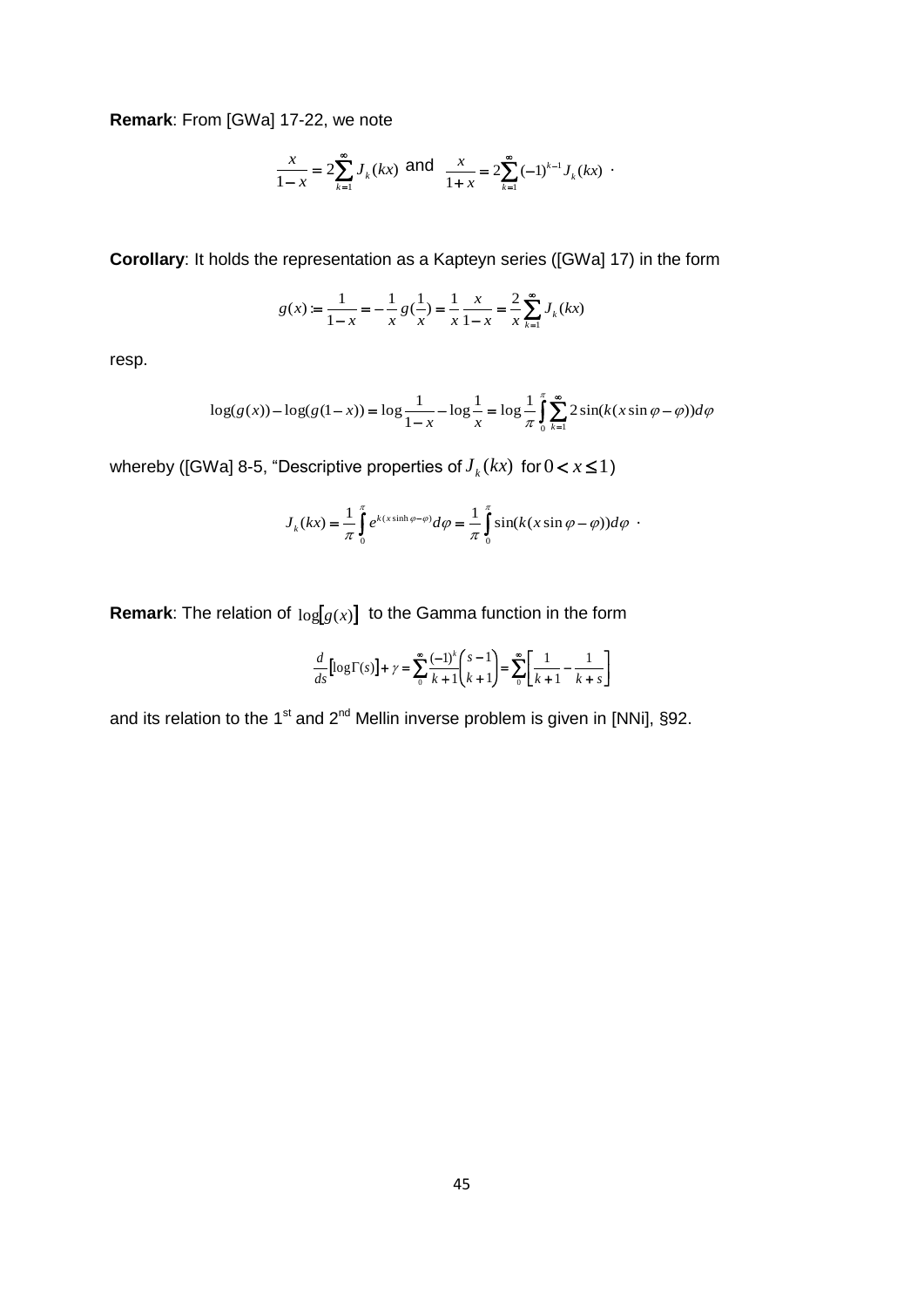**Remark**: From [GWa] 17-22, we note

$$\frac{x}{1-x} = 2\sum_{k=1}^{\infty} J_k(kx) \text{ and } \frac{x}{1+x} = 2\sum_{k=1}^{\infty} (-1)^{k-1} J_k(kx) \ .$$

**Corollary**: It holds the representation as a Kapteyn series ([GWa] 17) in the form

$$g(x) := \frac{1}{1-x} = -\frac{1}{x} g(\frac{1}{x}) = \frac{1}{x}\frac{x}{1-x} = \frac{2}{x}\sum_{k=1}^{\infty} J_k(kx)$$

resp.

$$\log(g(x)) - \log(g(1-x)) = \log\frac{1}{1-x} - \log\frac{1}{x} = \log\frac{1}{\pi}\int_0^{\pi}\sum_{k=1}^{\infty} 2\sin(k(x\sin\varphi - \varphi))d\varphi$$

whereby ([GWa] 8-5, "Descriptive properties of $J_k(kx)$ for $0 < x \leq 1$)

$$J_k(kx) = \frac{1}{\pi}\int_0^{\pi} e^{k(x\sinh\varphi - \varphi)} d\varphi = \frac{1}{\pi}\int_0^{\pi}\sin(k(x\sin\varphi - \varphi))d\varphi \ .$$

**Remark**: The relation of $\log[g(x)]$ to the Gamma function in the form

$$\frac{d}{ds}\left[\log\Gamma(s)\right] + \gamma = \sum_0^{\infty}\frac{(-1)^k}{k+1}\binom{s-1}{k+1} = \sum_0^{\infty}\left[\frac{1}{k+1} - \frac{1}{k+s}\right]$$

and its relation to the 1st and 2nd Mellin inverse problem is given in [NNi], §92.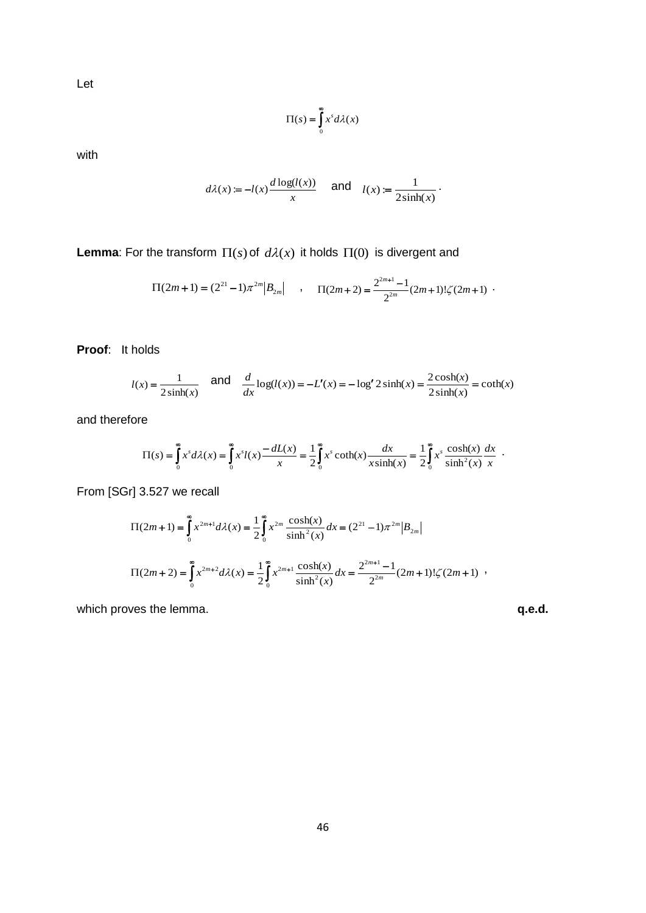Let

$$\Pi(s) = \int_0^\infty x^s d\lambda(x)$$

with

$$d\lambda(x) := -l(x)\frac{d\log(l(x))}{x} \quad \text{and} \quad l(x) := \frac{1}{2\sinh(x)} .$$

**Lemma**: For the transform $\Pi(s)$ of $d\lambda(x)$ it holds $\Pi(0)$ is divergent and

$$\Pi(2m+1) = (2^{21}-1)\pi^{2m}\left|B_{2m}\right| \quad , \quad \Pi(2m+2) = \frac{2^{2m+1}-1}{2^{2m}}(2m+1)!\zeta(2m+1) .$$

**Proof**: It holds

$$l(x) = \frac{1}{2\sinh(x)} \quad \text{and} \quad \frac{d}{dx}\log(l(x)) = -L'(x) = -\log' 2\sinh(x) = \frac{2\cosh(x)}{2\sinh(x)} = \coth(x)$$

and therefore

$$\Pi(s) = \int_0^\infty x^s d\lambda(x) = \int_0^\infty x^s l(x)\frac{-dL(x)}{x} = \frac{1}{2}\int_0^\infty x^s \coth(x)\frac{dx}{x\sinh(x)} = \frac{1}{2}\int_0^\infty x^s \frac{\cosh(x)}{\sinh^2(x)}\frac{dx}{x} .$$

From [SGr] 3.527 we recall

$$\Pi(2m+1) = \int_0^\infty x^{2m+1} d\lambda(x) = \frac{1}{2}\int_0^\infty x^{2m}\frac{\cosh(x)}{\sinh^2(x)}dx = (2^{21}-1)\pi^{2m}\left|B_{2m}\right|$$

$$\Pi(2m+2) = \int_0^\infty x^{2m+2} d\lambda(x) = \frac{1}{2}\int_0^\infty x^{2m+1}\frac{\cosh(x)}{\sinh^2(x)}dx = \frac{2^{2m+1}-1}{2^{2m}}(2m+1)!\zeta(2m+1) ,$$

which proves the lemma. **q.e.d.**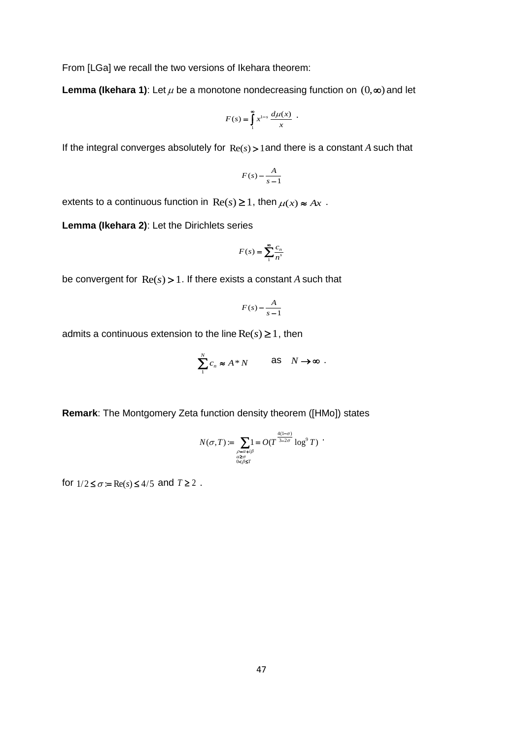From [LGa] we recall the two versions of Ikehara theorem:

**Lemma (Ikehara 1)**: Let $\mu$ be a monotone nondecreasing function on $(0,\infty)$ and let

$$F(s)=\int_1^\infty x^{1-s}\,\frac{d\mu(x)}{x}\ .$$

If the integral converges absolutely for $\mathrm{Re}(s)>1$ and there is a constant $A$ such that

$$F(s)-\frac{A}{s-1}$$

extents to a continuous function in $\mathrm{Re}(s)\geq 1$, then $\mu(x)\approx Ax$ .

**Lemma (Ikehara 2)**: Let the Dirichlets series

$$F(s)=\sum_1^\infty \frac{c_n}{n^s}$$

be convergent for $\mathrm{Re}(s)>1$. If there exists a constant $A$ such that

$$F(s)-\frac{A}{s-1}$$

admits a continuous extension to the line $\mathrm{Re}(s)\geq 1$, then

$$\sum_1^N c_n \approx A*N \qquad \text{as} \quad N\to\infty\ .$$

**Remark**: The Montgomery Zeta function density theorem ([HMo]) states

$$N(\sigma,T):=\sum_{\substack{\rho=\alpha+i\beta\\ \alpha\geq\sigma\\ 0<\beta\leq T}} 1 = O(T^{\frac{4(1-\sigma)}{3-2\sigma}}\log^9 T)\ .$$

for $1/2\leq\sigma:=\mathrm{Re}(s)\leq 4/5$ and $T\geq 2$ .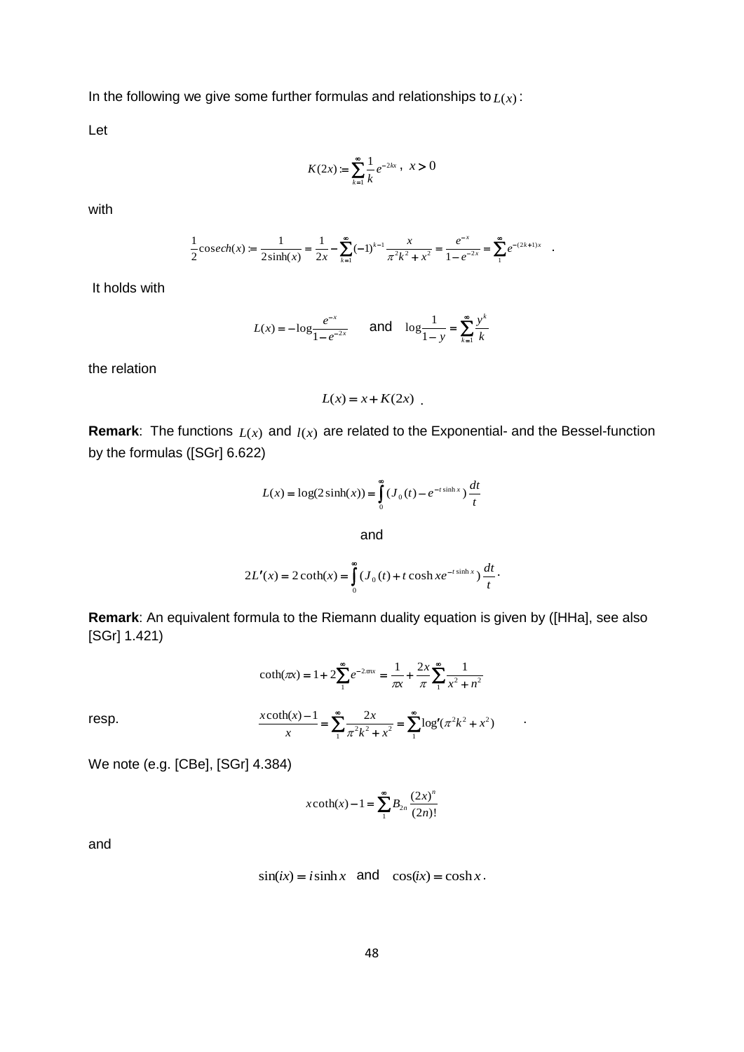In the following we give some further formulas and relationships to $L(x)$:

Let

$$K(2x) := \sum_{k=1}^{\infty} \frac{1}{k} e^{-2kx} \text{ , } \; x > 0$$

with

$$\frac{1}{2}\cos ech(x) := \frac{1}{2\sinh(x)} = \frac{1}{2x} - \sum_{k=1}^{\infty} (-1)^{k-1} \frac{x}{\pi^2 k^2 + x^2} = \frac{e^{-x}}{1 - e^{-2x}} = \sum_{1}^{\infty} e^{-(2k+1)x} \quad .$$

It holds with

$$L(x) = -\log \frac{e^{-x}}{1 - e^{-2x}} \quad \text{ and } \quad \log \frac{1}{1-y} = \sum_{k=1}^{\infty} \frac{y^k}{k}$$

the relation

$$L(x) = x + K(2x) \; .$$

**Remark**: The functions $L(x)$ and $l(x)$ are related to the Exponential- and the Bessel-function by the formulas ([SGr] 6.622)

$$L(x) = \log(2\sinh(x)) = \int_0^{\infty} (J_0(t) - e^{-t\sinh x}) \frac{dt}{t}$$

and

$$2L'(x) = 2\coth(x) = \int_0^{\infty} (J_0(t) + t\cosh x e^{-t\sinh x}) \frac{dt}{t} \cdot$$

**Remark**: An equivalent formula to the Riemann duality equation is given by ([HHa], see also [SGr] 1.421)

$$\coth(\pi x) = 1 + 2\sum_{1}^{\infty} e^{-2\pi nx} = \frac{1}{\pi x} + \frac{2x}{\pi} \sum_{1}^{\infty} \frac{1}{x^2 + n^2}$$

resp.

$$\frac{x\coth(x) - 1}{x} = \sum_{1}^{\infty} \frac{2x}{\pi^2 k^2 + x^2} = \sum_{1}^{\infty} \log'(\pi^2 k^2 + x^2) \quad .$$

We note (e.g. [CBe], [SGr] 4.384)

$$x\coth(x) - 1 = \sum_{1}^{\infty} B_{2n} \frac{(2x)^n}{(2n)!}$$

and

$$\sin(ix) = i\sinh x \quad \text{and} \quad \cos(ix) = \cosh x \, .$$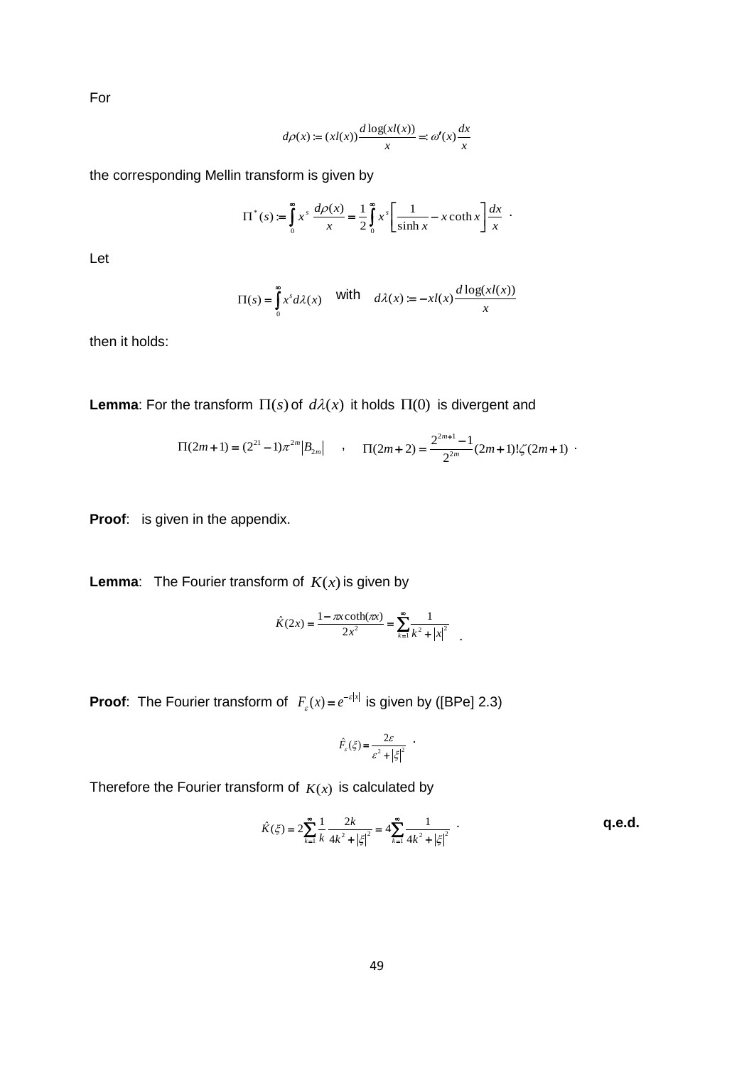For

$$d\rho(x) := (xl(x))\frac{d\log(xl(x))}{x} =: \omega'(x)\frac{dx}{x}$$

the corresponding Mellin transform is given by

$$\Pi^*(s) := \int_0^\infty x^s \frac{d\rho(x)}{x} = \frac{1}{2}\int_0^\infty x^s \left[\frac{1}{\sinh x} - x\coth x\right]\frac{dx}{x} \ .$$

Let

$$\Pi(s) = \int_0^\infty x^s d\lambda(x) \quad \text{with} \quad d\lambda(x) := -xl(x)\frac{d\log(xl(x))}{x}$$

then it holds:

**Lemma**: For the transform $\Pi(s)$ of $d\lambda(x)$ it holds $\Pi(0)$ is divergent and

$$\Pi(2m+1) = (2^{21}-1)\pi^{2m}\left|B_{2m}\right| \quad , \quad \Pi(2m+2) = \frac{2^{2m+1}-1}{2^{2m}}(2m+1)!\zeta(2m+1) \ .$$

**Proof**: is given in the appendix.

**Lemma**: The Fourier transform of $K(x)$ is given by

$$\hat{K}(2x) = \frac{1-\pi x\coth(\pi x)}{2x^2} = \sum_{k=1}^\infty \frac{1}{k^2+\left|x\right|^2} \ .$$

**Proof**: The Fourier transform of $F_\varepsilon(x) = e^{-\varepsilon|x|}$ is given by ([BPe] 2.3)

$$\hat{F}_\varepsilon(\xi) = \frac{2\varepsilon}{\varepsilon^2+\left|\xi\right|^2} \ .$$

Therefore the Fourier transform of $K(x)$ is calculated by

$$\hat{K}(\xi) = 2\sum_{k=1}^\infty \frac{1}{k}\frac{2k}{4k^2+\left|\xi\right|^2} = 4\sum_{k=1}^\infty \frac{1}{4k^2+\left|\xi\right|^2} \ .$$

**q.e.d.**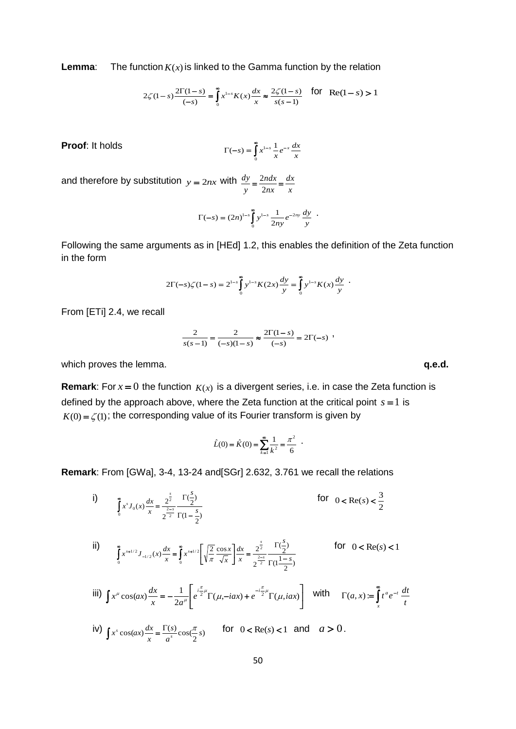**Lemma**: The function $K(x)$ is linked to the Gamma function by the relation

$$2\zeta(1-s)\frac{2\Gamma(1-s)}{(-s)} = \int_0^\infty x^{1-s}K(x)\frac{dx}{x} \approx \frac{2\zeta(1-s)}{s(s-1)} \quad \text{for} \quad \mathrm{Re}(1-s) > 1$$

**Proof**: It holds

$$\Gamma(-s) = \int_0^\infty x^{1-s}\frac{1}{x}e^{-x}\frac{dx}{x}$$

and therefore by substitution $y = 2nx$ with $\frac{dy}{y} = \frac{2ndx}{2nx} = \frac{dx}{x}$

$$\Gamma(-s) = (2n)^{1-s}\int_0^\infty y^{1-s}\frac{1}{2ny}e^{-2ny}\frac{dy}{y} \; .$$

Following the same arguments as in [HEd] 1.2, this enables the definition of the Zeta function in the form

$$2\Gamma(-s)\zeta(1-s) = 2^{1-s}\int_0^\infty y^{1-s}K(2x)\frac{dy}{y} = \int_0^\infty y^{1-s}K(x)\frac{dy}{y} \; .$$

From [ETi] 2.4, we recall

$$\frac{2}{s(s-1)} = \frac{2}{(-s)(1-s)} \approx \frac{2\Gamma(1-s)}{(-s)} = 2\Gamma(-s) \; ,$$

which proves the lemma. **q.e.d.**

**Remark**: For $x = 0$ the function $K(x)$ is a divergent series, i.e. in case the Zeta function is defined by the approach above, where the Zeta function at the critical point $s = 1$ is $K(0) = \zeta(1)$; the corresponding value of its Fourier transform is given by

$$\hat{L}(0) = \hat{K}(0) = \sum_{k=1}^\infty \frac{1}{k^2} = \frac{\pi^2}{6} \; .$$

**Remark**: From [GWa], 3-4, 13-24 and[SGr] 2.632, 3.761 we recall the relations

i) $$\int_0^\infty x^s J_0(x)\frac{dx}{x} = \frac{2^{\frac{s}{2}}}{2^{\frac{2-s}{2}}}\frac{\Gamma(\frac{s}{2})}{\Gamma(1-\frac{s}{2})} \quad \text{for} \quad 0 < \mathrm{Re}(s) < \frac{3}{2}$$

ii) $$\int_0^\infty x^{s+1/2}J_{-1/2}(x)\frac{dx}{x} = \int_0^\infty x^{s+1/2}\left[\sqrt{\frac{2}{\pi}}\frac{\cos x}{\sqrt{x}}\right]\frac{dx}{x} = \frac{2^{\frac{s}{2}}}{2^{\frac{2-s}{2}}}\frac{\Gamma(\frac{s}{2})}{\Gamma(1\frac{1-s}{2})} \quad \text{for} \quad 0 < \mathrm{Re}(s) < 1$$

iii) $$\int x^\mu \cos(ax)\frac{dx}{x} = -\frac{1}{2a^\mu}\left[e^{i\frac{\pi}{2}\mu}\Gamma(\mu,-iax) + e^{-i\frac{\pi}{2}\mu}\Gamma(\mu,iax)\right] \quad \text{with} \quad \Gamma(a,x) := \int_x^\infty t^a e^{-t}\frac{dt}{t}$$

iv) $$\int x^s \cos(ax)\frac{dx}{x} = \frac{\Gamma(s)}{a^s}\cos(\frac{\pi}{2}s) \quad \text{for} \quad 0 < \mathrm{Re}(s) < 1 \quad \text{and} \quad a > 0 .$$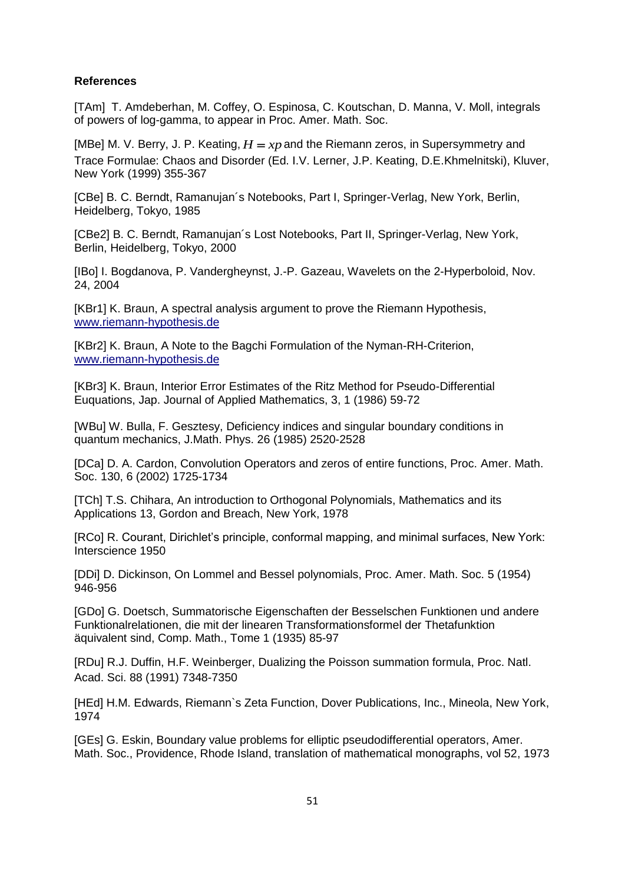**References**

[TAm] T. Amdeberhan, M. Coffey, O. Espinosa, C. Koutschan, D. Manna, V. Moll, integrals of powers of log-gamma, to appear in Proc. Amer. Math. Soc.

[MBe] M. V. Berry, J. P. Keating, $H = xp$ and the Riemann zeros, in Supersymmetry and Trace Formulae: Chaos and Disorder (Ed. I.V. Lerner, J.P. Keating, D.E.Khmelnitski), Kluver, New York (1999) 355-367

[CBe] B. C. Berndt, Ramanujan´s Notebooks, Part I, Springer-Verlag, New York, Berlin, Heidelberg, Tokyo, 1985

[CBe2] B. C. Berndt, Ramanujan´s Lost Notebooks, Part II, Springer-Verlag, New York, Berlin, Heidelberg, Tokyo, 2000

[IBo] I. Bogdanova, P. Vandergheynst, J.-P. Gazeau, Wavelets on the 2-Hyperboloid, Nov. 24, 2004

[KBr1] K. Braun, A spectral analysis argument to prove the Riemann Hypothesis, www.riemann-hypothesis.de

[KBr2] K. Braun, A Note to the Bagchi Formulation of the Nyman-RH-Criterion, www.riemann-hypothesis.de

[KBr3] K. Braun, Interior Error Estimates of the Ritz Method for Pseudo-Differential Euquations, Jap. Journal of Applied Mathematics, 3, 1 (1986) 59-72

[WBu] W. Bulla, F. Gesztesy, Deficiency indices and singular boundary conditions in quantum mechanics, J.Math. Phys. 26 (1985) 2520-2528

[DCa] D. A. Cardon, Convolution Operators and zeros of entire functions, Proc. Amer. Math. Soc. 130, 6 (2002) 1725-1734

[TCh] T.S. Chihara, An introduction to Orthogonal Polynomials, Mathematics and its Applications 13, Gordon and Breach, New York, 1978

[RCo] R. Courant, Dirichlet's principle, conformal mapping, and minimal surfaces, New York: Interscience 1950

[DDi] D. Dickinson, On Lommel and Bessel polynomials, Proc. Amer. Math. Soc. 5 (1954) 946-956

[GDo] G. Doetsch, Summatorische Eigenschaften der Besselschen Funktionen und andere Funktionalrelationen, die mit der linearen Transformationsformel der Thetafunktion äquivalent sind, Comp. Math., Tome 1 (1935) 85-97

[RDu] R.J. Duffin, H.F. Weinberger, Dualizing the Poisson summation formula, Proc. Natl. Acad. Sci. 88 (1991) 7348-7350

[HEd] H.M. Edwards, Riemann`s Zeta Function, Dover Publications, Inc., Mineola, New York, 1974

[GEs] G. Eskin, Boundary value problems for elliptic pseudodifferential operators, Amer. Math. Soc., Providence, Rhode Island, translation of mathematical monographs, vol 52, 1973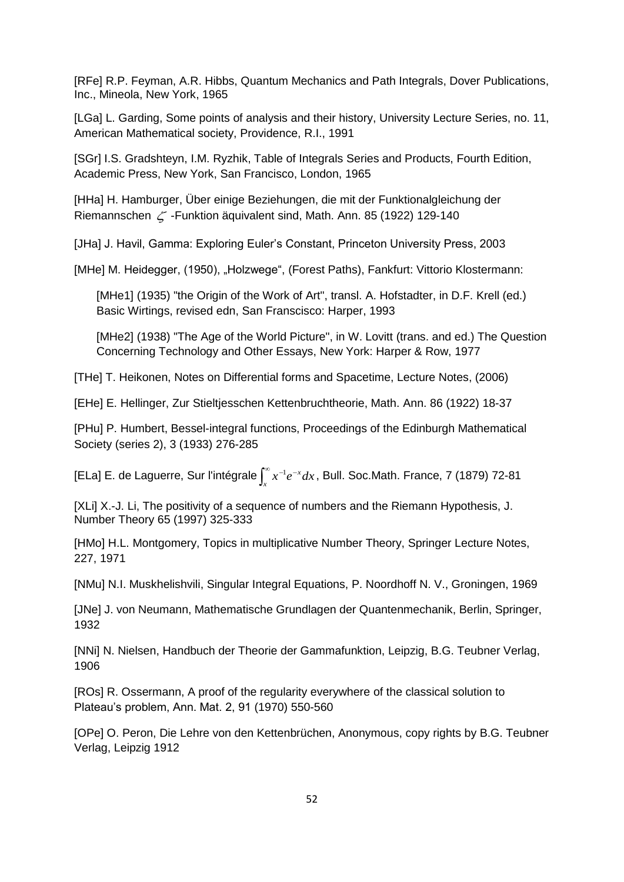[RFe] R.P. Feyman, A.R. Hibbs, Quantum Mechanics and Path Integrals, Dover Publications, Inc., Mineola, New York, 1965

[LGa] L. Garding, Some points of analysis and their history, University Lecture Series, no. 11, American Mathematical society, Providence, R.I., 1991

[SGr] I.S. Gradshteyn, I.M. Ryzhik, Table of Integrals Series and Products, Fourth Edition, Academic Press, New York, San Francisco, London, 1965

[HHa] H. Hamburger, Über einige Beziehungen, die mit der Funktionalgleichung der Riemannschen $\zeta$ -Funktion äquivalent sind, Math. Ann. 85 (1922) 129-140

[JHa] J. Havil, Gamma: Exploring Euler's Constant, Princeton University Press, 2003

[MHe] M. Heidegger, (1950), „Holzwege", (Forest Paths), Fankfurt: Vittorio Klostermann:

[MHe1] (1935) "the Origin of the Work of Art", transl. A. Hofstadter, in D.F. Krell (ed.) Basic Wirtings, revised edn, San Franscisco: Harper, 1993

[MHe2] (1938) "The Age of the World Picture", in W. Lovitt (trans. and ed.) The Question Concerning Technology and Other Essays, New York: Harper & Row, 1977

[THe] T. Heikonen, Notes on Differential forms and Spacetime, Lecture Notes, (2006)

[EHe] E. Hellinger, Zur Stieltjesschen Kettenbruchtheorie, Math. Ann. 86 (1922) 18-37

[PHu] P. Humbert, Bessel-integral functions, Proceedings of the Edinburgh Mathematical Society (series 2), 3 (1933) 276-285

[ELa] E. de Laguerre, Sur l'intégrale $\int_x^\infty x^{-1}e^{-x}dx$, Bull. Soc.Math. France, 7 (1879) 72-81

[XLi] X.-J. Li, The positivity of a sequence of numbers and the Riemann Hypothesis, J. Number Theory 65 (1997) 325-333

[HMo] H.L. Montgomery, Topics in multiplicative Number Theory, Springer Lecture Notes, 227, 1971

[NMu] N.I. Muskhelishvili, Singular Integral Equations, P. Noordhoff N. V., Groningen, 1969

[JNe] J. von Neumann, Mathematische Grundlagen der Quantenmechanik, Berlin, Springer, 1932

[NNi] N. Nielsen, Handbuch der Theorie der Gammafunktion, Leipzig, B.G. Teubner Verlag, 1906

[ROs] R. Ossermann, A proof of the regularity everywhere of the classical solution to Plateau's problem, Ann. Mat. 2, 91 (1970) 550-560

[OPe] O. Peron, Die Lehre von den Kettenbrüchen, Anonymous, copy rights by B.G. Teubner Verlag, Leipzig 1912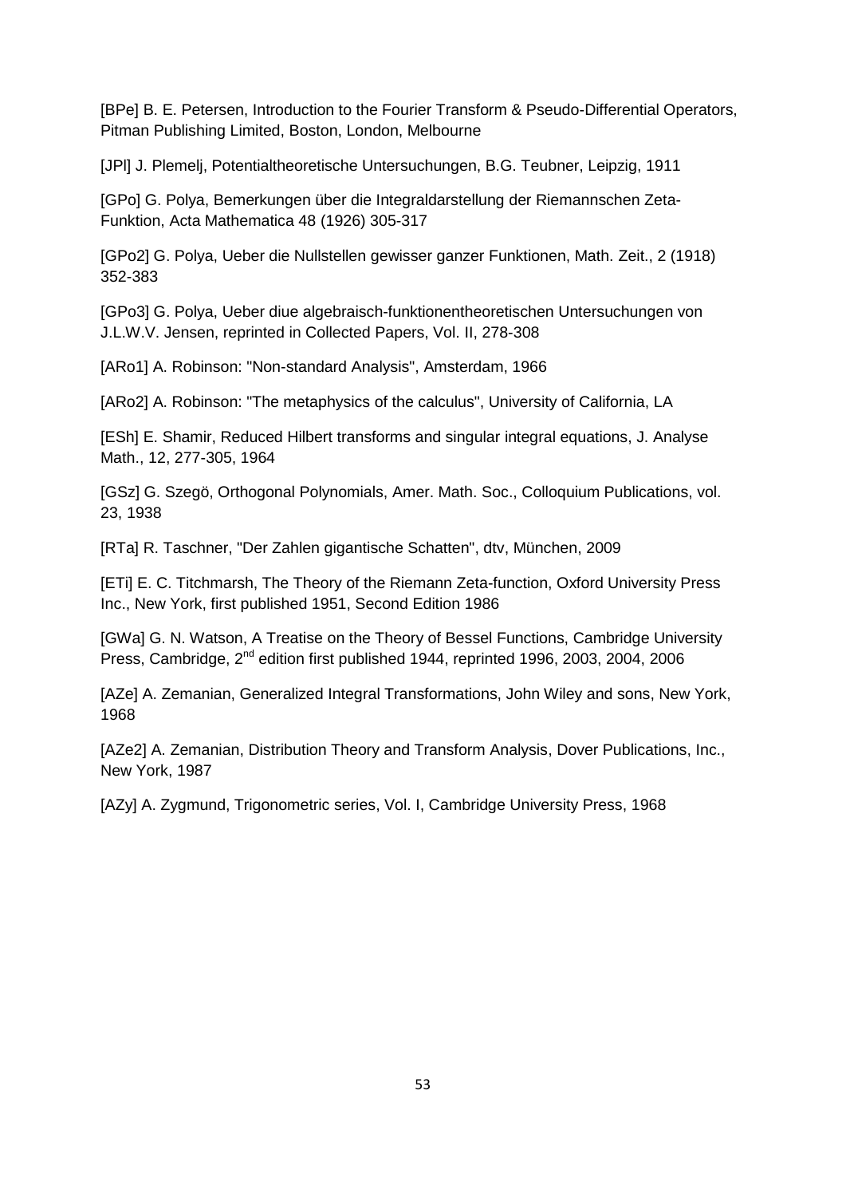[BPe] B. E. Petersen, Introduction to the Fourier Transform & Pseudo-Differential Operators, Pitman Publishing Limited, Boston, London, Melbourne

[JPl] J. Plemelj, Potentialtheoretische Untersuchungen, B.G. Teubner, Leipzig, 1911

[GPo] G. Polya, Bemerkungen über die Integraldarstellung der Riemannschen Zeta-Funktion, Acta Mathematica 48 (1926) 305-317

[GPo2] G. Polya, Ueber die Nullstellen gewisser ganzer Funktionen, Math. Zeit., 2 (1918) 352-383

[GPo3] G. Polya, Ueber diue algebraisch-funktionentheoretischen Untersuchungen von J.L.W.V. Jensen, reprinted in Collected Papers, Vol. II, 278-308

[ARo1] A. Robinson: "Non-standard Analysis", Amsterdam, 1966

[ARo2] A. Robinson: "The metaphysics of the calculus", University of California, LA

[ESh] E. Shamir, Reduced Hilbert transforms and singular integral equations, J. Analyse Math., 12, 277-305, 1964

[GSz] G. Szegö, Orthogonal Polynomials, Amer. Math. Soc., Colloquium Publications, vol. 23, 1938

[RTa] R. Taschner, "Der Zahlen gigantische Schatten", dtv, München, 2009

[ETi] E. C. Titchmarsh, The Theory of the Riemann Zeta-function, Oxford University Press Inc., New York, first published 1951, Second Edition 1986

[GWa] G. N. Watson, A Treatise on the Theory of Bessel Functions, Cambridge University Press, Cambridge, 2nd edition first published 1944, reprinted 1996, 2003, 2004, 2006

[AZe] A. Zemanian, Generalized Integral Transformations, John Wiley and sons, New York, 1968

[AZe2] A. Zemanian, Distribution Theory and Transform Analysis, Dover Publications, Inc., New York, 1987

[AZy] A. Zygmund, Trigonometric series, Vol. I, Cambridge University Press, 1968